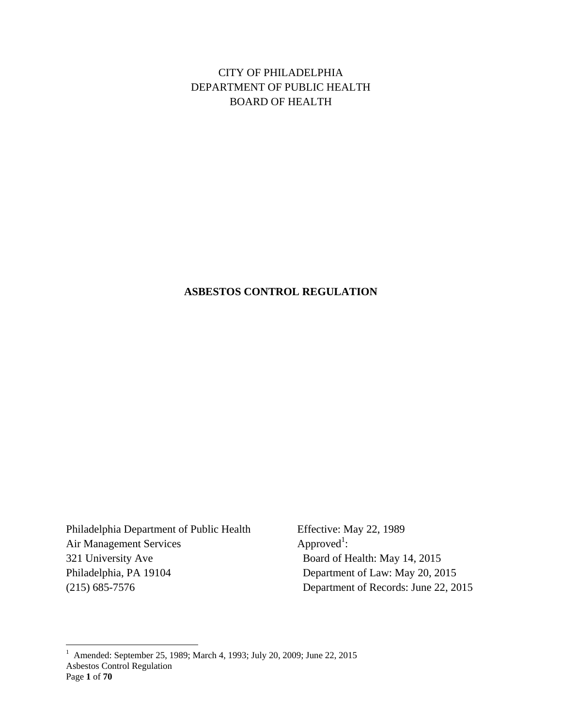CITY OF PHILADELPHIA
DEPARTMENT OF PUBLIC HEALTH
BOARD OF HEALTH

# ASBESTOS CONTROL REGULATION

Philadelphia Department of Public Health
Air Management Services
321 University Ave
Philadelphia, PA 19104
(215) 685-7576

Effective: May 22, 1989
Approved[1]:
Board of Health: May 14, 2015
Department of Law: May 20, 2015
Department of Records: June 22, 2015

[1] Amended: September 25, 1989; March 4, 1993; July 20, 2009; June 22, 2015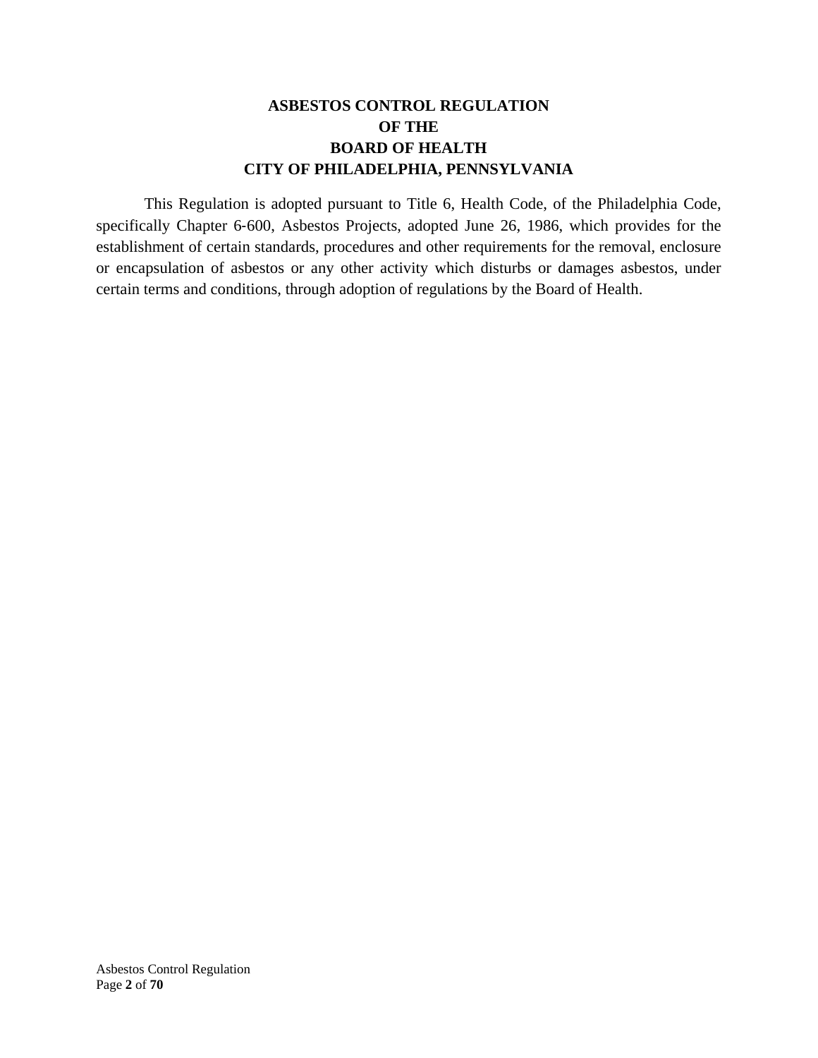# ASBESTOS CONTROL REGULATION
# OF THE
# BOARD OF HEALTH
# CITY OF PHILADELPHIA, PENNSYLVANIA

This Regulation is adopted pursuant to Title 6, Health Code, of the Philadelphia Code, specifically Chapter 6-600, Asbestos Projects, adopted June 26, 1986, which provides for the establishment of certain standards, procedures and other requirements for the removal, enclosure or encapsulation of asbestos or any other activity which disturbs or damages asbestos, under certain terms and conditions, through adoption of regulations by the Board of Health.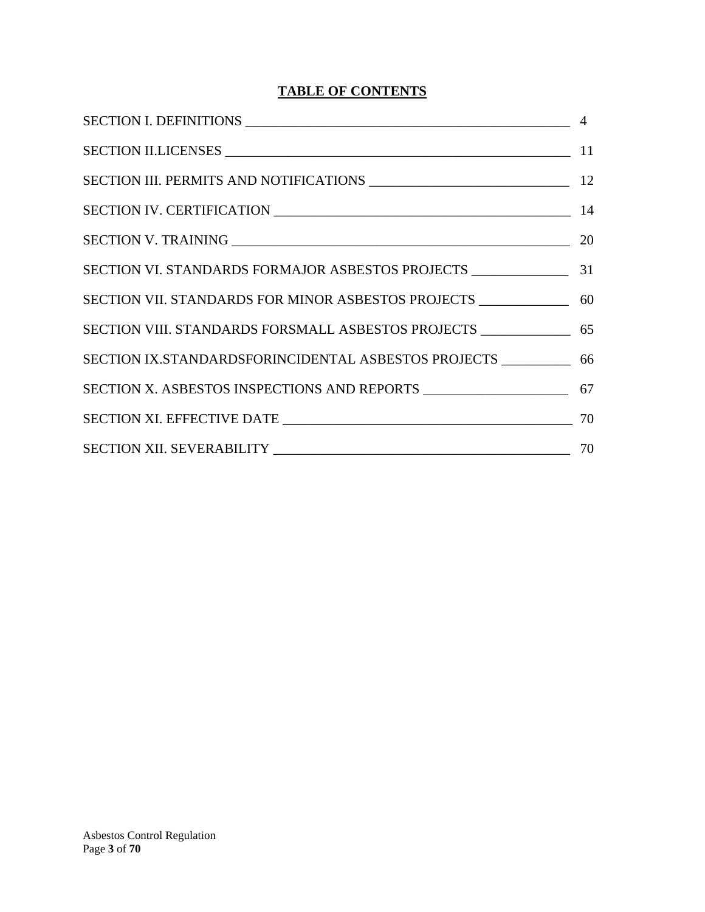# TABLE OF CONTENTS

SECTION I. DEFINITIONS ______________________________________________ 4

SECTION II.LICENSES _________________________________________________ 11

SECTION III. PERMITS AND NOTIFICATIONS ___________________________ 12

SECTION IV. CERTIFICATION __________________________________________ 14

SECTION V. TRAINING _________________________________________________ 20

SECTION VI. STANDARDS FORMAJOR ASBESTOS PROJECTS _____________ 31

SECTION VII. STANDARDS FOR MINOR ASBESTOS PROJECTS ____________ 60

SECTION VIII. STANDARDS FORSMALL ASBESTOS PROJECTS ____________ 65

SECTION IX.STANDARDSFORINCIDENTAL ASBESTOS PROJECTS _________ 66

SECTION X. ASBESTOS INSPECTIONS AND REPORTS ____________________ 67

SECTION XI. EFFECTIVE DATE _________________________________________ 70

SECTION XII. SEVERABILITY __________________________________________ 70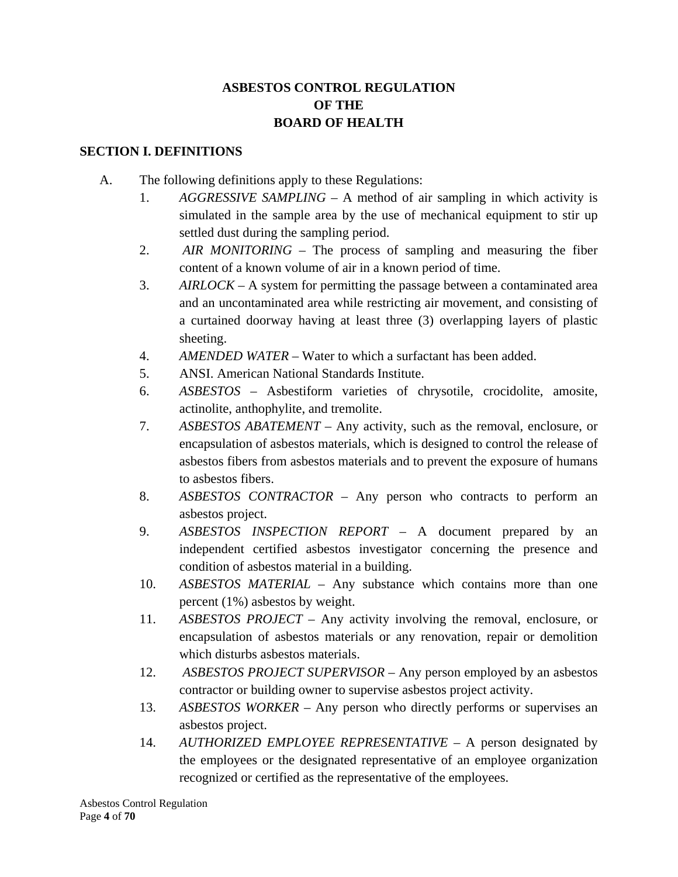# ASBESTOS CONTROL REGULATION
# OF THE
# BOARD OF HEALTH

## SECTION I. DEFINITIONS

A. The following definitions apply to these Regulations:

1. *AGGRESSIVE SAMPLING* – A method of air sampling in which activity is simulated in the sample area by the use of mechanical equipment to stir up settled dust during the sampling period.
2. *AIR MONITORING* – The process of sampling and measuring the fiber content of a known volume of air in a known period of time.
3. *AIRLOCK* – A system for permitting the passage between a contaminated area and an uncontaminated area while restricting air movement, and consisting of a curtained doorway having at least three (3) overlapping layers of plastic sheeting.
4. *AMENDED WATER* – Water to which a surfactant has been added.
5. ANSI. American National Standards Institute.
6. *ASBESTOS* – Asbestiform varieties of chrysotile, crocidolite, amosite, actinolite, anthophylite, and tremolite.
7. *ASBESTOS ABATEMENT* – Any activity, such as the removal, enclosure, or encapsulation of asbestos materials, which is designed to control the release of asbestos fibers from asbestos materials and to prevent the exposure of humans to asbestos fibers.
8. *ASBESTOS CONTRACTOR* – Any person who contracts to perform an asbestos project.
9. *ASBESTOS INSPECTION REPORT* – A document prepared by an independent certified asbestos investigator concerning the presence and condition of asbestos material in a building.
10. *ASBESTOS MATERIAL* – Any substance which contains more than one percent (1%) asbestos by weight.
11. *ASBESTOS PROJECT* – Any activity involving the removal, enclosure, or encapsulation of asbestos materials or any renovation, repair or demolition which disturbs asbestos materials.
12. *ASBESTOS PROJECT SUPERVISOR* – Any person employed by an asbestos contractor or building owner to supervise asbestos project activity.
13. *ASBESTOS WORKER* – Any person who directly performs or supervises an asbestos project.
14. *AUTHORIZED EMPLOYEE REPRESENTATIVE* – A person designated by the employees or the designated representative of an employee organization recognized or certified as the representative of the employees.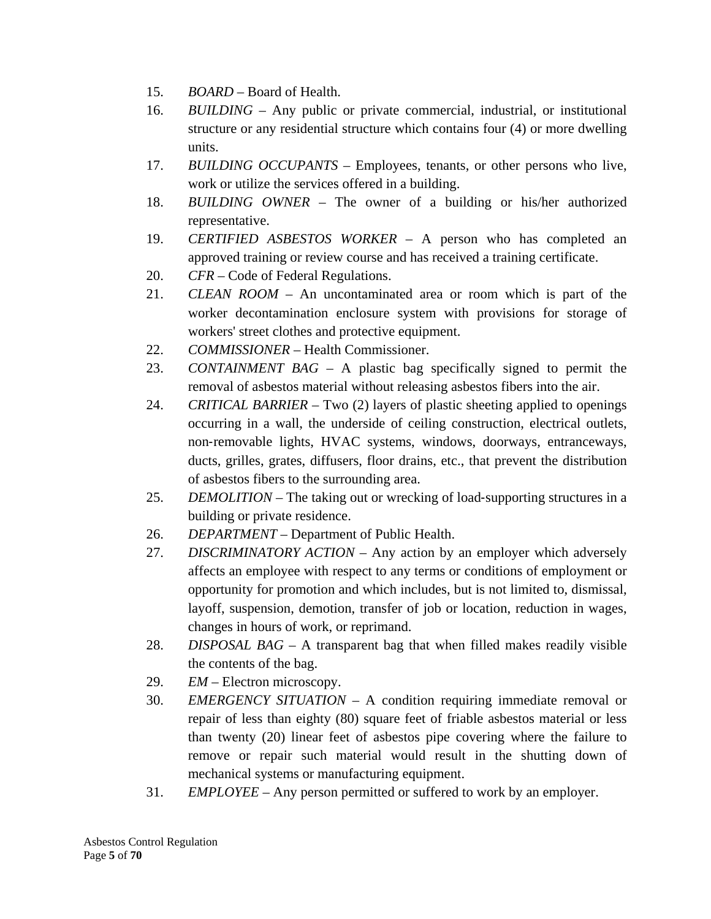15. *BOARD* – Board of Health.
16. *BUILDING* – Any public or private commercial, industrial, or institutional structure or any residential structure which contains four (4) or more dwelling units.
17. *BUILDING OCCUPANTS* – Employees, tenants, or other persons who live, work or utilize the services offered in a building.
18. *BUILDING OWNER* – The owner of a building or his/her authorized representative.
19. *CERTIFIED ASBESTOS WORKER* – A person who has completed an approved training or review course and has received a training certificate.
20. *CFR* – Code of Federal Regulations.
21. *CLEAN ROOM* – An uncontaminated area or room which is part of the worker decontamination enclosure system with provisions for storage of workers' street clothes and protective equipment.
22. *COMMISSIONER* – Health Commissioner.
23. *CONTAINMENT BAG* – A plastic bag specifically signed to permit the removal of asbestos material without releasing asbestos fibers into the air.
24. *CRITICAL BARRIER* – Two (2) layers of plastic sheeting applied to openings occurring in a wall, the underside of ceiling construction, electrical outlets, non-removable lights, HVAC systems, windows, doorways, entranceways, ducts, grilles, grates, diffusers, floor drains, etc., that prevent the distribution of asbestos fibers to the surrounding area.
25. *DEMOLITION* – The taking out or wrecking of load-supporting structures in a building or private residence.
26. *DEPARTMENT* – Department of Public Health.
27. *DISCRIMINATORY ACTION* – Any action by an employer which adversely affects an employee with respect to any terms or conditions of employment or opportunity for promotion and which includes, but is not limited to, dismissal, layoff, suspension, demotion, transfer of job or location, reduction in wages, changes in hours of work, or reprimand.
28. *DISPOSAL BAG* – A transparent bag that when filled makes readily visible the contents of the bag.
29. *EM* – Electron microscopy.
30. *EMERGENCY SITUATION* – A condition requiring immediate removal or repair of less than eighty (80) square feet of friable asbestos material or less than twenty (20) linear feet of asbestos pipe covering where the failure to remove or repair such material would result in the shutting down of mechanical systems or manufacturing equipment.
31. *EMPLOYEE* – Any person permitted or suffered to work by an employer.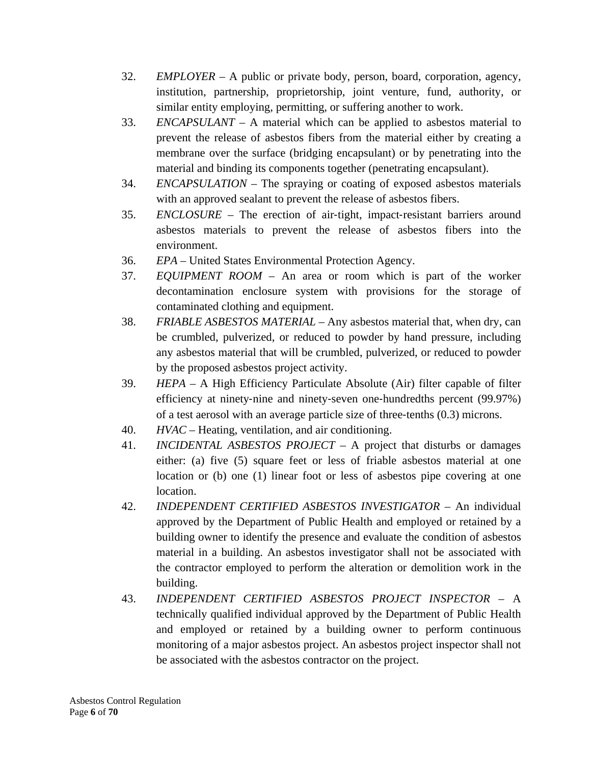32. *EMPLOYER* – A public or private body, person, board, corporation, agency, institution, partnership, proprietorship, joint venture, fund, authority, or similar entity employing, permitting, or suffering another to work.
33. *ENCAPSULANT* – A material which can be applied to asbestos material to prevent the release of asbestos fibers from the material either by creating a membrane over the surface (bridging encapsulant) or by penetrating into the material and binding its components together (penetrating encapsulant).
34. *ENCAPSULATION* – The spraying or coating of exposed asbestos materials with an approved sealant to prevent the release of asbestos fibers.
35. *ENCLOSURE* – The erection of air-tight, impact-resistant barriers around asbestos materials to prevent the release of asbestos fibers into the environment.
36. *EPA* – United States Environmental Protection Agency.
37. *EQUIPMENT ROOM* – An area or room which is part of the worker decontamination enclosure system with provisions for the storage of contaminated clothing and equipment.
38. *FRIABLE ASBESTOS MATERIAL* – Any asbestos material that, when dry, can be crumbled, pulverized, or reduced to powder by hand pressure, including any asbestos material that will be crumbled, pulverized, or reduced to powder by the proposed asbestos project activity.
39. *HEPA* – A High Efficiency Particulate Absolute (Air) filter capable of filter efficiency at ninety-nine and ninety-seven one-hundredths percent (99.97%) of a test aerosol with an average particle size of three-tenths (0.3) microns.
40. *HVAC* – Heating, ventilation, and air conditioning.
41. *INCIDENTAL ASBESTOS PROJECT* – A project that disturbs or damages either: (a) five (5) square feet or less of friable asbestos material at one location or (b) one (1) linear foot or less of asbestos pipe covering at one location.
42. *INDEPENDENT CERTIFIED ASBESTOS INVESTIGATOR* – An individual approved by the Department of Public Health and employed or retained by a building owner to identify the presence and evaluate the condition of asbestos material in a building. An asbestos investigator shall not be associated with the contractor employed to perform the alteration or demolition work in the building.
43. *INDEPENDENT CERTIFIED ASBESTOS PROJECT INSPECTOR* – A technically qualified individual approved by the Department of Public Health and employed or retained by a building owner to perform continuous monitoring of a major asbestos project. An asbestos project inspector shall not be associated with the asbestos contractor on the project.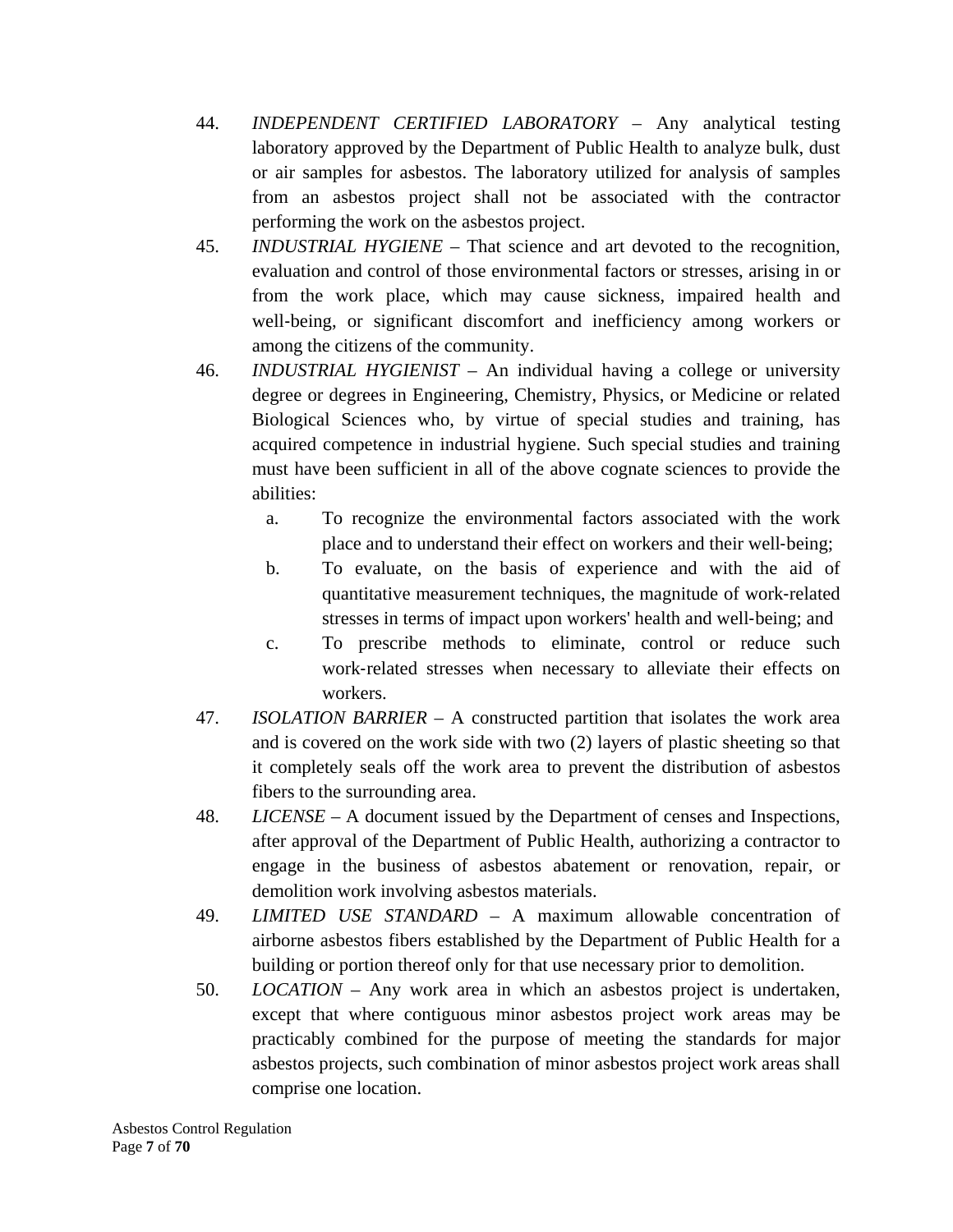44. *INDEPENDENT CERTIFIED LABORATORY* – Any analytical testing laboratory approved by the Department of Public Health to analyze bulk, dust or air samples for asbestos. The laboratory utilized for analysis of samples from an asbestos project shall not be associated with the contractor performing the work on the asbestos project.

45. *INDUSTRIAL HYGIENE* – That science and art devoted to the recognition, evaluation and control of those environmental factors or stresses, arising in or from the work place, which may cause sickness, impaired health and well-being, or significant discomfort and inefficiency among workers or among the citizens of the community.

46. *INDUSTRIAL HYGIENIST* – An individual having a college or university degree or degrees in Engineering, Chemistry, Physics, or Medicine or related Biological Sciences who, by virtue of special studies and training, has acquired competence in industrial hygiene. Such special studies and training must have been sufficient in all of the above cognate sciences to provide the abilities:
    a. To recognize the environmental factors associated with the work place and to understand their effect on workers and their well-being;
    b. To evaluate, on the basis of experience and with the aid of quantitative measurement techniques, the magnitude of work-related stresses in terms of impact upon workers' health and well-being; and
    c. To prescribe methods to eliminate, control or reduce such work-related stresses when necessary to alleviate their effects on workers.

47. *ISOLATION BARRIER* – A constructed partition that isolates the work area and is covered on the work side with two (2) layers of plastic sheeting so that it completely seals off the work area to prevent the distribution of asbestos fibers to the surrounding area.

48. *LICENSE* – A document issued by the Department of censes and Inspections, after approval of the Department of Public Health, authorizing a contractor to engage in the business of asbestos abatement or renovation, repair, or demolition work involving asbestos materials.

49. *LIMITED USE STANDARD* – A maximum allowable concentration of airborne asbestos fibers established by the Department of Public Health for a building or portion thereof only for that use necessary prior to demolition.

50. *LOCATION* – Any work area in which an asbestos project is undertaken, except that where contiguous minor asbestos project work areas may be practicably combined for the purpose of meeting the standards for major asbestos projects, such combination of minor asbestos project work areas shall comprise one location.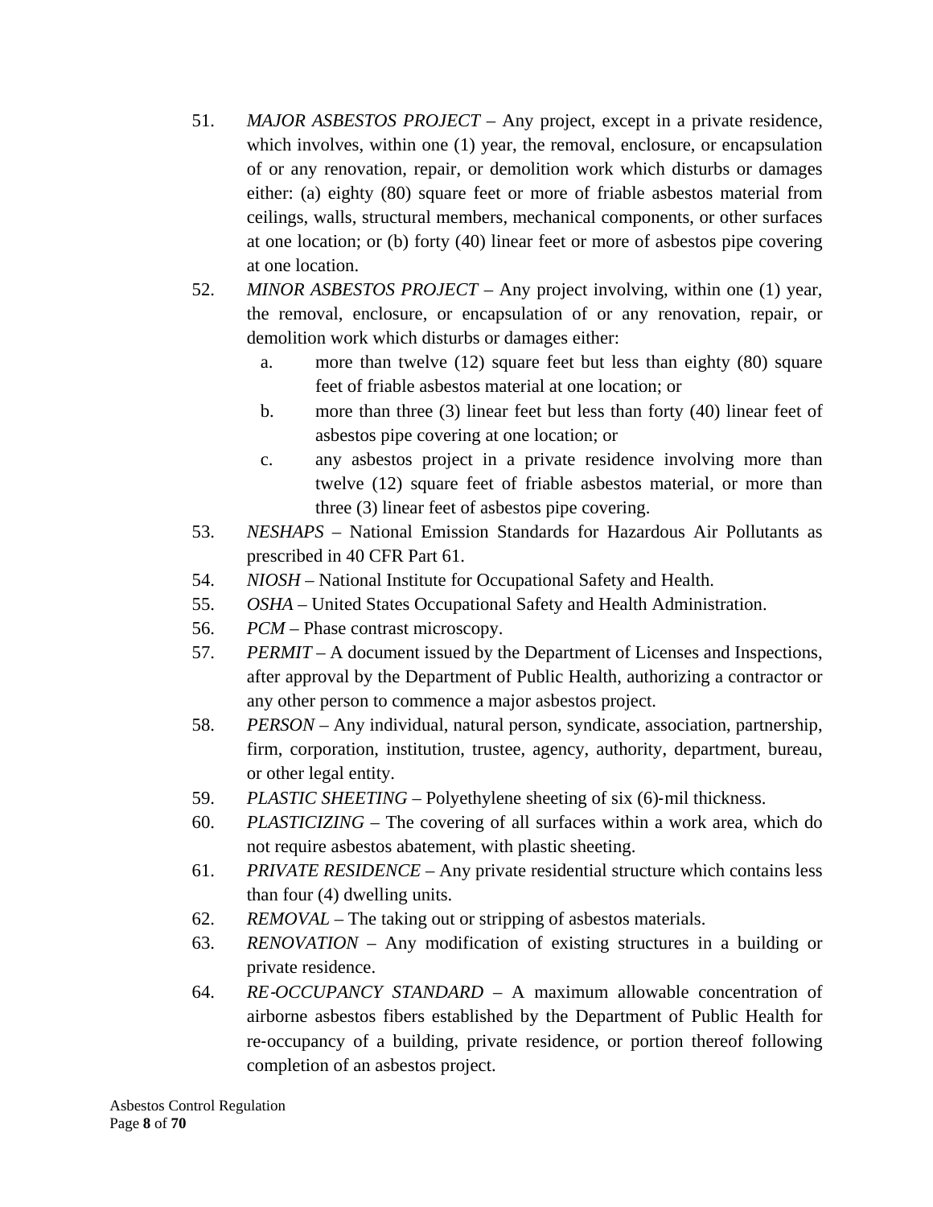51. *MAJOR ASBESTOS PROJECT* – Any project, except in a private residence, which involves, within one (1) year, the removal, enclosure, or encapsulation of or any renovation, repair, or demolition work which disturbs or damages either: (a) eighty (80) square feet or more of friable asbestos material from ceilings, walls, structural members, mechanical components, or other surfaces at one location; or (b) forty (40) linear feet or more of asbestos pipe covering at one location.
52. *MINOR ASBESTOS PROJECT* – Any project involving, within one (1) year, the removal, enclosure, or encapsulation of or any renovation, repair, or demolition work which disturbs or damages either:
    a. more than twelve (12) square feet but less than eighty (80) square feet of friable asbestos material at one location; or
    b. more than three (3) linear feet but less than forty (40) linear feet of asbestos pipe covering at one location; or
    c. any asbestos project in a private residence involving more than twelve (12) square feet of friable asbestos material, or more than three (3) linear feet of asbestos pipe covering.
53. *NESHAPS* – National Emission Standards for Hazardous Air Pollutants as prescribed in 40 CFR Part 61.
54. *NIOSH* – National Institute for Occupational Safety and Health.
55. *OSHA* – United States Occupational Safety and Health Administration.
56. *PCM* – Phase contrast microscopy.
57. *PERMIT* – A document issued by the Department of Licenses and Inspections, after approval by the Department of Public Health, authorizing a contractor or any other person to commence a major asbestos project.
58. *PERSON* – Any individual, natural person, syndicate, association, partnership, firm, corporation, institution, trustee, agency, authority, department, bureau, or other legal entity.
59. *PLASTIC SHEETING* – Polyethylene sheeting of six (6)-mil thickness.
60. *PLASTICIZING* – The covering of all surfaces within a work area, which do not require asbestos abatement, with plastic sheeting.
61. *PRIVATE RESIDENCE* – Any private residential structure which contains less than four (4) dwelling units.
62. *REMOVAL* – The taking out or stripping of asbestos materials.
63. *RENOVATION* – Any modification of existing structures in a building or private residence.
64. *RE-OCCUPANCY STANDARD* – A maximum allowable concentration of airborne asbestos fibers established by the Department of Public Health for re-occupancy of a building, private residence, or portion thereof following completion of an asbestos project.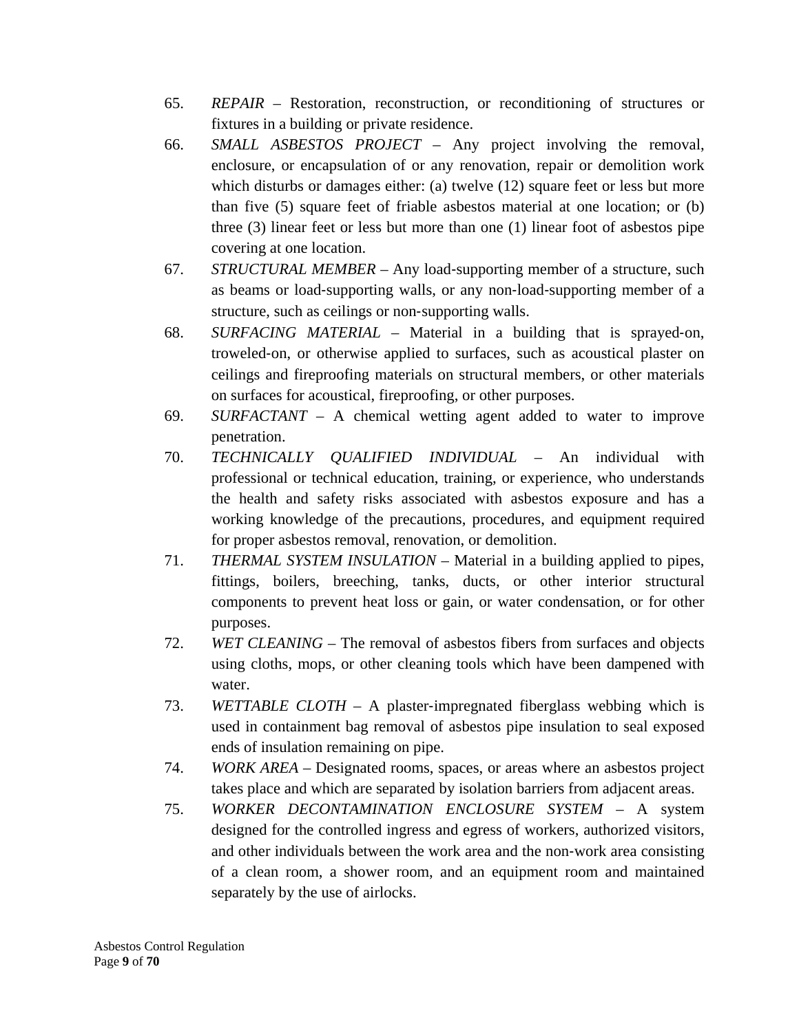65. *REPAIR* – Restoration, reconstruction, or reconditioning of structures or fixtures in a building or private residence.

66. *SMALL ASBESTOS PROJECT* – Any project involving the removal, enclosure, or encapsulation of or any renovation, repair or demolition work which disturbs or damages either: (a) twelve (12) square feet or less but more than five (5) square feet of friable asbestos material at one location; or (b) three (3) linear feet or less but more than one (1) linear foot of asbestos pipe covering at one location.

67. *STRUCTURAL MEMBER* – Any load-supporting member of a structure, such as beams or load-supporting walls, or any non-load-supporting member of a structure, such as ceilings or non-supporting walls.

68. *SURFACING MATERIAL* – Material in a building that is sprayed-on, troweled-on, or otherwise applied to surfaces, such as acoustical plaster on ceilings and fireproofing materials on structural members, or other materials on surfaces for acoustical, fireproofing, or other purposes.

69. *SURFACTANT* – A chemical wetting agent added to water to improve penetration.

70. *TECHNICALLY QUALIFIED INDIVIDUAL* – An individual with professional or technical education, training, or experience, who understands the health and safety risks associated with asbestos exposure and has a working knowledge of the precautions, procedures, and equipment required for proper asbestos removal, renovation, or demolition.

71. *THERMAL SYSTEM INSULATION* – Material in a building applied to pipes, fittings, boilers, breeching, tanks, ducts, or other interior structural components to prevent heat loss or gain, or water condensation, or for other purposes.

72. *WET CLEANING* – The removal of asbestos fibers from surfaces and objects using cloths, mops, or other cleaning tools which have been dampened with water.

73. *WETTABLE CLOTH* – A plaster-impregnated fiberglass webbing which is used in containment bag removal of asbestos pipe insulation to seal exposed ends of insulation remaining on pipe.

74. *WORK AREA* – Designated rooms, spaces, or areas where an asbestos project takes place and which are separated by isolation barriers from adjacent areas.

75. *WORKER DECONTAMINATION ENCLOSURE SYSTEM* – A system designed for the controlled ingress and egress of workers, authorized visitors, and other individuals between the work area and the non-work area consisting of a clean room, a shower room, and an equipment room and maintained separately by the use of airlocks.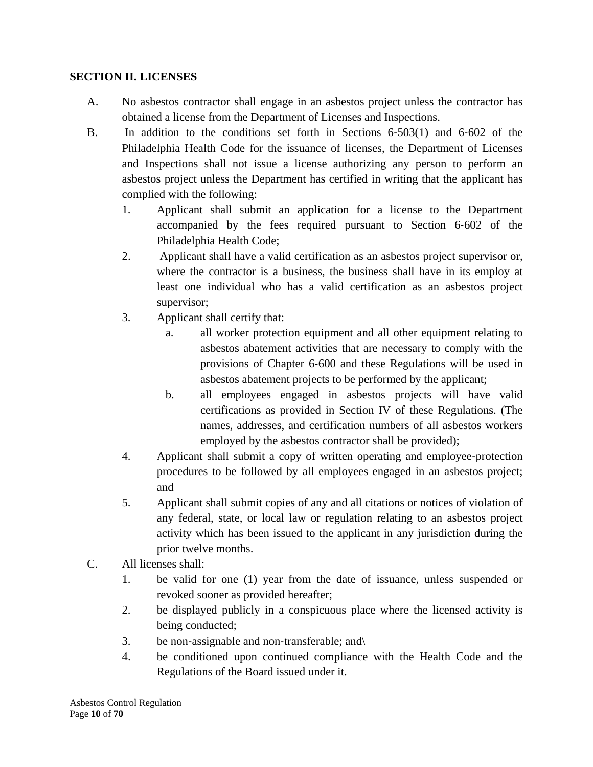**SECTION II. LICENSES**

A. No asbestos contractor shall engage in an asbestos project unless the contractor has obtained a license from the Department of Licenses and Inspections.

B. In addition to the conditions set forth in Sections 6-503(1) and 6-602 of the Philadelphia Health Code for the issuance of licenses, the Department of Licenses and Inspections shall not issue a license authorizing any person to perform an asbestos project unless the Department has certified in writing that the applicant has complied with the following:

   1. Applicant shall submit an application for a license to the Department accompanied by the fees required pursuant to Section 6-602 of the Philadelphia Health Code;
   2. Applicant shall have a valid certification as an asbestos project supervisor or, where the contractor is a business, the business shall have in its employ at least one individual who has a valid certification as an asbestos project supervisor;
   3. Applicant shall certify that:
      a. all worker protection equipment and all other equipment relating to asbestos abatement activities that are necessary to comply with the provisions of Chapter 6-600 and these Regulations will be used in asbestos abatement projects to be performed by the applicant;
      b. all employees engaged in asbestos projects will have valid certifications as provided in Section IV of these Regulations. (The names, addresses, and certification numbers of all asbestos workers employed by the asbestos contractor shall be provided);
   4. Applicant shall submit a copy of written operating and employee-protection procedures to be followed by all employees engaged in an asbestos project; and
   5. Applicant shall submit copies of any and all citations or notices of violation of any federal, state, or local law or regulation relating to an asbestos project activity which has been issued to the applicant in any jurisdiction during the prior twelve months.

C. All licenses shall:

   1. be valid for one (1) year from the date of issuance, unless suspended or revoked sooner as provided hereafter;
   2. be displayed publicly in a conspicuous place where the licensed activity is being conducted;
   3. be non-assignable and non-transferable; and\
   4. be conditioned upon continued compliance with the Health Code and the Regulations of the Board issued under it.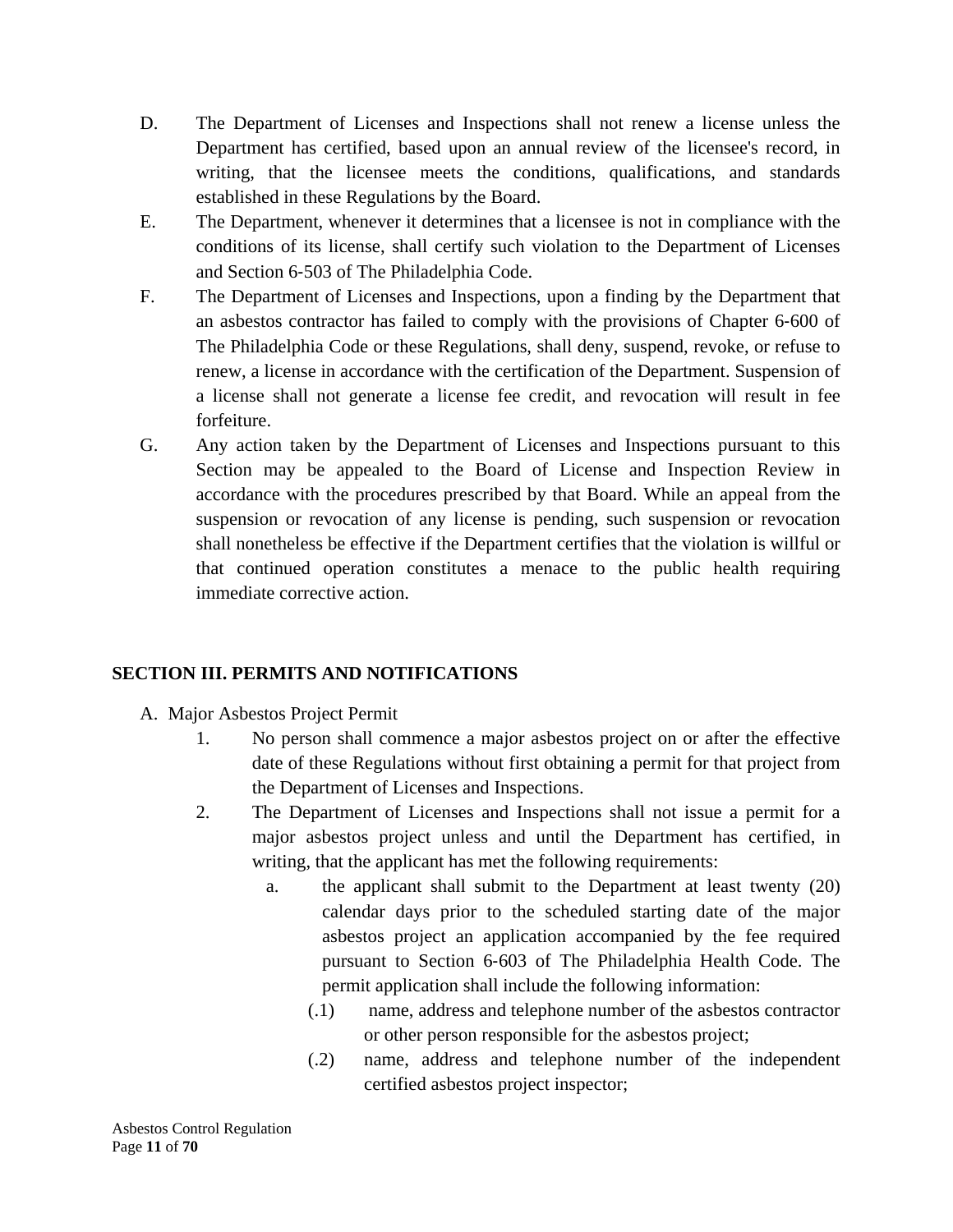D. The Department of Licenses and Inspections shall not renew a license unless the Department has certified, based upon an annual review of the licensee's record, in writing, that the licensee meets the conditions, qualifications, and standards established in these Regulations by the Board.

E. The Department, whenever it determines that a licensee is not in compliance with the conditions of its license, shall certify such violation to the Department of Licenses and Section 6-503 of The Philadelphia Code.

F. The Department of Licenses and Inspections, upon a finding by the Department that an asbestos contractor has failed to comply with the provisions of Chapter 6-600 of The Philadelphia Code or these Regulations, shall deny, suspend, revoke, or refuse to renew, a license in accordance with the certification of the Department. Suspension of a license shall not generate a license fee credit, and revocation will result in fee forfeiture.

G. Any action taken by the Department of Licenses and Inspections pursuant to this Section may be appealed to the Board of License and Inspection Review in accordance with the procedures prescribed by that Board. While an appeal from the suspension or revocation of any license is pending, such suspension or revocation shall nonetheless be effective if the Department certifies that the violation is willful or that continued operation constitutes a menace to the public health requiring immediate corrective action.

## SECTION III. PERMITS AND NOTIFICATIONS

A. Major Asbestos Project Permit

1. No person shall commence a major asbestos project on or after the effective date of these Regulations without first obtaining a permit for that project from the Department of Licenses and Inspections.
2. The Department of Licenses and Inspections shall not issue a permit for a major asbestos project unless and until the Department has certified, in writing, that the applicant has met the following requirements:
   a. the applicant shall submit to the Department at least twenty (20) calendar days prior to the scheduled starting date of the major asbestos project an application accompanied by the fee required pursuant to Section 6-603 of The Philadelphia Health Code. The permit application shall include the following information:
      (.1) name, address and telephone number of the asbestos contractor or other person responsible for the asbestos project;
      (.2) name, address and telephone number of the independent certified asbestos project inspector;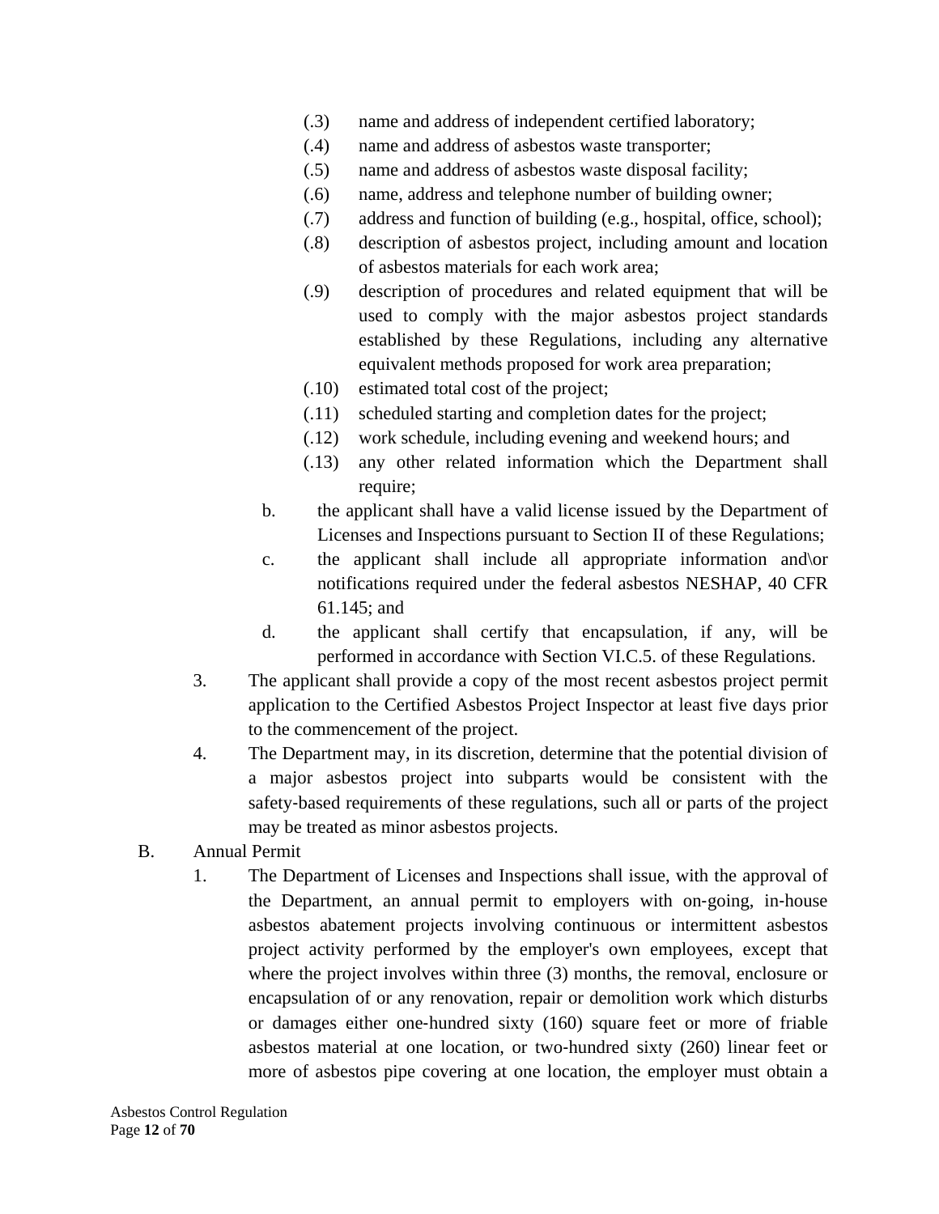(.3) name and address of independent certified laboratory;

(.4) name and address of asbestos waste transporter;

(.5) name and address of asbestos waste disposal facility;

(.6) name, address and telephone number of building owner;

(.7) address and function of building (e.g., hospital, office, school);

(.8) description of asbestos project, including amount and location of asbestos materials for each work area;

(.9) description of procedures and related equipment that will be used to comply with the major asbestos project standards established by these Regulations, including any alternative equivalent methods proposed for work area preparation;

(.10) estimated total cost of the project;

(.11) scheduled starting and completion dates for the project;

(.12) work schedule, including evening and weekend hours; and

(.13) any other related information which the Department shall require;

b. the applicant shall have a valid license issued by the Department of Licenses and Inspections pursuant to Section II of these Regulations;

c. the applicant shall include all appropriate information and\or notifications required under the federal asbestos NESHAP, 40 CFR 61.145; and

d. the applicant shall certify that encapsulation, if any, will be performed in accordance with Section VI.C.5. of these Regulations.

3. The applicant shall provide a copy of the most recent asbestos project permit application to the Certified Asbestos Project Inspector at least five days prior to the commencement of the project.

4. The Department may, in its discretion, determine that the potential division of a major asbestos project into subparts would be consistent with the safety-based requirements of these regulations, such all or parts of the project may be treated as minor asbestos projects.

B. Annual Permit

1. The Department of Licenses and Inspections shall issue, with the approval of the Department, an annual permit to employers with on-going, in-house asbestos abatement projects involving continuous or intermittent asbestos project activity performed by the employer's own employees, except that where the project involves within three (3) months, the removal, enclosure or encapsulation of or any renovation, repair or demolition work which disturbs or damages either one-hundred sixty (160) square feet or more of friable asbestos material at one location, or two-hundred sixty (260) linear feet or more of asbestos pipe covering at one location, the employer must obtain a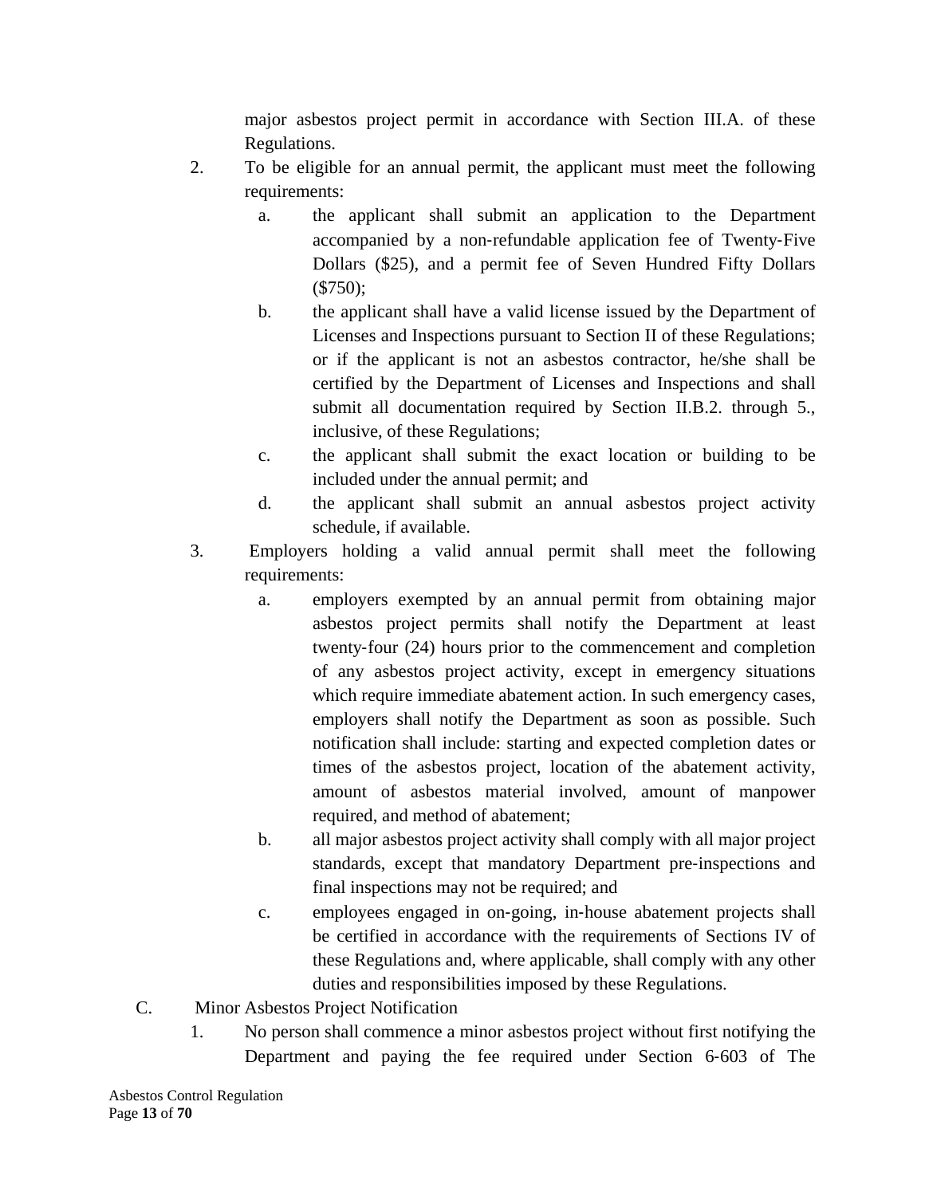major asbestos project permit in accordance with Section III.A. of these Regulations.

2. To be eligible for an annual permit, the applicant must meet the following requirements:
   a. the applicant shall submit an application to the Department accompanied by a non-refundable application fee of Twenty-Five Dollars ($25), and a permit fee of Seven Hundred Fifty Dollars ($750);
   b. the applicant shall have a valid license issued by the Department of Licenses and Inspections pursuant to Section II of these Regulations; or if the applicant is not an asbestos contractor, he/she shall be certified by the Department of Licenses and Inspections and shall submit all documentation required by Section II.B.2. through 5., inclusive, of these Regulations;
   c. the applicant shall submit the exact location or building to be included under the annual permit; and
   d. the applicant shall submit an annual asbestos project activity schedule, if available.

3. Employers holding a valid annual permit shall meet the following requirements:
   a. employers exempted by an annual permit from obtaining major asbestos project permits shall notify the Department at least twenty-four (24) hours prior to the commencement and completion of any asbestos project activity, except in emergency situations which require immediate abatement action. In such emergency cases, employers shall notify the Department as soon as possible. Such notification shall include: starting and expected completion dates or times of the asbestos project, location of the abatement activity, amount of asbestos material involved, amount of manpower required, and method of abatement;
   b. all major asbestos project activity shall comply with all major project standards, except that mandatory Department pre-inspections and final inspections may not be required; and
   c. employees engaged in on-going, in-house abatement projects shall be certified in accordance with the requirements of Sections IV of these Regulations and, where applicable, shall comply with any other duties and responsibilities imposed by these Regulations.

C. Minor Asbestos Project Notification

1. No person shall commence a minor asbestos project without first notifying the Department and paying the fee required under Section 6-603 of The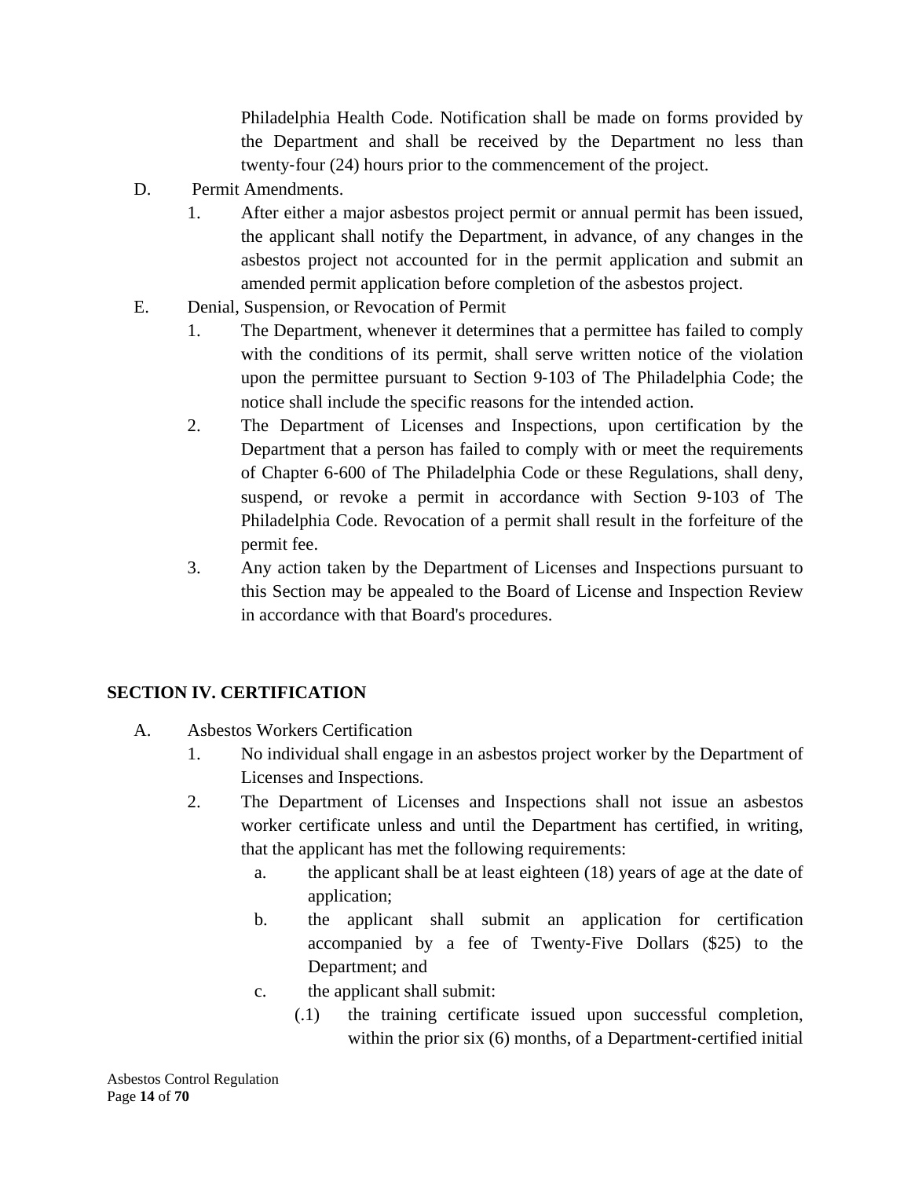Philadelphia Health Code. Notification shall be made on forms provided by the Department and shall be received by the Department no less than twenty-four (24) hours prior to the commencement of the project.

D. Permit Amendments.

1. After either a major asbestos project permit or annual permit has been issued, the applicant shall notify the Department, in advance, of any changes in the asbestos project not accounted for in the permit application and submit an amended permit application before completion of the asbestos project.

E. Denial, Suspension, or Revocation of Permit

1. The Department, whenever it determines that a permittee has failed to comply with the conditions of its permit, shall serve written notice of the violation upon the permittee pursuant to Section 9-103 of The Philadelphia Code; the notice shall include the specific reasons for the intended action.
2. The Department of Licenses and Inspections, upon certification by the Department that a person has failed to comply with or meet the requirements of Chapter 6-600 of The Philadelphia Code or these Regulations, shall deny, suspend, or revoke a permit in accordance with Section 9-103 of The Philadelphia Code. Revocation of a permit shall result in the forfeiture of the permit fee.
3. Any action taken by the Department of Licenses and Inspections pursuant to this Section may be appealed to the Board of License and Inspection Review in accordance with that Board's procedures.

## SECTION IV. CERTIFICATION

A. Asbestos Workers Certification

1. No individual shall engage in an asbestos project worker by the Department of Licenses and Inspections.
2. The Department of Licenses and Inspections shall not issue an asbestos worker certificate unless and until the Department has certified, in writing, that the applicant has met the following requirements:
   a. the applicant shall be at least eighteen (18) years of age at the date of application;
   b. the applicant shall submit an application for certification accompanied by a fee of Twenty-Five Dollars ($25) to the Department; and
   c. the applicant shall submit:
      (.1) the training certificate issued upon successful completion, within the prior six (6) months, of a Department-certified initial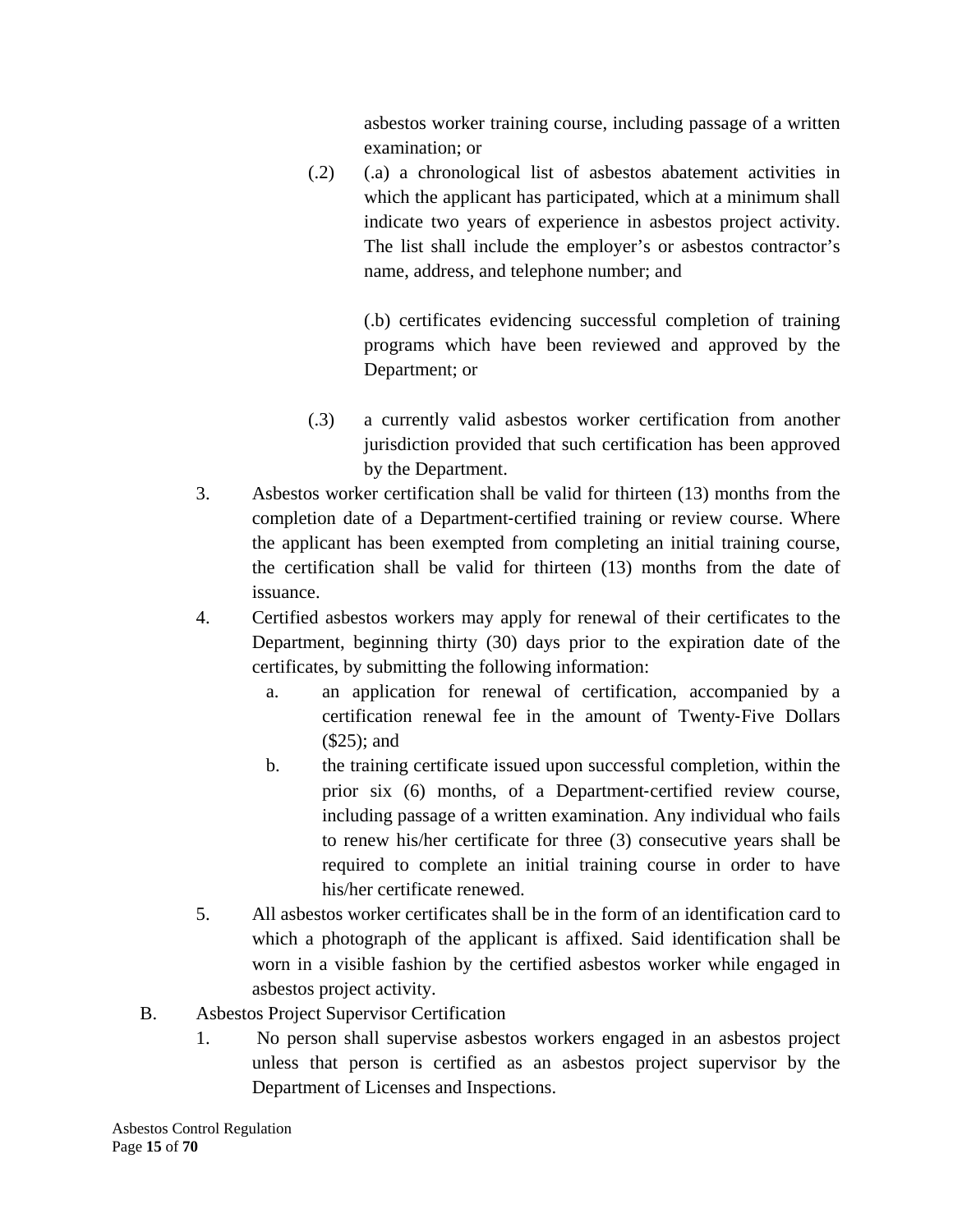asbestos worker training course, including passage of a written examination; or

(.2) (.a) a chronological list of asbestos abatement activities in which the applicant has participated, which at a minimum shall indicate two years of experience in asbestos project activity. The list shall include the employer's or asbestos contractor's name, address, and telephone number; and

(.b) certificates evidencing successful completion of training programs which have been reviewed and approved by the Department; or

(.3) a currently valid asbestos worker certification from another jurisdiction provided that such certification has been approved by the Department.

3. Asbestos worker certification shall be valid for thirteen (13) months from the completion date of a Department-certified training or review course. Where the applicant has been exempted from completing an initial training course, the certification shall be valid for thirteen (13) months from the date of issuance.

4. Certified asbestos workers may apply for renewal of their certificates to the Department, beginning thirty (30) days prior to the expiration date of the certificates, by submitting the following information:

   a. an application for renewal of certification, accompanied by a certification renewal fee in the amount of Twenty-Five Dollars ($25); and

   b. the training certificate issued upon successful completion, within the prior six (6) months, of a Department-certified review course, including passage of a written examination. Any individual who fails to renew his/her certificate for three (3) consecutive years shall be required to complete an initial training course in order to have his/her certificate renewed.

5. All asbestos worker certificates shall be in the form of an identification card to which a photograph of the applicant is affixed. Said identification shall be worn in a visible fashion by the certified asbestos worker while engaged in asbestos project activity.

B. Asbestos Project Supervisor Certification

   1. No person shall supervise asbestos workers engaged in an asbestos project unless that person is certified as an asbestos project supervisor by the Department of Licenses and Inspections.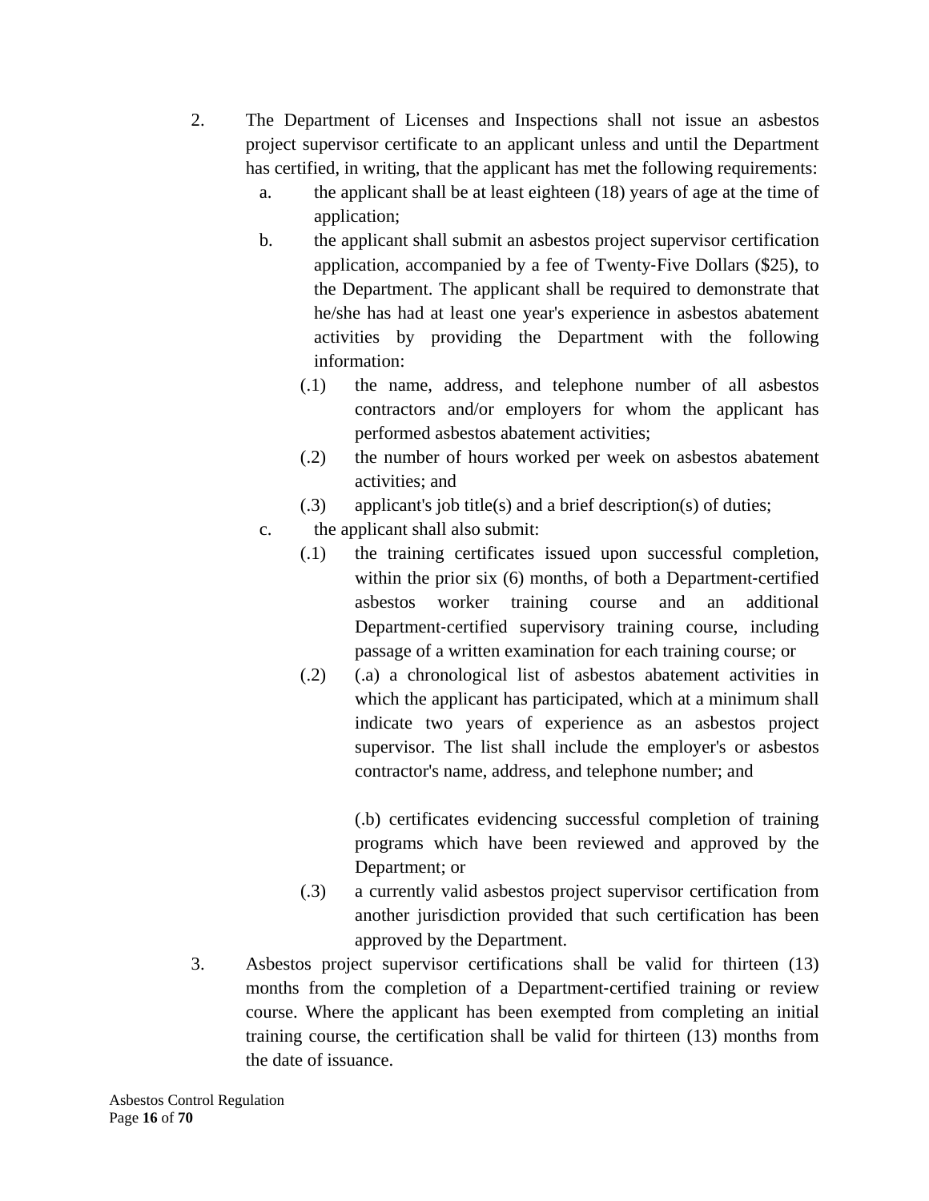2. The Department of Licenses and Inspections shall not issue an asbestos project supervisor certificate to an applicant unless and until the Department has certified, in writing, that the applicant has met the following requirements:

   a. the applicant shall be at least eighteen (18) years of age at the time of application;

   b. the applicant shall submit an asbestos project supervisor certification application, accompanied by a fee of Twenty-Five Dollars ($25), to the Department. The applicant shall be required to demonstrate that he/she has had at least one year's experience in asbestos abatement activities by providing the Department with the following information:

      (.1) the name, address, and telephone number of all asbestos contractors and/or employers for whom the applicant has performed asbestos abatement activities;

      (.2) the number of hours worked per week on asbestos abatement activities; and

      (.3) applicant's job title(s) and a brief description(s) of duties;

   c. the applicant shall also submit:

      (.1) the training certificates issued upon successful completion, within the prior six (6) months, of both a Department-certified asbestos worker training course and an additional Department-certified supervisory training course, including passage of a written examination for each training course; or

      (.2) (.a) a chronological list of asbestos abatement activities in which the applicant has participated, which at a minimum shall indicate two years of experience as an asbestos project supervisor. The list shall include the employer's or asbestos contractor's name, address, and telephone number; and

      (.b) certificates evidencing successful completion of training programs which have been reviewed and approved by the Department; or

      (.3) a currently valid asbestos project supervisor certification from another jurisdiction provided that such certification has been approved by the Department.

3. Asbestos project supervisor certifications shall be valid for thirteen (13) months from the completion of a Department-certified training or review course. Where the applicant has been exempted from completing an initial training course, the certification shall be valid for thirteen (13) months from the date of issuance.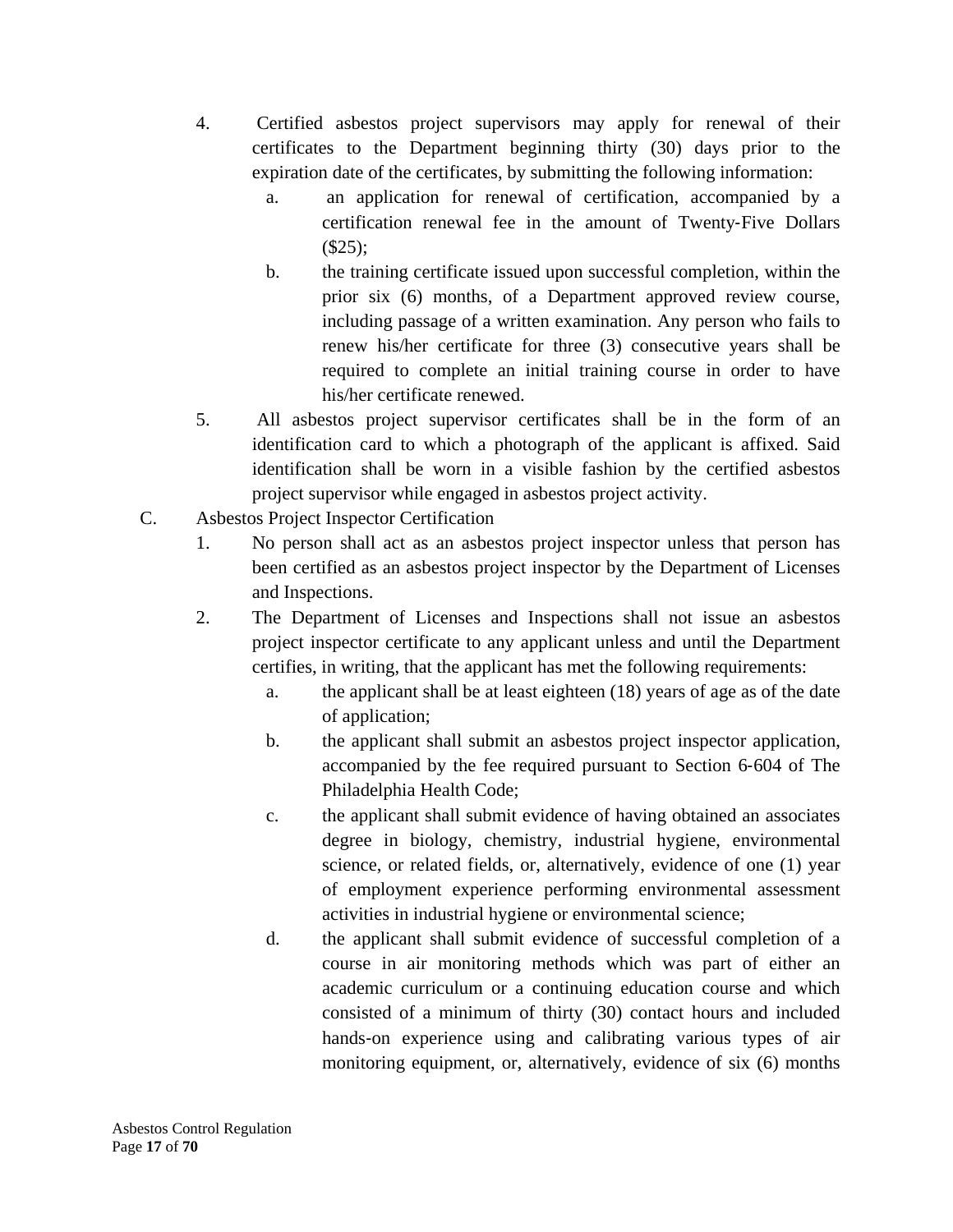4. Certified asbestos project supervisors may apply for renewal of their certificates to the Department beginning thirty (30) days prior to the expiration date of the certificates, by submitting the following information:
   a. an application for renewal of certification, accompanied by a certification renewal fee in the amount of Twenty-Five Dollars ($25);
   b. the training certificate issued upon successful completion, within the prior six (6) months, of a Department approved review course, including passage of a written examination. Any person who fails to renew his/her certificate for three (3) consecutive years shall be required to complete an initial training course in order to have his/her certificate renewed.
5. All asbestos project supervisor certificates shall be in the form of an identification card to which a photograph of the applicant is affixed. Said identification shall be worn in a visible fashion by the certified asbestos project supervisor while engaged in asbestos project activity.

C. Asbestos Project Inspector Certification
1. No person shall act as an asbestos project inspector unless that person has been certified as an asbestos project inspector by the Department of Licenses and Inspections.
2. The Department of Licenses and Inspections shall not issue an asbestos project inspector certificate to any applicant unless and until the Department certifies, in writing, that the applicant has met the following requirements:
   a. the applicant shall be at least eighteen (18) years of age as of the date of application;
   b. the applicant shall submit an asbestos project inspector application, accompanied by the fee required pursuant to Section 6-604 of The Philadelphia Health Code;
   c. the applicant shall submit evidence of having obtained an associates degree in biology, chemistry, industrial hygiene, environmental science, or related fields, or, alternatively, evidence of one (1) year of employment experience performing environmental assessment activities in industrial hygiene or environmental science;
   d. the applicant shall submit evidence of successful completion of a course in air monitoring methods which was part of either an academic curriculum or a continuing education course and which consisted of a minimum of thirty (30) contact hours and included hands-on experience using and calibrating various types of air monitoring equipment, or, alternatively, evidence of six (6) months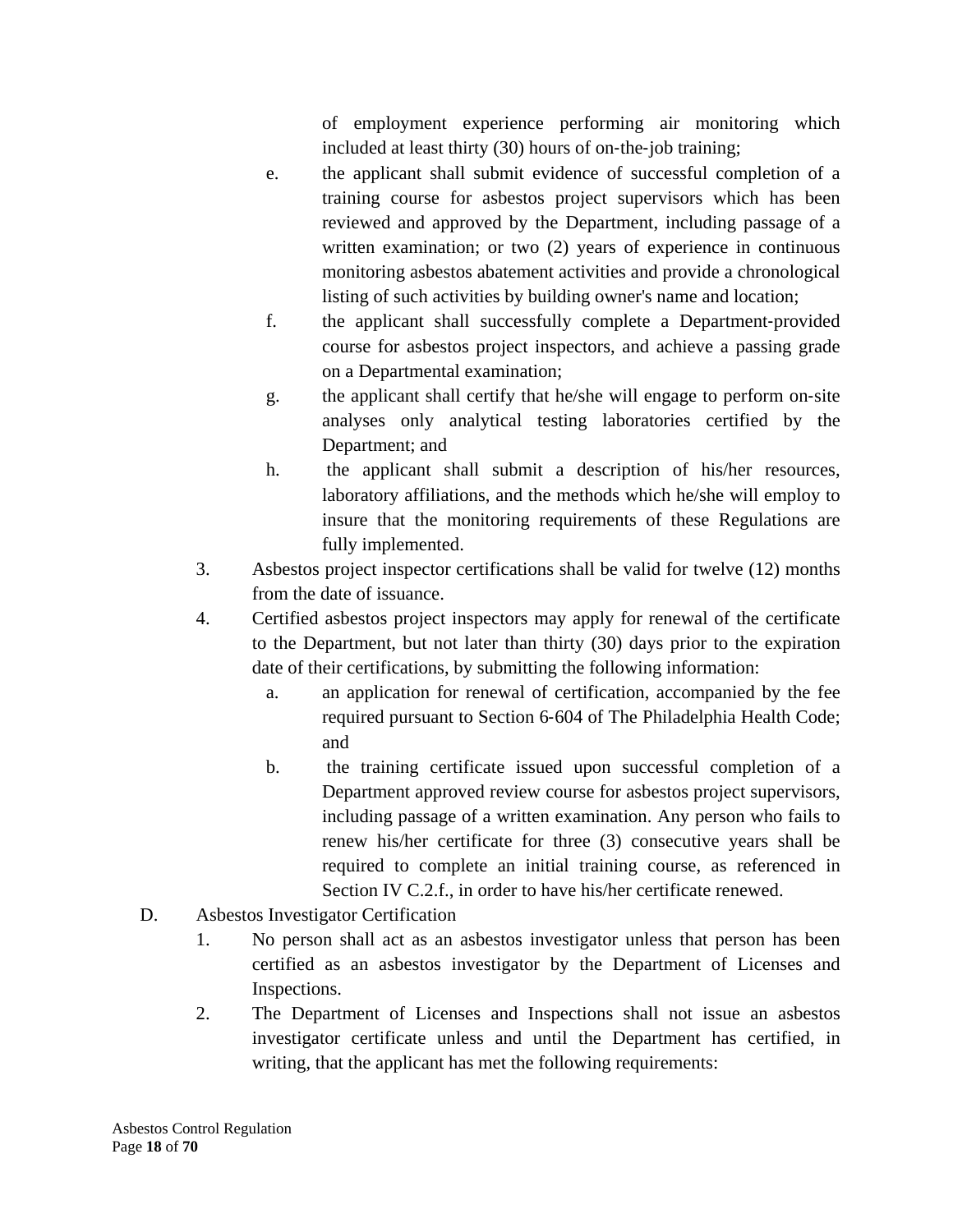of employment experience performing air monitoring which included at least thirty (30) hours of on-the-job training;

e. the applicant shall submit evidence of successful completion of a training course for asbestos project supervisors which has been reviewed and approved by the Department, including passage of a written examination; or two (2) years of experience in continuous monitoring asbestos abatement activities and provide a chronological listing of such activities by building owner's name and location;

f. the applicant shall successfully complete a Department-provided course for asbestos project inspectors, and achieve a passing grade on a Departmental examination;

g. the applicant shall certify that he/she will engage to perform on-site analyses only analytical testing laboratories certified by the Department; and

h. the applicant shall submit a description of his/her resources, laboratory affiliations, and the methods which he/she will employ to insure that the monitoring requirements of these Regulations are fully implemented.

3. Asbestos project inspector certifications shall be valid for twelve (12) months from the date of issuance.

4. Certified asbestos project inspectors may apply for renewal of the certificate to the Department, but not later than thirty (30) days prior to the expiration date of their certifications, by submitting the following information:

   a. an application for renewal of certification, accompanied by the fee required pursuant to Section 6-604 of The Philadelphia Health Code; and

   b. the training certificate issued upon successful completion of a Department approved review course for asbestos project supervisors, including passage of a written examination. Any person who fails to renew his/her certificate for three (3) consecutive years shall be required to complete an initial training course, as referenced in Section IV C.2.f., in order to have his/her certificate renewed.

D. Asbestos Investigator Certification

1. No person shall act as an asbestos investigator unless that person has been certified as an asbestos investigator by the Department of Licenses and Inspections.

2. The Department of Licenses and Inspections shall not issue an asbestos investigator certificate unless and until the Department has certified, in writing, that the applicant has met the following requirements: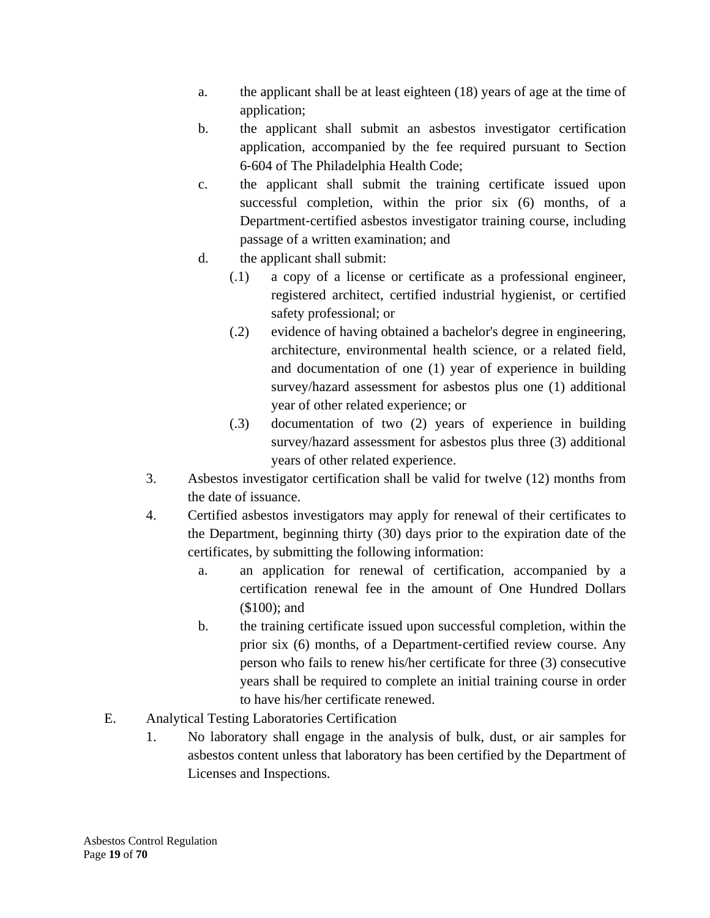a. the applicant shall be at least eighteen (18) years of age at the time of application;

b. the applicant shall submit an asbestos investigator certification application, accompanied by the fee required pursuant to Section 6-604 of The Philadelphia Health Code;

c. the applicant shall submit the training certificate issued upon successful completion, within the prior six (6) months, of a Department-certified asbestos investigator training course, including passage of a written examination; and

d. the applicant shall submit:

   (.1) a copy of a license or certificate as a professional engineer, registered architect, certified industrial hygienist, or certified safety professional; or

   (.2) evidence of having obtained a bachelor's degree in engineering, architecture, environmental health science, or a related field, and documentation of one (1) year of experience in building survey/hazard assessment for asbestos plus one (1) additional year of other related experience; or

   (.3) documentation of two (2) years of experience in building survey/hazard assessment for asbestos plus three (3) additional years of other related experience.

3. Asbestos investigator certification shall be valid for twelve (12) months from the date of issuance.

4. Certified asbestos investigators may apply for renewal of their certificates to the Department, beginning thirty (30) days prior to the expiration date of the certificates, by submitting the following information:

   a. an application for renewal of certification, accompanied by a certification renewal fee in the amount of One Hundred Dollars ($100); and

   b. the training certificate issued upon successful completion, within the prior six (6) months, of a Department-certified review course. Any person who fails to renew his/her certificate for three (3) consecutive years shall be required to complete an initial training course in order to have his/her certificate renewed.

E. Analytical Testing Laboratories Certification

1. No laboratory shall engage in the analysis of bulk, dust, or air samples for asbestos content unless that laboratory has been certified by the Department of Licenses and Inspections.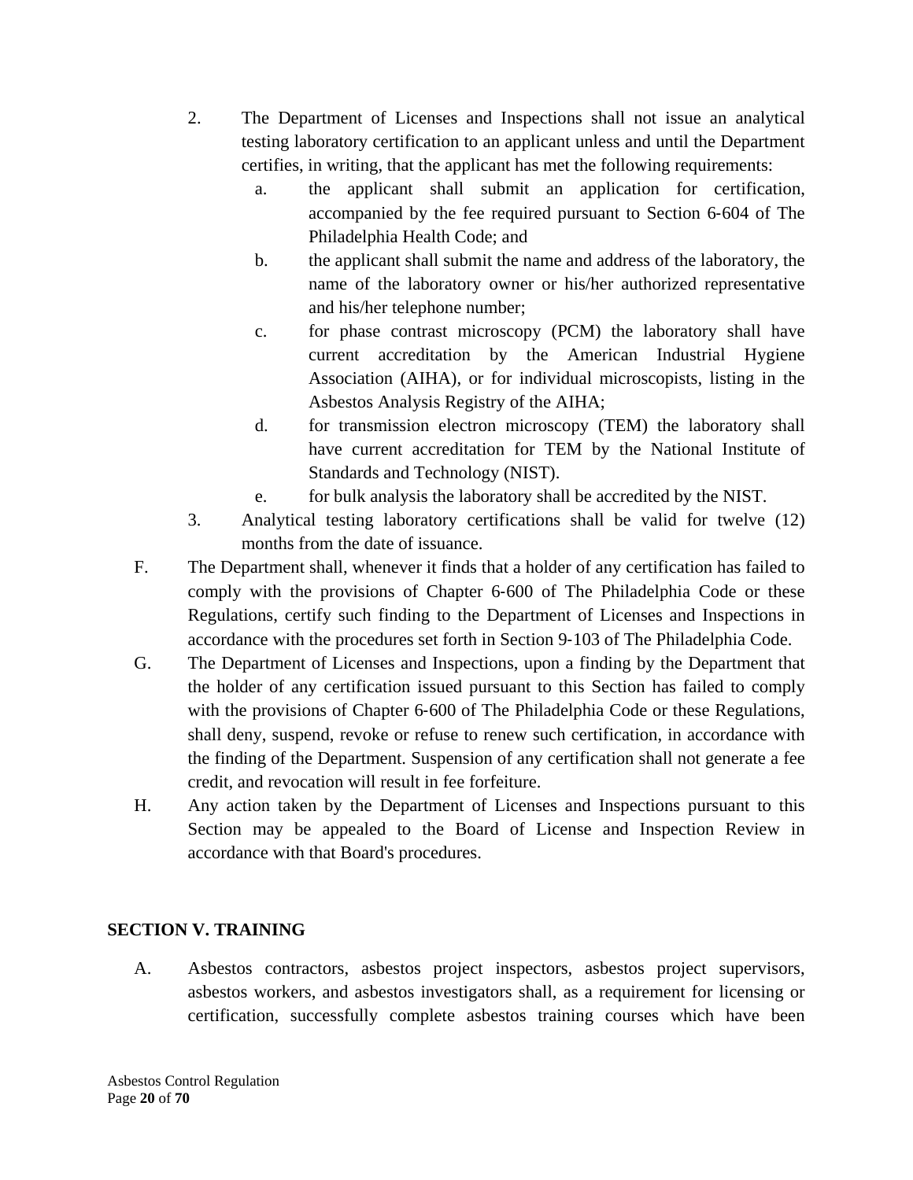2. The Department of Licenses and Inspections shall not issue an analytical testing laboratory certification to an applicant unless and until the Department certifies, in writing, that the applicant has met the following requirements:
   a. the applicant shall submit an application for certification, accompanied by the fee required pursuant to Section 6-604 of The Philadelphia Health Code; and
   b. the applicant shall submit the name and address of the laboratory, the name of the laboratory owner or his/her authorized representative and his/her telephone number;
   c. for phase contrast microscopy (PCM) the laboratory shall have current accreditation by the American Industrial Hygiene Association (AIHA), or for individual microscopists, listing in the Asbestos Analysis Registry of the AIHA;
   d. for transmission electron microscopy (TEM) the laboratory shall have current accreditation for TEM by the National Institute of Standards and Technology (NIST).
   e. for bulk analysis the laboratory shall be accredited by the NIST.
3. Analytical testing laboratory certifications shall be valid for twelve (12) months from the date of issuance.

F. The Department shall, whenever it finds that a holder of any certification has failed to comply with the provisions of Chapter 6-600 of The Philadelphia Code or these Regulations, certify such finding to the Department of Licenses and Inspections in accordance with the procedures set forth in Section 9-103 of The Philadelphia Code.

G. The Department of Licenses and Inspections, upon a finding by the Department that the holder of any certification issued pursuant to this Section has failed to comply with the provisions of Chapter 6-600 of The Philadelphia Code or these Regulations, shall deny, suspend, revoke or refuse to renew such certification, in accordance with the finding of the Department. Suspension of any certification shall not generate a fee credit, and revocation will result in fee forfeiture.

H. Any action taken by the Department of Licenses and Inspections pursuant to this Section may be appealed to the Board of License and Inspection Review in accordance with that Board's procedures.

## SECTION V. TRAINING

A. Asbestos contractors, asbestos project inspectors, asbestos project supervisors, asbestos workers, and asbestos investigators shall, as a requirement for licensing or certification, successfully complete asbestos training courses which have been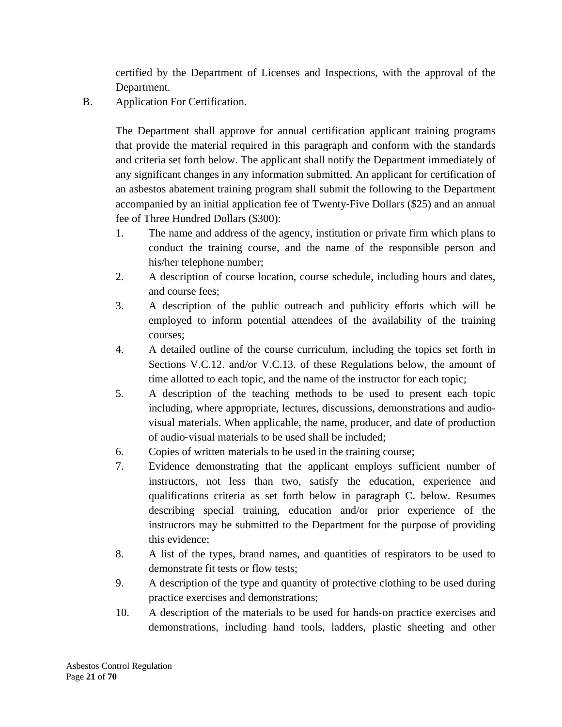certified by the Department of Licenses and Inspections, with the approval of the Department.

B. Application For Certification.

The Department shall approve for annual certification applicant training programs that provide the material required in this paragraph and conform with the standards and criteria set forth below. The applicant shall notify the Department immediately of any significant changes in any information submitted. An applicant for certification of an asbestos abatement training program shall submit the following to the Department accompanied by an initial application fee of Twenty-Five Dollars ($25) and an annual fee of Three Hundred Dollars ($300):

1. The name and address of the agency, institution or private firm which plans to conduct the training course, and the name of the responsible person and his/her telephone number;
2. A description of course location, course schedule, including hours and dates, and course fees;
3. A description of the public outreach and publicity efforts which will be employed to inform potential attendees of the availability of the training courses;
4. A detailed outline of the course curriculum, including the topics set forth in Sections V.C.12. and/or V.C.13. of these Regulations below, the amount of time allotted to each topic, and the name of the instructor for each topic;
5. A description of the teaching methods to be used to present each topic including, where appropriate, lectures, discussions, demonstrations and audio-visual materials. When applicable, the name, producer, and date of production of audio-visual materials to be used shall be included;
6. Copies of written materials to be used in the training course;
7. Evidence demonstrating that the applicant employs sufficient number of instructors, not less than two, satisfy the education, experience and qualifications criteria as set forth below in paragraph C. below. Resumes describing special training, education and/or prior experience of the instructors may be submitted to the Department for the purpose of providing this evidence;
8. A list of the types, brand names, and quantities of respirators to be used to demonstrate fit tests or flow tests;
9. A description of the type and quantity of protective clothing to be used during practice exercises and demonstrations;
10. A description of the materials to be used for hands-on practice exercises and demonstrations, including hand tools, ladders, plastic sheeting and other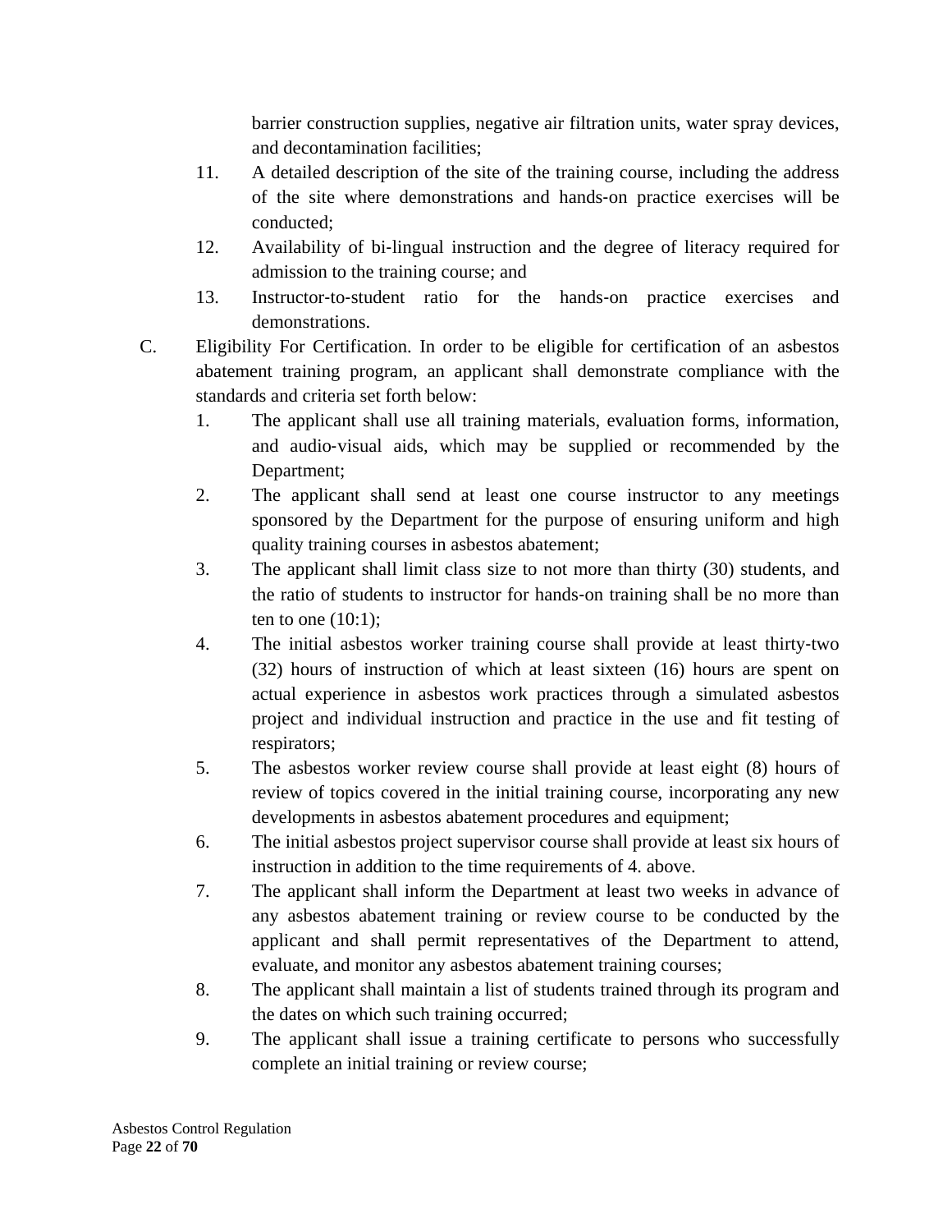barrier construction supplies, negative air filtration units, water spray devices, and decontamination facilities;

11. A detailed description of the site of the training course, including the address of the site where demonstrations and hands-on practice exercises will be conducted;
12. Availability of bi-lingual instruction and the degree of literacy required for admission to the training course; and
13. Instructor-to-student ratio for the hands-on practice exercises and demonstrations.

C. Eligibility For Certification. In order to be eligible for certification of an asbestos abatement training program, an applicant shall demonstrate compliance with the standards and criteria set forth below:

1. The applicant shall use all training materials, evaluation forms, information, and audio-visual aids, which may be supplied or recommended by the Department;
2. The applicant shall send at least one course instructor to any meetings sponsored by the Department for the purpose of ensuring uniform and high quality training courses in asbestos abatement;
3. The applicant shall limit class size to not more than thirty (30) students, and the ratio of students to instructor for hands-on training shall be no more than ten to one (10:1);
4. The initial asbestos worker training course shall provide at least thirty-two (32) hours of instruction of which at least sixteen (16) hours are spent on actual experience in asbestos work practices through a simulated asbestos project and individual instruction and practice in the use and fit testing of respirators;
5. The asbestos worker review course shall provide at least eight (8) hours of review of topics covered in the initial training course, incorporating any new developments in asbestos abatement procedures and equipment;
6. The initial asbestos project supervisor course shall provide at least six hours of instruction in addition to the time requirements of 4. above.
7. The applicant shall inform the Department at least two weeks in advance of any asbestos abatement training or review course to be conducted by the applicant and shall permit representatives of the Department to attend, evaluate, and monitor any asbestos abatement training courses;
8. The applicant shall maintain a list of students trained through its program and the dates on which such training occurred;
9. The applicant shall issue a training certificate to persons who successfully complete an initial training or review course;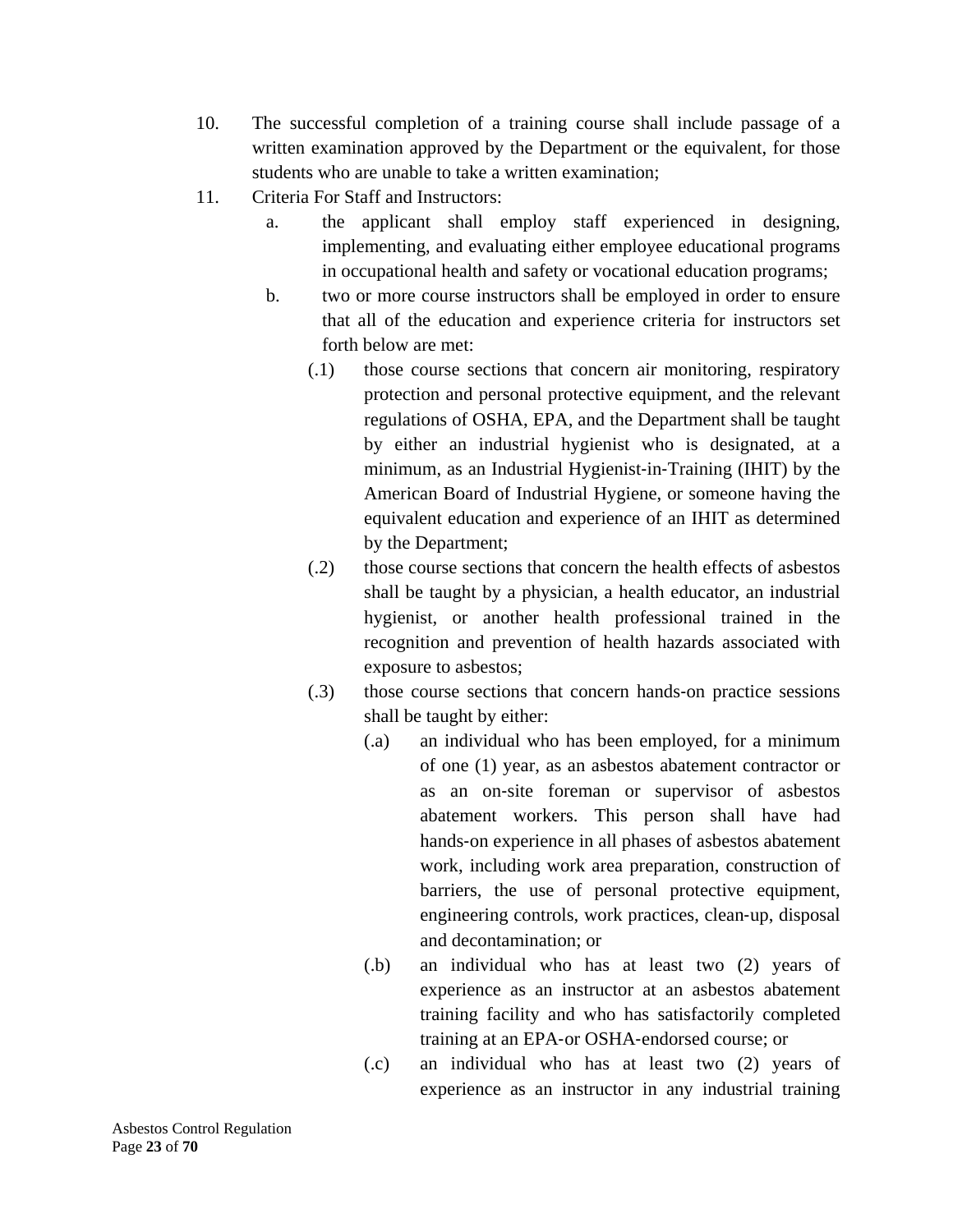10. The successful completion of a training course shall include passage of a written examination approved by the Department or the equivalent, for those students who are unable to take a written examination;

11. Criteria For Staff and Instructors:

    a. the applicant shall employ staff experienced in designing, implementing, and evaluating either employee educational programs in occupational health and safety or vocational education programs;

    b. two or more course instructors shall be employed in order to ensure that all of the education and experience criteria for instructors set forth below are met:

        (.1) those course sections that concern air monitoring, respiratory protection and personal protective equipment, and the relevant regulations of OSHA, EPA, and the Department shall be taught by either an industrial hygienist who is designated, at a minimum, as an Industrial Hygienist-in-Training (IHIT) by the American Board of Industrial Hygiene, or someone having the equivalent education and experience of an IHIT as determined by the Department;

        (.2) those course sections that concern the health effects of asbestos shall be taught by a physician, a health educator, an industrial hygienist, or another health professional trained in the recognition and prevention of health hazards associated with exposure to asbestos;

        (.3) those course sections that concern hands-on practice sessions shall be taught by either:

            (.a) an individual who has been employed, for a minimum of one (1) year, as an asbestos abatement contractor or as an on-site foreman or supervisor of asbestos abatement workers. This person shall have had hands-on experience in all phases of asbestos abatement work, including work area preparation, construction of barriers, the use of personal protective equipment, engineering controls, work practices, clean-up, disposal and decontamination; or

            (.b) an individual who has at least two (2) years of experience as an instructor at an asbestos abatement training facility and who has satisfactorily completed training at an EPA-or OSHA-endorsed course; or

            (.c) an individual who has at least two (2) years of experience as an instructor in any industrial training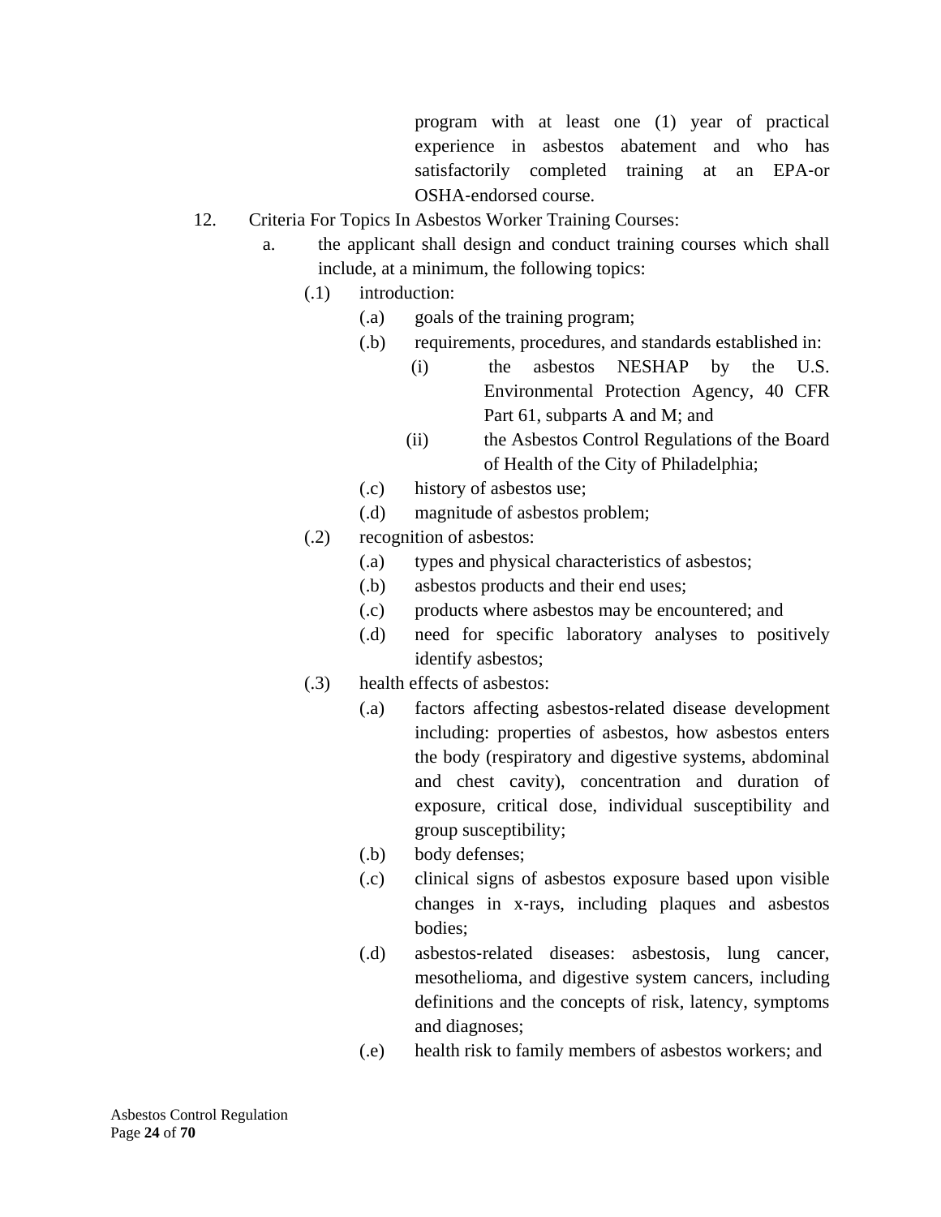program with at least one (1) year of practical experience in asbestos abatement and who has satisfactorily completed training at an EPA-or OSHA-endorsed course.

12. Criteria For Topics In Asbestos Worker Training Courses:
    - a. the applicant shall design and conduct training courses which shall include, at a minimum, the following topics:
        - (.1) introduction:
            - (.a) goals of the training program;
            - (.b) requirements, procedures, and standards established in:
                - (i) the asbestos NESHAP by the U.S. Environmental Protection Agency, 40 CFR Part 61, subparts A and M; and
                - (ii) the Asbestos Control Regulations of the Board of Health of the City of Philadelphia;
            - (.c) history of asbestos use;
            - (.d) magnitude of asbestos problem;
        - (.2) recognition of asbestos:
            - (.a) types and physical characteristics of asbestos;
            - (.b) asbestos products and their end uses;
            - (.c) products where asbestos may be encountered; and
            - (.d) need for specific laboratory analyses to positively identify asbestos;
        - (.3) health effects of asbestos:
            - (.a) factors affecting asbestos-related disease development including: properties of asbestos, how asbestos enters the body (respiratory and digestive systems, abdominal and chest cavity), concentration and duration of exposure, critical dose, individual susceptibility and group susceptibility;
            - (.b) body defenses;
            - (.c) clinical signs of asbestos exposure based upon visible changes in x-rays, including plaques and asbestos bodies;
            - (.d) asbestos-related diseases: asbestosis, lung cancer, mesothelioma, and digestive system cancers, including definitions and the concepts of risk, latency, symptoms and diagnoses;
            - (.e) health risk to family members of asbestos workers; and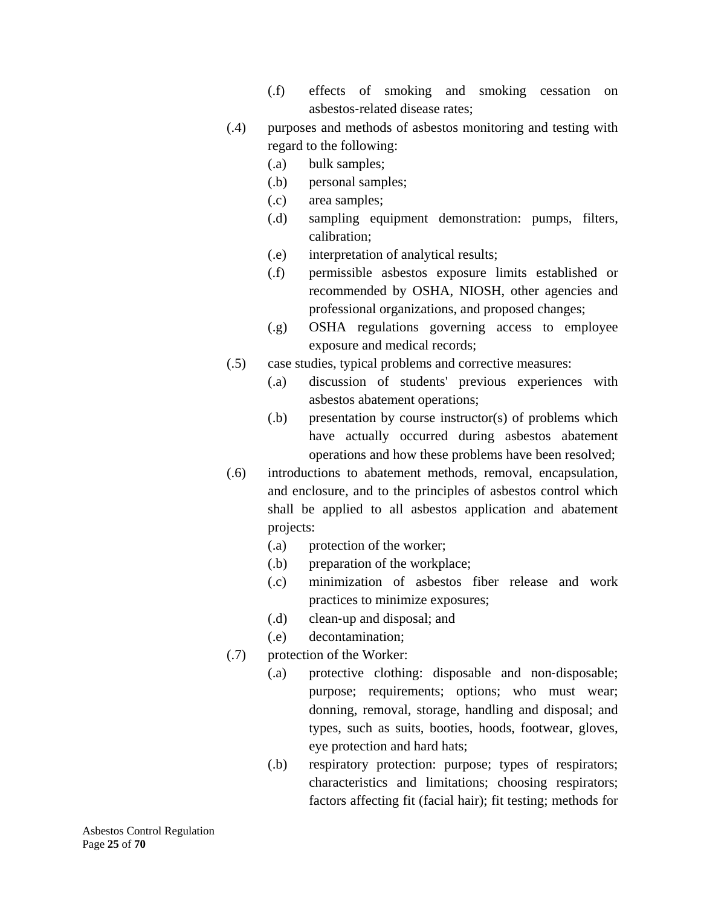- (.f) effects of smoking and smoking cessation on asbestos-related disease rates;

(.4) purposes and methods of asbestos monitoring and testing with regard to the following:

- (.a) bulk samples;
- (.b) personal samples;
- (.c) area samples;
- (.d) sampling equipment demonstration: pumps, filters, calibration;
- (.e) interpretation of analytical results;
- (.f) permissible asbestos exposure limits established or recommended by OSHA, NIOSH, other agencies and professional organizations, and proposed changes;
- (.g) OSHA regulations governing access to employee exposure and medical records;

(.5) case studies, typical problems and corrective measures:

- (.a) discussion of students' previous experiences with asbestos abatement operations;
- (.b) presentation by course instructor(s) of problems which have actually occurred during asbestos abatement operations and how these problems have been resolved;

(.6) introductions to abatement methods, removal, encapsulation, and enclosure, and to the principles of asbestos control which shall be applied to all asbestos application and abatement projects:

- (.a) protection of the worker;
- (.b) preparation of the workplace;
- (.c) minimization of asbestos fiber release and work practices to minimize exposures;
- (.d) clean-up and disposal; and
- (.e) decontamination;

(.7) protection of the Worker:

- (.a) protective clothing: disposable and non-disposable; purpose; requirements; options; who must wear; donning, removal, storage, handling and disposal; and types, such as suits, booties, hoods, footwear, gloves, eye protection and hard hats;
- (.b) respiratory protection: purpose; types of respirators; characteristics and limitations; choosing respirators; factors affecting fit (facial hair); fit testing; methods for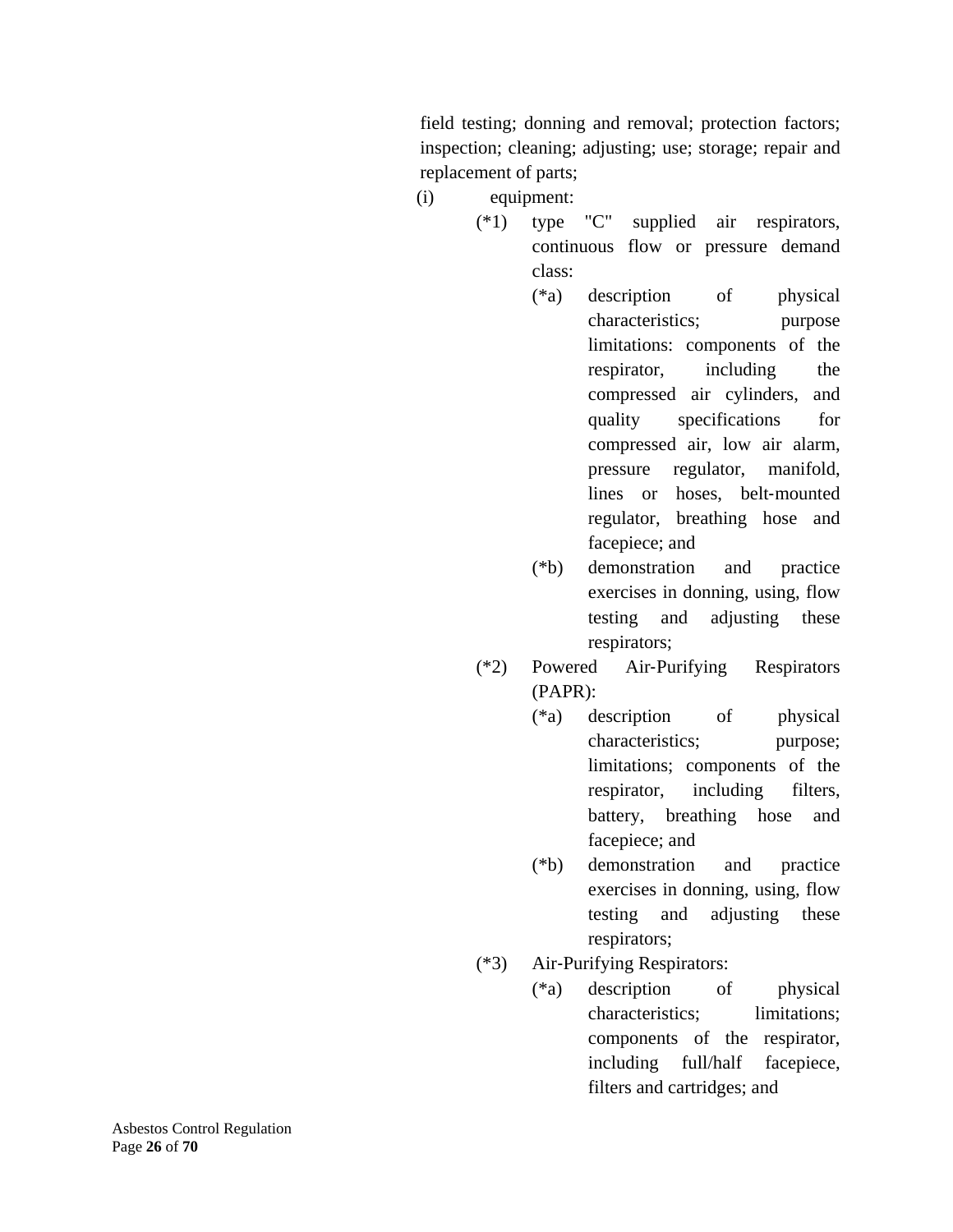field testing; donning and removal; protection factors; inspection; cleaning; adjusting; use; storage; repair and replacement of parts;

(i) equipment:

- (*1) type "C" supplied air respirators, continuous flow or pressure demand class:
  - (*a) description of physical characteristics; purpose limitations: components of the respirator, including the compressed air cylinders, and quality specifications for compressed air, low air alarm, pressure regulator, manifold, lines or hoses, belt-mounted regulator, breathing hose and facepiece; and
  - (*b) demonstration and practice exercises in donning, using, flow testing and adjusting these respirators;
- (*2) Powered Air-Purifying Respirators (PAPR):
  - (*a) description of physical characteristics; purpose; limitations; components of the respirator, including filters, battery, breathing hose and facepiece; and
  - (*b) demonstration and practice exercises in donning, using, flow testing and adjusting these respirators;
- (*3) Air-Purifying Respirators:
  - (*a) description of physical characteristics; limitations; components of the respirator, including full/half facepiece, filters and cartridges; and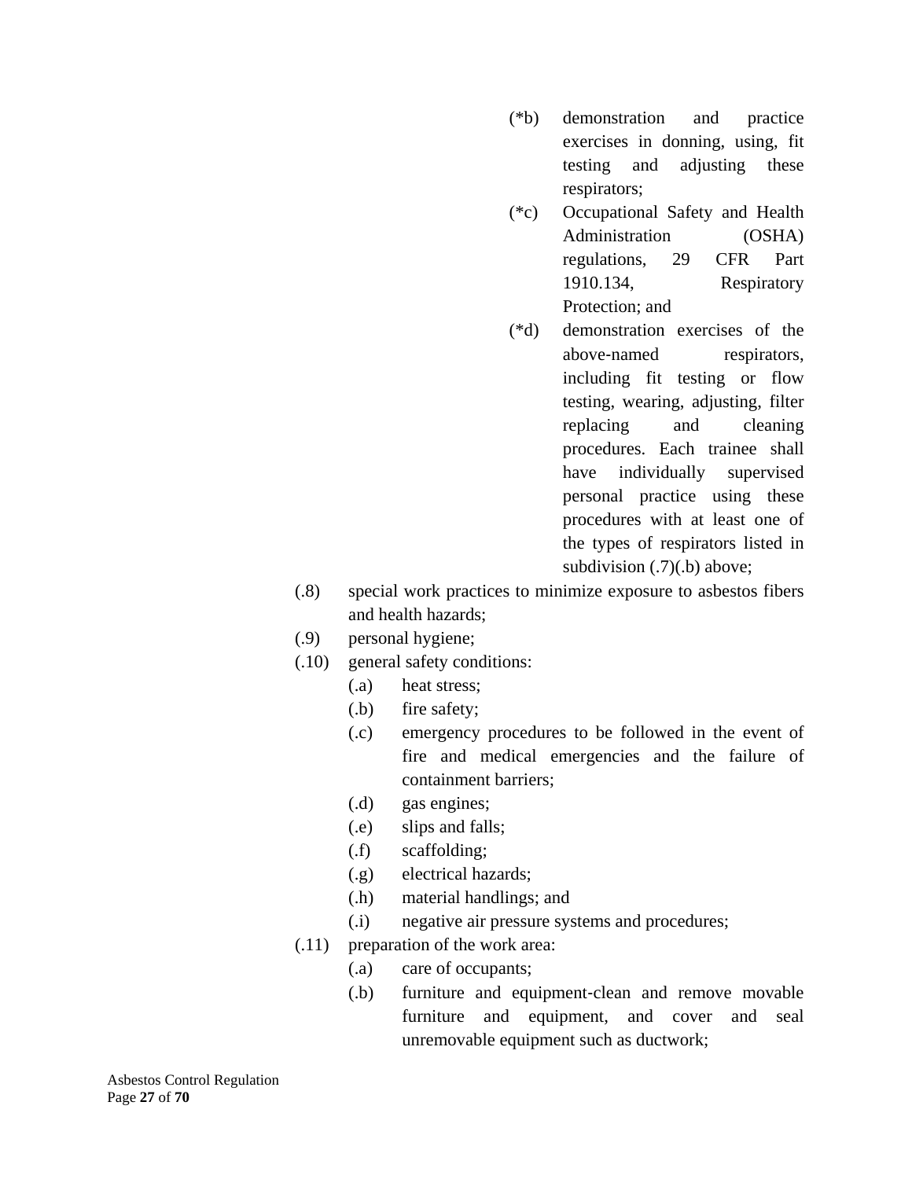- (*b) demonstration and practice exercises in donning, using, fit testing and adjusting these respirators;
- (*c) Occupational Safety and Health Administration (OSHA) regulations, 29 CFR Part 1910.134, Respiratory Protection; and
- (*d) demonstration exercises of the above-named respirators, including fit testing or flow testing, wearing, adjusting, filter replacing and cleaning procedures. Each trainee shall have individually supervised personal practice using these procedures with at least one of the types of respirators listed in subdivision (.7)(.b) above;

(.8) special work practices to minimize exposure to asbestos fibers and health hazards;

(.9) personal hygiene;

(.10) general safety conditions:

- (.a) heat stress;
- (.b) fire safety;
- (.c) emergency procedures to be followed in the event of fire and medical emergencies and the failure of containment barriers;
- (.d) gas engines;
- (.e) slips and falls;
- (.f) scaffolding;
- (.g) electrical hazards;
- (.h) material handlings; and
- (.i) negative air pressure systems and procedures;

(.11) preparation of the work area:

- (.a) care of occupants;
- (.b) furniture and equipment-clean and remove movable furniture and equipment, and cover and seal unremovable equipment such as ductwork;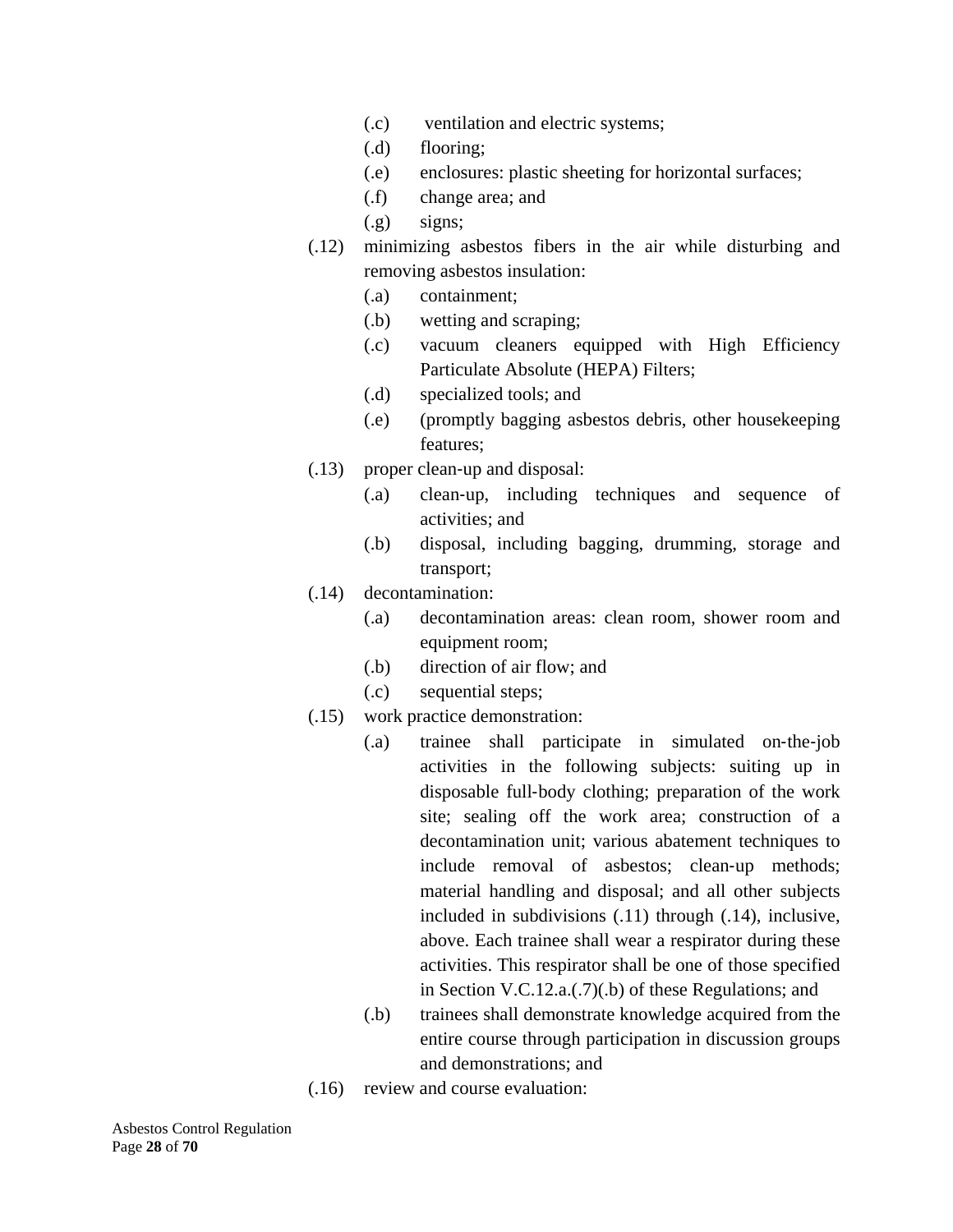- (.c) ventilation and electric systems;
- (.d) flooring;
- (.e) enclosures: plastic sheeting for horizontal surfaces;
- (.f) change area; and
- (.g) signs;

(.12) minimizing asbestos fibers in the air while disturbing and removing asbestos insulation:

- (.a) containment;
- (.b) wetting and scraping;
- (.c) vacuum cleaners equipped with High Efficiency Particulate Absolute (HEPA) Filters;
- (.d) specialized tools; and
- (.e) (promptly bagging asbestos debris, other housekeeping features;

(.13) proper clean-up and disposal:

- (.a) clean-up, including techniques and sequence of activities; and
- (.b) disposal, including bagging, drumming, storage and transport;

(.14) decontamination:

- (.a) decontamination areas: clean room, shower room and equipment room;
- (.b) direction of air flow; and
- (.c) sequential steps;

(.15) work practice demonstration:

- (.a) trainee shall participate in simulated on-the-job activities in the following subjects: suiting up in disposable full-body clothing; preparation of the work site; sealing off the work area; construction of a decontamination unit; various abatement techniques to include removal of asbestos; clean-up methods; material handling and disposal; and all other subjects included in subdivisions (.11) through (.14), inclusive, above. Each trainee shall wear a respirator during these activities. This respirator shall be one of those specified in Section V.C.12.a.(.7)(.b) of these Regulations; and
- (.b) trainees shall demonstrate knowledge acquired from the entire course through participation in discussion groups and demonstrations; and

(.16) review and course evaluation: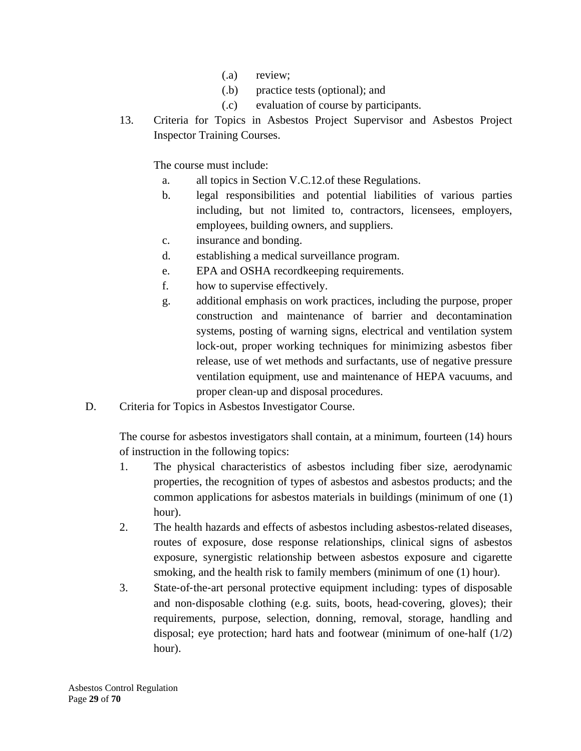(.a) review;

(.b) practice tests (optional); and

(.c) evaluation of course by participants.

13. Criteria for Topics in Asbestos Project Supervisor and Asbestos Project Inspector Training Courses.

    The course must include:

    a. all topics in Section V.C.12.of these Regulations.
    b. legal responsibilities and potential liabilities of various parties including, but not limited to, contractors, licensees, employers, employees, building owners, and suppliers.
    c. insurance and bonding.
    d. establishing a medical surveillance program.
    e. EPA and OSHA recordkeeping requirements.
    f. how to supervise effectively.
    g. additional emphasis on work practices, including the purpose, proper construction and maintenance of barrier and decontamination systems, posting of warning signs, electrical and ventilation system lock-out, proper working techniques for minimizing asbestos fiber release, use of wet methods and surfactants, use of negative pressure ventilation equipment, use and maintenance of HEPA vacuums, and proper clean-up and disposal procedures.

D. Criteria for Topics in Asbestos Investigator Course.

The course for asbestos investigators shall contain, at a minimum, fourteen (14) hours of instruction in the following topics:

1. The physical characteristics of asbestos including fiber size, aerodynamic properties, the recognition of types of asbestos and asbestos products; and the common applications for asbestos materials in buildings (minimum of one (1) hour).
2. The health hazards and effects of asbestos including asbestos-related diseases, routes of exposure, dose response relationships, clinical signs of asbestos exposure, synergistic relationship between asbestos exposure and cigarette smoking, and the health risk to family members (minimum of one (1) hour).
3. State-of-the-art personal protective equipment including: types of disposable and non-disposable clothing (e.g. suits, boots, head-covering, gloves); their requirements, purpose, selection, donning, removal, storage, handling and disposal; eye protection; hard hats and footwear (minimum of one-half (1/2) hour).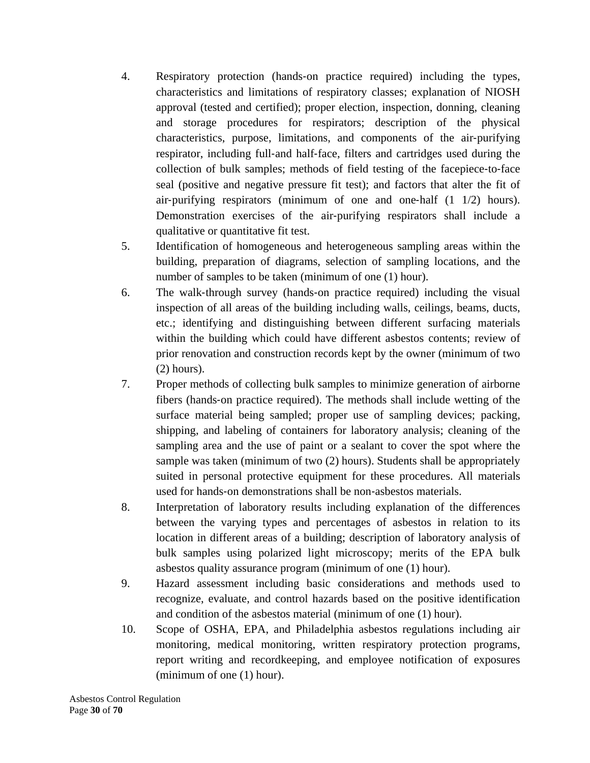4. Respiratory protection (hands-on practice required) including the types, characteristics and limitations of respiratory classes; explanation of NIOSH approval (tested and certified); proper election, inspection, donning, cleaning and storage procedures for respirators; description of the physical characteristics, purpose, limitations, and components of the air-purifying respirator, including full-and half-face, filters and cartridges used during the collection of bulk samples; methods of field testing of the facepiece-to-face seal (positive and negative pressure fit test); and factors that alter the fit of air-purifying respirators (minimum of one and one-half (1 1/2) hours). Demonstration exercises of the air-purifying respirators shall include a qualitative or quantitative fit test.
5. Identification of homogeneous and heterogeneous sampling areas within the building, preparation of diagrams, selection of sampling locations, and the number of samples to be taken (minimum of one (1) hour).
6. The walk-through survey (hands-on practice required) including the visual inspection of all areas of the building including walls, ceilings, beams, ducts, etc.; identifying and distinguishing between different surfacing materials within the building which could have different asbestos contents; review of prior renovation and construction records kept by the owner (minimum of two (2) hours).
7. Proper methods of collecting bulk samples to minimize generation of airborne fibers (hands-on practice required). The methods shall include wetting of the surface material being sampled; proper use of sampling devices; packing, shipping, and labeling of containers for laboratory analysis; cleaning of the sampling area and the use of paint or a sealant to cover the spot where the sample was taken (minimum of two (2) hours). Students shall be appropriately suited in personal protective equipment for these procedures. All materials used for hands-on demonstrations shall be non-asbestos materials.
8. Interpretation of laboratory results including explanation of the differences between the varying types and percentages of asbestos in relation to its location in different areas of a building; description of laboratory analysis of bulk samples using polarized light microscopy; merits of the EPA bulk asbestos quality assurance program (minimum of one (1) hour).
9. Hazard assessment including basic considerations and methods used to recognize, evaluate, and control hazards based on the positive identification and condition of the asbestos material (minimum of one (1) hour).
10. Scope of OSHA, EPA, and Philadelphia asbestos regulations including air monitoring, medical monitoring, written respiratory protection programs, report writing and recordkeeping, and employee notification of exposures (minimum of one (1) hour).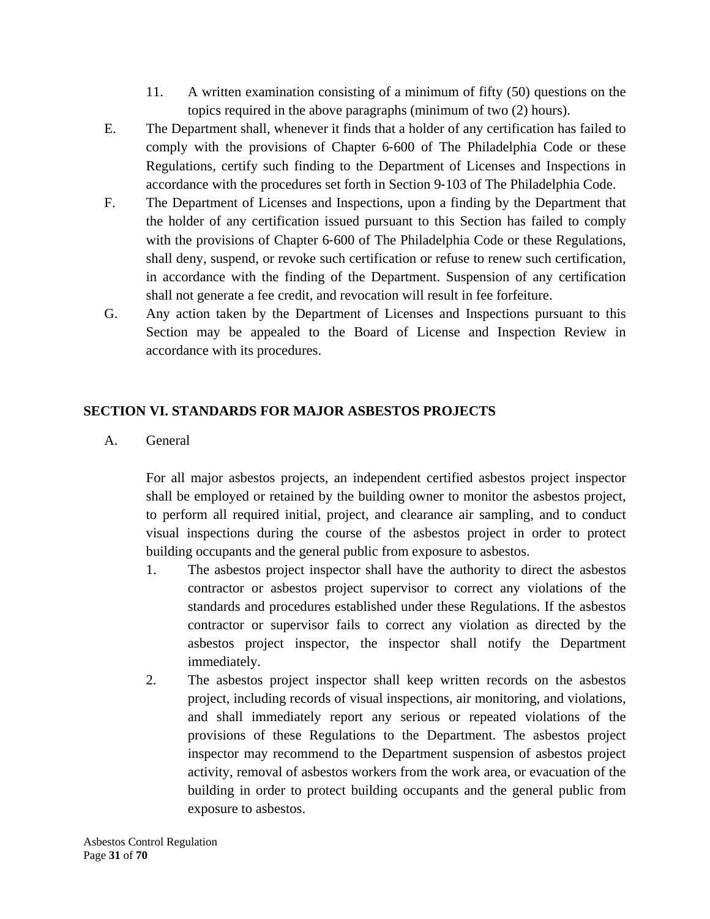11. A written examination consisting of a minimum of fifty (50) questions on the topics required in the above paragraphs (minimum of two (2) hours).

E. The Department shall, whenever it finds that a holder of any certification has failed to comply with the provisions of Chapter 6‑600 of The Philadelphia Code or these Regulations, certify such finding to the Department of Licenses and Inspections in accordance with the procedures set forth in Section 9‑103 of The Philadelphia Code.

F. The Department of Licenses and Inspections, upon a finding by the Department that the holder of any certification issued pursuant to this Section has failed to comply with the provisions of Chapter 6‑600 of The Philadelphia Code or these Regulations, shall deny, suspend, or revoke such certification or refuse to renew such certification, in accordance with the finding of the Department. Suspension of any certification shall not generate a fee credit, and revocation will result in fee forfeiture.

G. Any action taken by the Department of Licenses and Inspections pursuant to this Section may be appealed to the Board of License and Inspection Review in accordance with its procedures.

## SECTION VI. STANDARDS FOR MAJOR ASBESTOS PROJECTS

A. General

For all major asbestos projects, an independent certified asbestos project inspector shall be employed or retained by the building owner to monitor the asbestos project, to perform all required initial, project, and clearance air sampling, and to conduct visual inspections during the course of the asbestos project in order to protect building occupants and the general public from exposure to asbestos.

1. The asbestos project inspector shall have the authority to direct the asbestos contractor or asbestos project supervisor to correct any violations of the standards and procedures established under these Regulations. If the asbestos contractor or supervisor fails to correct any violation as directed by the asbestos project inspector, the inspector shall notify the Department immediately.
2. The asbestos project inspector shall keep written records on the asbestos project, including records of visual inspections, air monitoring, and violations, and shall immediately report any serious or repeated violations of the provisions of these Regulations to the Department. The asbestos project inspector may recommend to the Department suspension of asbestos project activity, removal of asbestos workers from the work area, or evacuation of the building in order to protect building occupants and the general public from exposure to asbestos.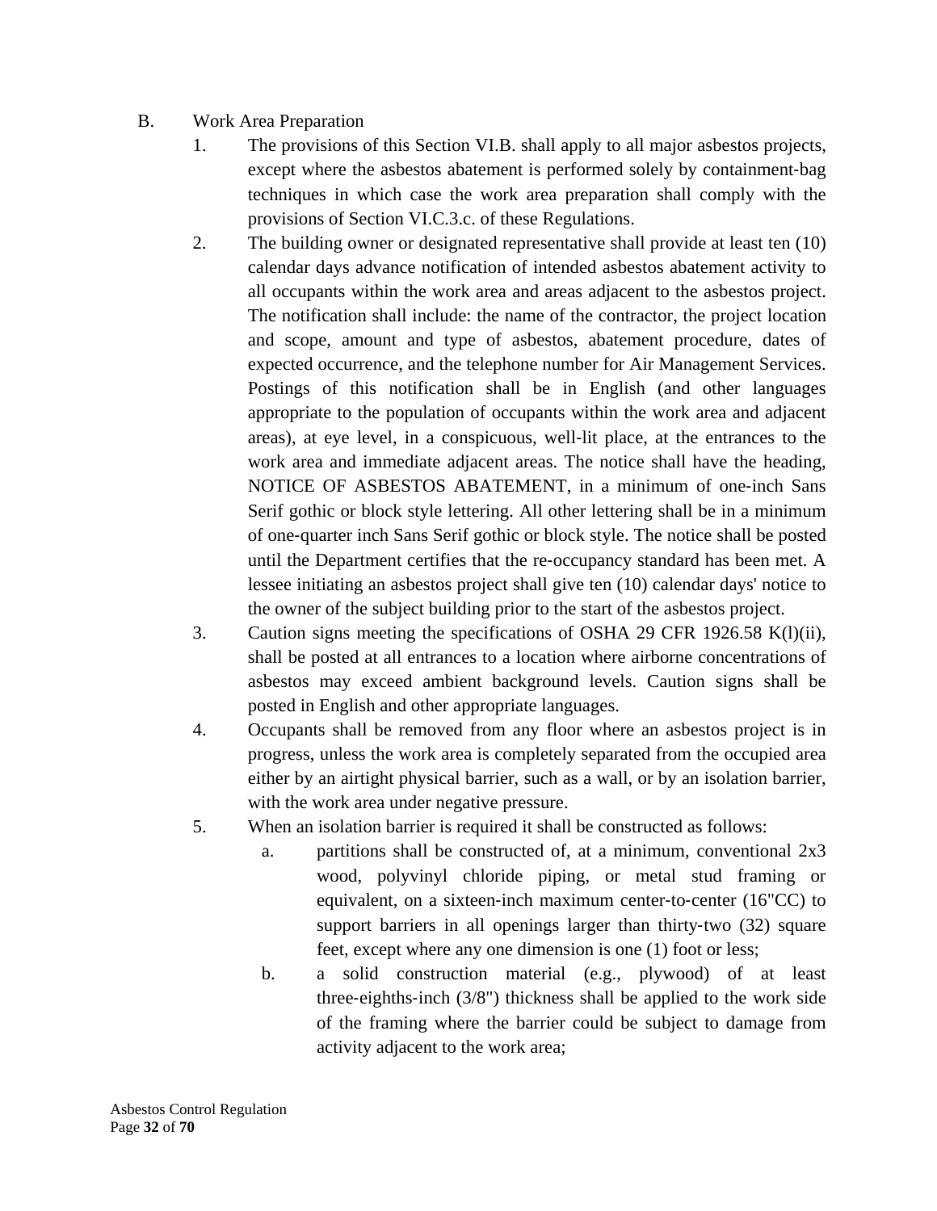B. Work Area Preparation

1. The provisions of this Section VI.B. shall apply to all major asbestos projects, except where the asbestos abatement is performed solely by containment-bag techniques in which case the work area preparation shall comply with the provisions of Section VI.C.3.c. of these Regulations.

2. The building owner or designated representative shall provide at least ten (10) calendar days advance notification of intended asbestos abatement activity to all occupants within the work area and areas adjacent to the asbestos project. The notification shall include: the name of the contractor, the project location and scope, amount and type of asbestos, abatement procedure, dates of expected occurrence, and the telephone number for Air Management Services. Postings of this notification shall be in English (and other languages appropriate to the population of occupants within the work area and adjacent areas), at eye level, in a conspicuous, well-lit place, at the entrances to the work area and immediate adjacent areas. The notice shall have the heading, NOTICE OF ASBESTOS ABATEMENT, in a minimum of one-inch Sans Serif gothic or block style lettering. All other lettering shall be in a minimum of one-quarter inch Sans Serif gothic or block style. The notice shall be posted until the Department certifies that the re-occupancy standard has been met. A lessee initiating an asbestos project shall give ten (10) calendar days' notice to the owner of the subject building prior to the start of the asbestos project.

3. Caution signs meeting the specifications of OSHA 29 CFR 1926.58 K(l)(ii), shall be posted at all entrances to a location where airborne concentrations of asbestos may exceed ambient background levels. Caution signs shall be posted in English and other appropriate languages.

4. Occupants shall be removed from any floor where an asbestos project is in progress, unless the work area is completely separated from the occupied area either by an airtight physical barrier, such as a wall, or by an isolation barrier, with the work area under negative pressure.

5. When an isolation barrier is required it shall be constructed as follows:

   a. partitions shall be constructed of, at a minimum, conventional 2x3 wood, polyvinyl chloride piping, or metal stud framing or equivalent, on a sixteen-inch maximum center-to-center (16"CC) to support barriers in all openings larger than thirty-two (32) square feet, except where any one dimension is one (1) foot or less;

   b. a solid construction material (e.g., plywood) of at least three-eighths-inch (3/8") thickness shall be applied to the work side of the framing where the barrier could be subject to damage from activity adjacent to the work area;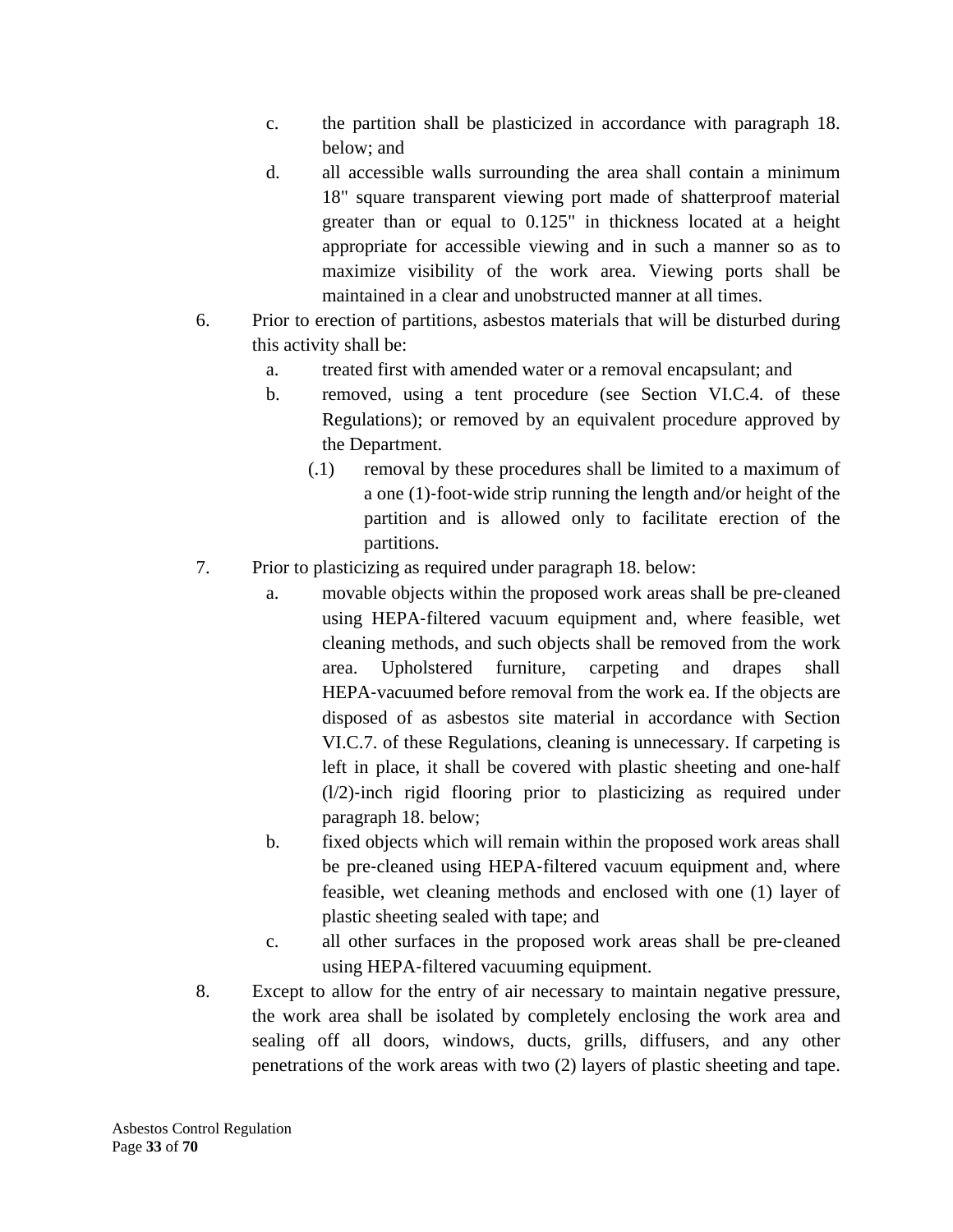c. the partition shall be plasticized in accordance with paragraph 18. below; and

d. all accessible walls surrounding the area shall contain a minimum 18" square transparent viewing port made of shatterproof material greater than or equal to 0.125" in thickness located at a height appropriate for accessible viewing and in such a manner so as to maximize visibility of the work area. Viewing ports shall be maintained in a clear and unobstructed manner at all times.

6. Prior to erection of partitions, asbestos materials that will be disturbed during this activity shall be:

   a. treated first with amended water or a removal encapsulant; and

   b. removed, using a tent procedure (see Section VI.C.4. of these Regulations); or removed by an equivalent procedure approved by the Department.

      (.1) removal by these procedures shall be limited to a maximum of a one (1)-foot-wide strip running the length and/or height of the partition and is allowed only to facilitate erection of the partitions.

7. Prior to plasticizing as required under paragraph 18. below:

   a. movable objects within the proposed work areas shall be pre-cleaned using HEPA-filtered vacuum equipment and, where feasible, wet cleaning methods, and such objects shall be removed from the work area. Upholstered furniture, carpeting and drapes shall HEPA-vacuumed before removal from the work ea. If the objects are disposed of as asbestos site material in accordance with Section VI.C.7. of these Regulations, cleaning is unnecessary. If carpeting is left in place, it shall be covered with plastic sheeting and one-half (l/2)-inch rigid flooring prior to plasticizing as required under paragraph 18. below;

   b. fixed objects which will remain within the proposed work areas shall be pre-cleaned using HEPA-filtered vacuum equipment and, where feasible, wet cleaning methods and enclosed with one (1) layer of plastic sheeting sealed with tape; and

   c. all other surfaces in the proposed work areas shall be pre-cleaned using HEPA-filtered vacuuming equipment.

8. Except to allow for the entry of air necessary to maintain negative pressure, the work area shall be isolated by completely enclosing the work area and sealing off all doors, windows, ducts, grills, diffusers, and any other penetrations of the work areas with two (2) layers of plastic sheeting and tape.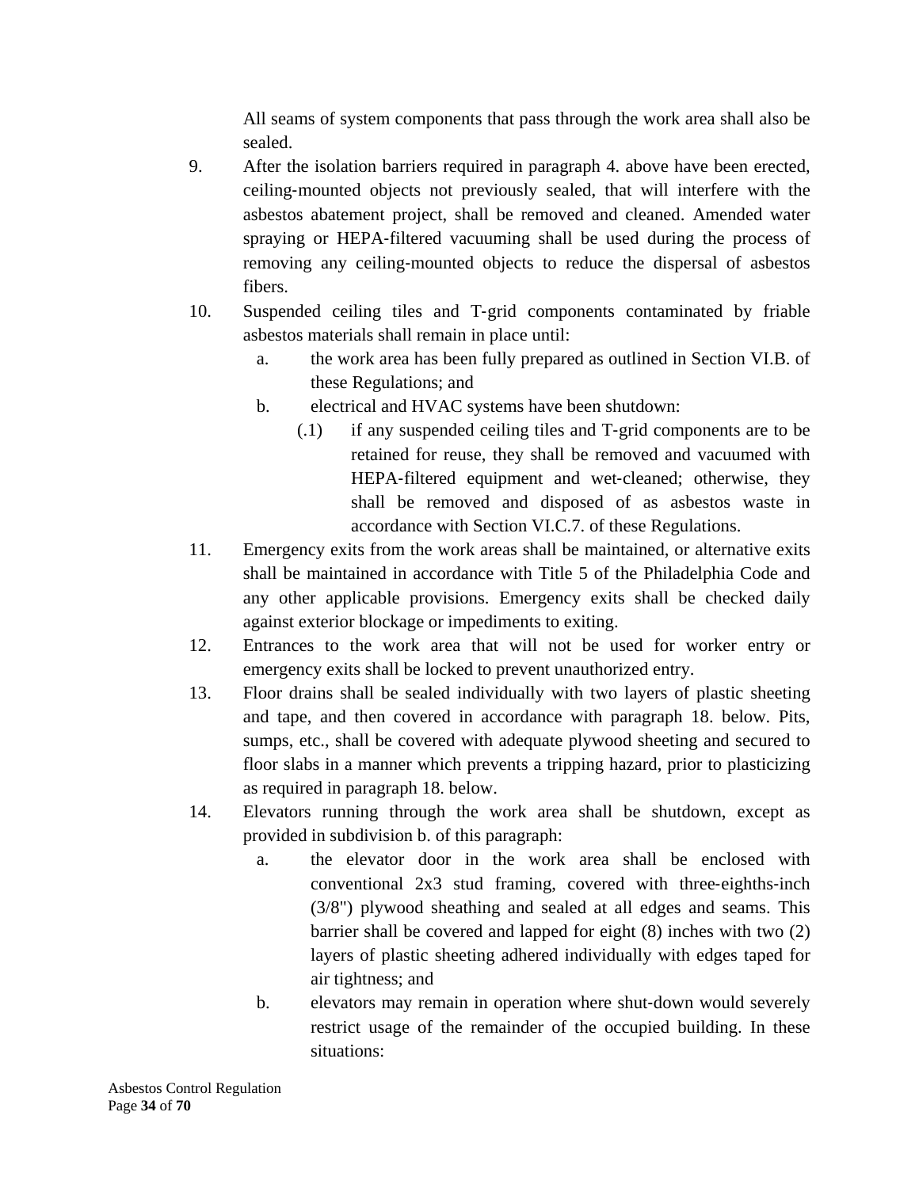All seams of system components that pass through the work area shall also be sealed.

9. After the isolation barriers required in paragraph 4. above have been erected, ceiling-mounted objects not previously sealed, that will interfere with the asbestos abatement project, shall be removed and cleaned. Amended water spraying or HEPA-filtered vacuuming shall be used during the process of removing any ceiling-mounted objects to reduce the dispersal of asbestos fibers.

10. Suspended ceiling tiles and T-grid components contaminated by friable asbestos materials shall remain in place until:
    a. the work area has been fully prepared as outlined in Section VI.B. of these Regulations; and
    b. electrical and HVAC systems have been shutdown:
        (.1) if any suspended ceiling tiles and T-grid components are to be retained for reuse, they shall be removed and vacuumed with HEPA-filtered equipment and wet-cleaned; otherwise, they shall be removed and disposed of as asbestos waste in accordance with Section VI.C.7. of these Regulations.

11. Emergency exits from the work areas shall be maintained, or alternative exits shall be maintained in accordance with Title 5 of the Philadelphia Code and any other applicable provisions. Emergency exits shall be checked daily against exterior blockage or impediments to exiting.

12. Entrances to the work area that will not be used for worker entry or emergency exits shall be locked to prevent unauthorized entry.

13. Floor drains shall be sealed individually with two layers of plastic sheeting and tape, and then covered in accordance with paragraph 18. below. Pits, sumps, etc., shall be covered with adequate plywood sheeting and secured to floor slabs in a manner which prevents a tripping hazard, prior to plasticizing as required in paragraph 18. below.

14. Elevators running through the work area shall be shutdown, except as provided in subdivision b. of this paragraph:
    a. the elevator door in the work area shall be enclosed with conventional 2x3 stud framing, covered with three-eighths-inch (3/8") plywood sheathing and sealed at all edges and seams. This barrier shall be covered and lapped for eight (8) inches with two (2) layers of plastic sheeting adhered individually with edges taped for air tightness; and
    b. elevators may remain in operation where shut-down would severely restrict usage of the remainder of the occupied building. In these situations: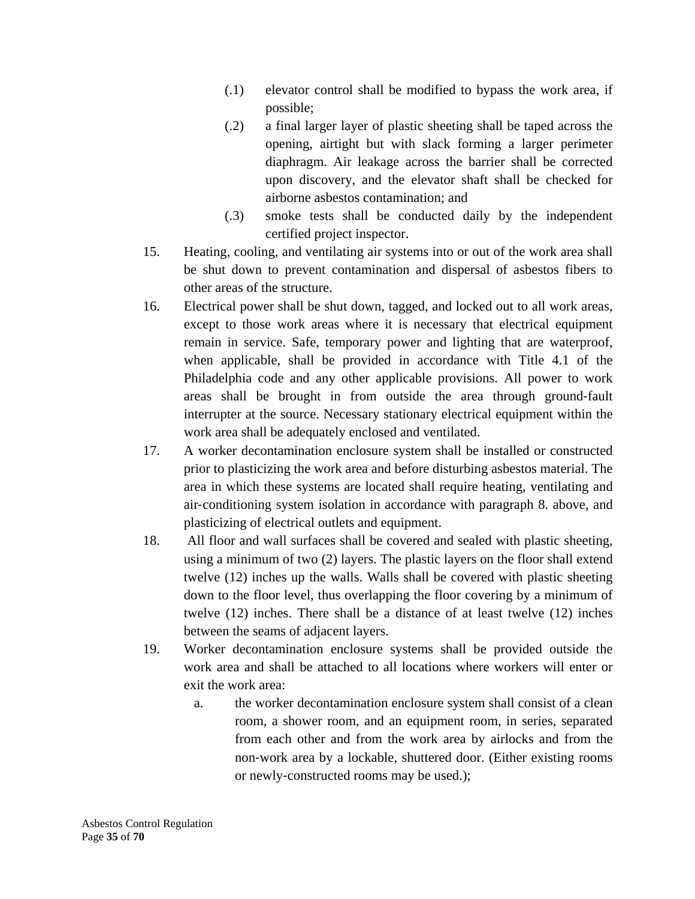(.1) elevator control shall be modified to bypass the work area, if possible;

(.2) a final larger layer of plastic sheeting shall be taped across the opening, airtight but with slack forming a larger perimeter diaphragm. Air leakage across the barrier shall be corrected upon discovery, and the elevator shaft shall be checked for airborne asbestos contamination; and

(.3) smoke tests shall be conducted daily by the independent certified project inspector.

15. Heating, cooling, and ventilating air systems into or out of the work area shall be shut down to prevent contamination and dispersal of asbestos fibers to other areas of the structure.

16. Electrical power shall be shut down, tagged, and locked out to all work areas, except to those work areas where it is necessary that electrical equipment remain in service. Safe, temporary power and lighting that are waterproof, when applicable, shall be provided in accordance with Title 4.1 of the Philadelphia code and any other applicable provisions. All power to work areas shall be brought in from outside the area through ground-fault interrupter at the source. Necessary stationary electrical equipment within the work area shall be adequately enclosed and ventilated.

17. A worker decontamination enclosure system shall be installed or constructed prior to plasticizing the work area and before disturbing asbestos material. The area in which these systems are located shall require heating, ventilating and air-conditioning system isolation in accordance with paragraph 8. above, and plasticizing of electrical outlets and equipment.

18. All floor and wall surfaces shall be covered and sealed with plastic sheeting, using a minimum of two (2) layers. The plastic layers on the floor shall extend twelve (12) inches up the walls. Walls shall be covered with plastic sheeting down to the floor level, thus overlapping the floor covering by a minimum of twelve (12) inches. There shall be a distance of at least twelve (12) inches between the seams of adjacent layers.

19. Worker decontamination enclosure systems shall be provided outside the work area and shall be attached to all locations where workers will enter or exit the work area:

    a. the worker decontamination enclosure system shall consist of a clean room, a shower room, and an equipment room, in series, separated from each other and from the work area by airlocks and from the non-work area by a lockable, shuttered door. (Either existing rooms or newly-constructed rooms may be used.);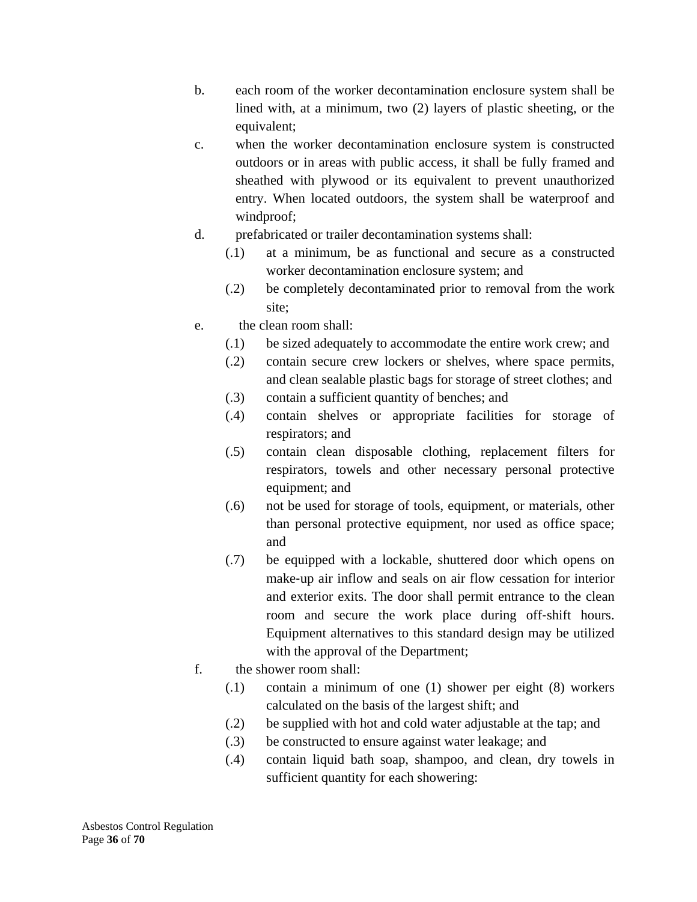b. each room of the worker decontamination enclosure system shall be lined with, at a minimum, two (2) layers of plastic sheeting, or the equivalent;

c. when the worker decontamination enclosure system is constructed outdoors or in areas with public access, it shall be fully framed and sheathed with plywood or its equivalent to prevent unauthorized entry. When located outdoors, the system shall be waterproof and windproof;

d. prefabricated or trailer decontamination systems shall:

   (.1) at a minimum, be as functional and secure as a constructed worker decontamination enclosure system; and

   (.2) be completely decontaminated prior to removal from the work site;

e. the clean room shall:

   (.1) be sized adequately to accommodate the entire work crew; and

   (.2) contain secure crew lockers or shelves, where space permits, and clean sealable plastic bags for storage of street clothes; and

   (.3) contain a sufficient quantity of benches; and

   (.4) contain shelves or appropriate facilities for storage of respirators; and

   (.5) contain clean disposable clothing, replacement filters for respirators, towels and other necessary personal protective equipment; and

   (.6) not be used for storage of tools, equipment, or materials, other than personal protective equipment, nor used as office space; and

   (.7) be equipped with a lockable, shuttered door which opens on make-up air inflow and seals on air flow cessation for interior and exterior exits. The door shall permit entrance to the clean room and secure the work place during off-shift hours. Equipment alternatives to this standard design may be utilized with the approval of the Department;

f. the shower room shall:

   (.1) contain a minimum of one (1) shower per eight (8) workers calculated on the basis of the largest shift; and

   (.2) be supplied with hot and cold water adjustable at the tap; and

   (.3) be constructed to ensure against water leakage; and

   (.4) contain liquid bath soap, shampoo, and clean, dry towels in sufficient quantity for each showering: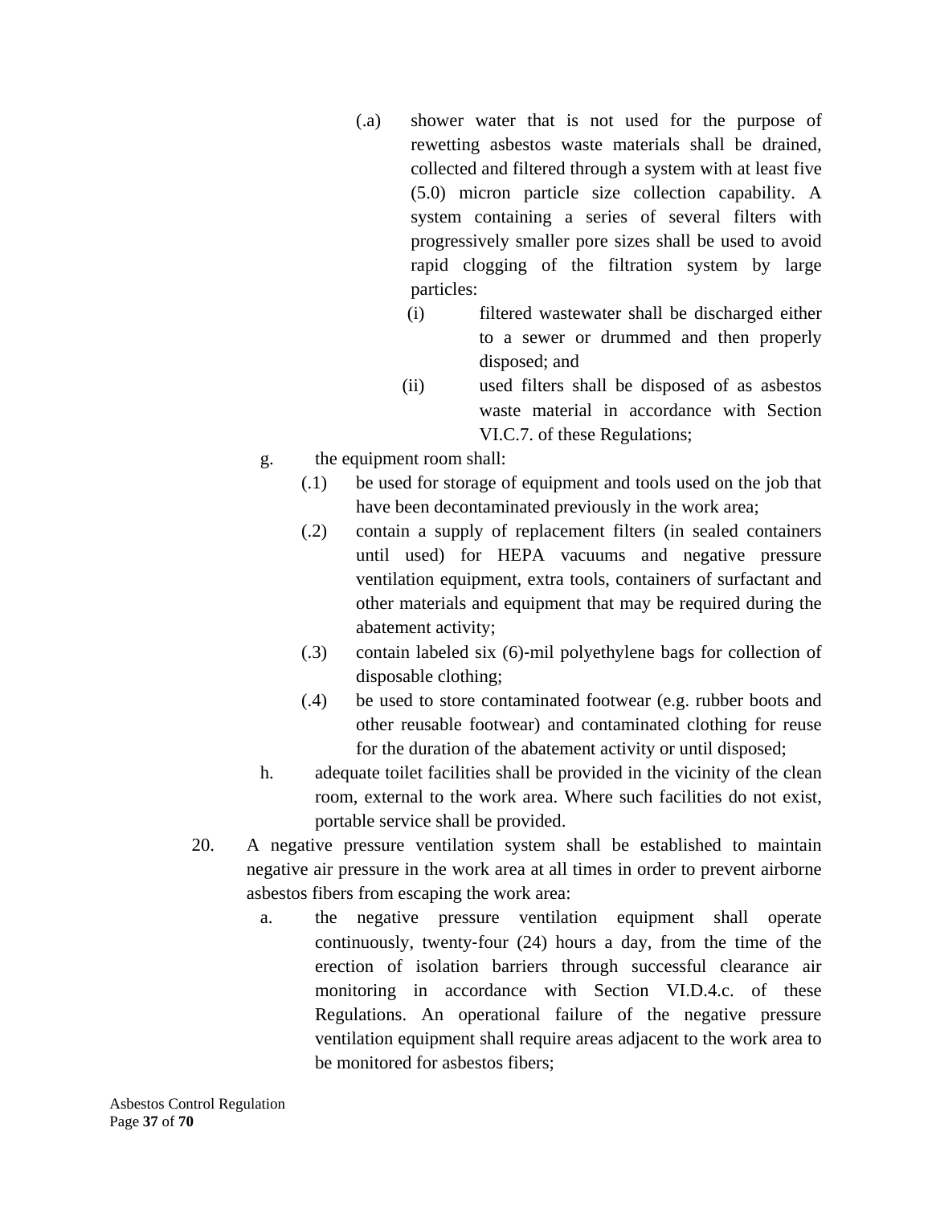(.a) shower water that is not used for the purpose of rewetting asbestos waste materials shall be drained, collected and filtered through a system with at least five (5.0) micron particle size collection capability. A system containing a series of several filters with progressively smaller pore sizes shall be used to avoid rapid clogging of the filtration system by large particles:

(i) filtered wastewater shall be discharged either to a sewer or drummed and then properly disposed; and

(ii) used filters shall be disposed of as asbestos waste material in accordance with Section VI.C.7. of these Regulations;

g. the equipment room shall:

(.1) be used for storage of equipment and tools used on the job that have been decontaminated previously in the work area;

(.2) contain a supply of replacement filters (in sealed containers until used) for HEPA vacuums and negative pressure ventilation equipment, extra tools, containers of surfactant and other materials and equipment that may be required during the abatement activity;

(.3) contain labeled six (6)-mil polyethylene bags for collection of disposable clothing;

(.4) be used to store contaminated footwear (e.g. rubber boots and other reusable footwear) and contaminated clothing for reuse for the duration of the abatement activity or until disposed;

h. adequate toilet facilities shall be provided in the vicinity of the clean room, external to the work area. Where such facilities do not exist, portable service shall be provided.

20. A negative pressure ventilation system shall be established to maintain negative air pressure in the work area at all times in order to prevent airborne asbestos fibers from escaping the work area:

a. the negative pressure ventilation equipment shall operate continuously, twenty-four (24) hours a day, from the time of the erection of isolation barriers through successful clearance air monitoring in accordance with Section VI.D.4.c. of these Regulations. An operational failure of the negative pressure ventilation equipment shall require areas adjacent to the work area to be monitored for asbestos fibers;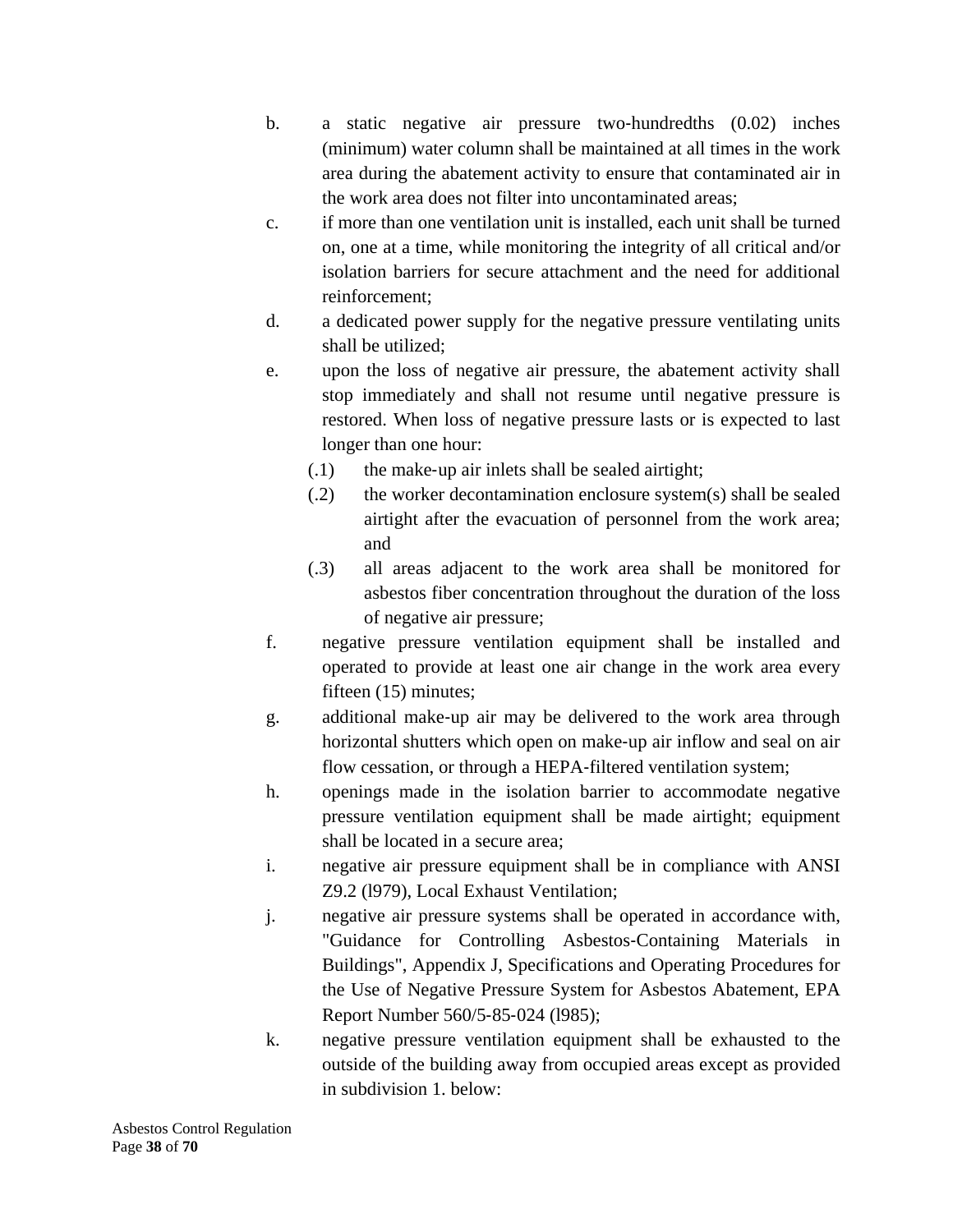b. a static negative air pressure two-hundredths (0.02) inches (minimum) water column shall be maintained at all times in the work area during the abatement activity to ensure that contaminated air in the work area does not filter into uncontaminated areas;

c. if more than one ventilation unit is installed, each unit shall be turned on, one at a time, while monitoring the integrity of all critical and/or isolation barriers for secure attachment and the need for additional reinforcement;

d. a dedicated power supply for the negative pressure ventilating units shall be utilized;

e. upon the loss of negative air pressure, the abatement activity shall stop immediately and shall not resume until negative pressure is restored. When loss of negative pressure lasts or is expected to last longer than one hour:

   (.1) the make-up air inlets shall be sealed airtight;

   (.2) the worker decontamination enclosure system(s) shall be sealed airtight after the evacuation of personnel from the work area; and

   (.3) all areas adjacent to the work area shall be monitored for asbestos fiber concentration throughout the duration of the loss of negative air pressure;

f. negative pressure ventilation equipment shall be installed and operated to provide at least one air change in the work area every fifteen (15) minutes;

g. additional make-up air may be delivered to the work area through horizontal shutters which open on make-up air inflow and seal on air flow cessation, or through a HEPA-filtered ventilation system;

h. openings made in the isolation barrier to accommodate negative pressure ventilation equipment shall be made airtight; equipment shall be located in a secure area;

i. negative air pressure equipment shall be in compliance with ANSI Z9.2 (l979), Local Exhaust Ventilation;

j. negative air pressure systems shall be operated in accordance with, "Guidance for Controlling Asbestos-Containing Materials in Buildings", Appendix J, Specifications and Operating Procedures for the Use of Negative Pressure System for Asbestos Abatement, EPA Report Number 560/5-85-024 (l985);

k. negative pressure ventilation equipment shall be exhausted to the outside of the building away from occupied areas except as provided in subdivision 1. below: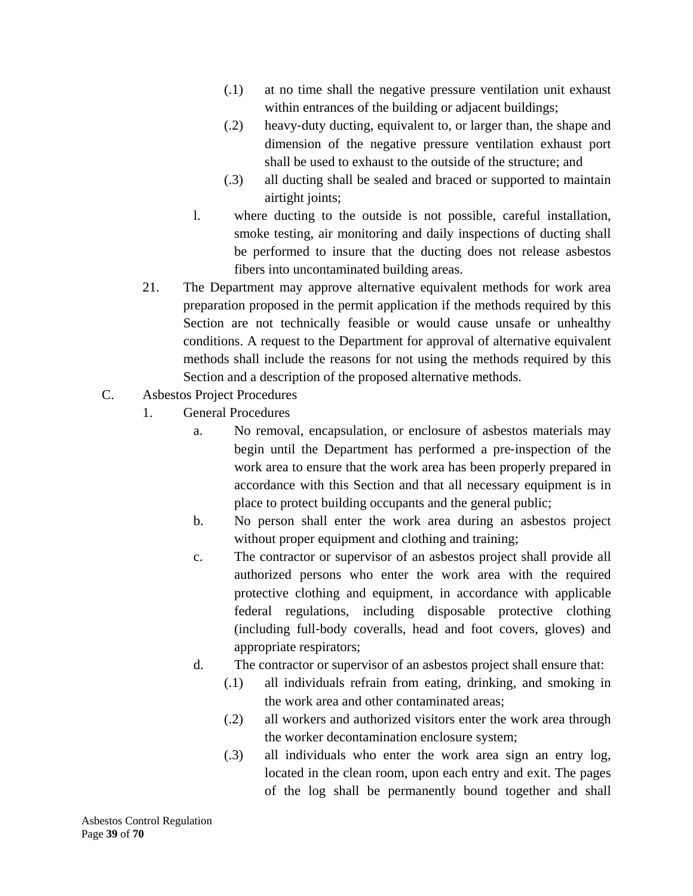(.1) at no time shall the negative pressure ventilation unit exhaust within entrances of the building or adjacent buildings;

(.2) heavy-duty ducting, equivalent to, or larger than, the shape and dimension of the negative pressure ventilation exhaust port shall be used to exhaust to the outside of the structure; and

(.3) all ducting shall be sealed and braced or supported to maintain airtight joints;

l. where ducting to the outside is not possible, careful installation, smoke testing, air monitoring and daily inspections of ducting shall be performed to insure that the ducting does not release asbestos fibers into uncontaminated building areas.

21. The Department may approve alternative equivalent methods for work area preparation proposed in the permit application if the methods required by this Section are not technically feasible or would cause unsafe or unhealthy conditions. A request to the Department for approval of alternative equivalent methods shall include the reasons for not using the methods required by this Section and a description of the proposed alternative methods.

C. Asbestos Project Procedures

1. General Procedures

a. No removal, encapsulation, or enclosure of asbestos materials may begin until the Department has performed a pre-inspection of the work area to ensure that the work area has been properly prepared in accordance with this Section and that all necessary equipment is in place to protect building occupants and the general public;

b. No person shall enter the work area during an asbestos project without proper equipment and clothing and training;

c. The contractor or supervisor of an asbestos project shall provide all authorized persons who enter the work area with the required protective clothing and equipment, in accordance with applicable federal regulations, including disposable protective clothing (including full-body coveralls, head and foot covers, gloves) and appropriate respirators;

d. The contractor or supervisor of an asbestos project shall ensure that:

(.1) all individuals refrain from eating, drinking, and smoking in the work area and other contaminated areas;

(.2) all workers and authorized visitors enter the work area through the worker decontamination enclosure system;

(.3) all individuals who enter the work area sign an entry log, located in the clean room, upon each entry and exit. The pages of the log shall be permanently bound together and shall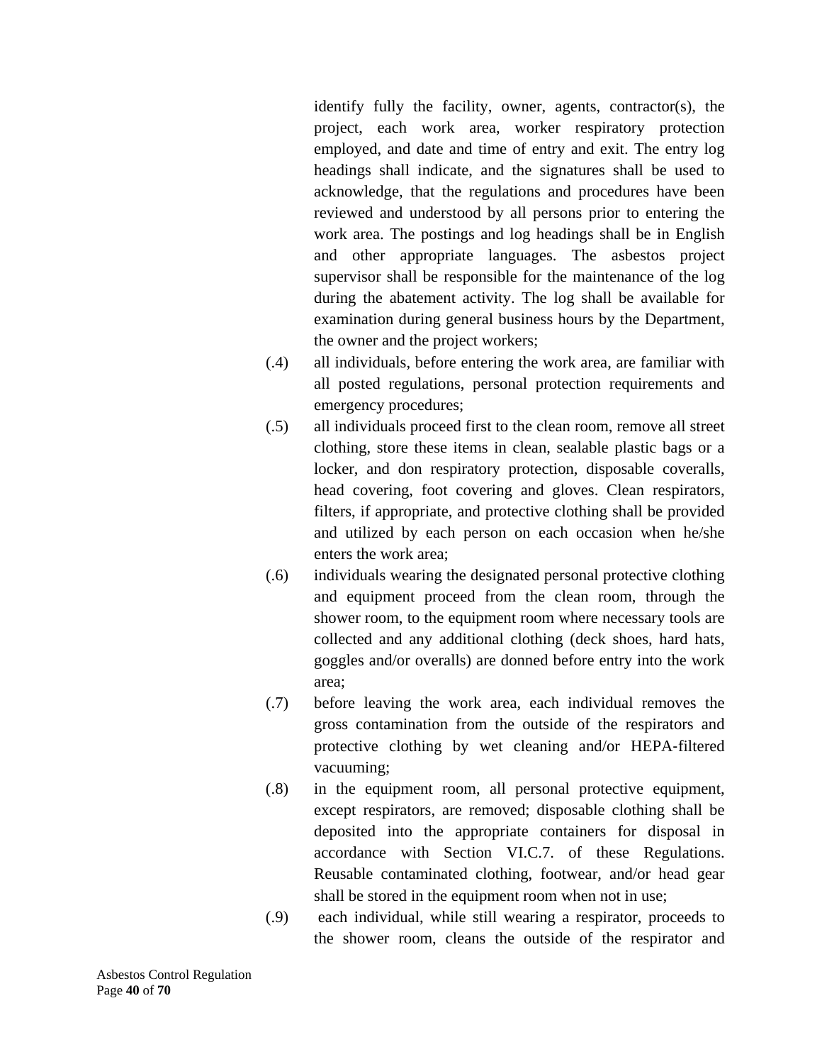identify fully the facility, owner, agents, contractor(s), the project, each work area, worker respiratory protection employed, and date and time of entry and exit. The entry log headings shall indicate, and the signatures shall be used to acknowledge, that the regulations and procedures have been reviewed and understood by all persons prior to entering the work area. The postings and log headings shall be in English and other appropriate languages. The asbestos project supervisor shall be responsible for the maintenance of the log during the abatement activity. The log shall be available for examination during general business hours by the Department, the owner and the project workers;

(.4) all individuals, before entering the work area, are familiar with all posted regulations, personal protection requirements and emergency procedures;

(.5) all individuals proceed first to the clean room, remove all street clothing, store these items in clean, sealable plastic bags or a locker, and don respiratory protection, disposable coveralls, head covering, foot covering and gloves. Clean respirators, filters, if appropriate, and protective clothing shall be provided and utilized by each person on each occasion when he/she enters the work area;

(.6) individuals wearing the designated personal protective clothing and equipment proceed from the clean room, through the shower room, to the equipment room where necessary tools are collected and any additional clothing (deck shoes, hard hats, goggles and/or overalls) are donned before entry into the work area;

(.7) before leaving the work area, each individual removes the gross contamination from the outside of the respirators and protective clothing by wet cleaning and/or HEPA-filtered vacuuming;

(.8) in the equipment room, all personal protective equipment, except respirators, are removed; disposable clothing shall be deposited into the appropriate containers for disposal in accordance with Section VI.C.7. of these Regulations. Reusable contaminated clothing, footwear, and/or head gear shall be stored in the equipment room when not in use;

(.9) each individual, while still wearing a respirator, proceeds to the shower room, cleans the outside of the respirator and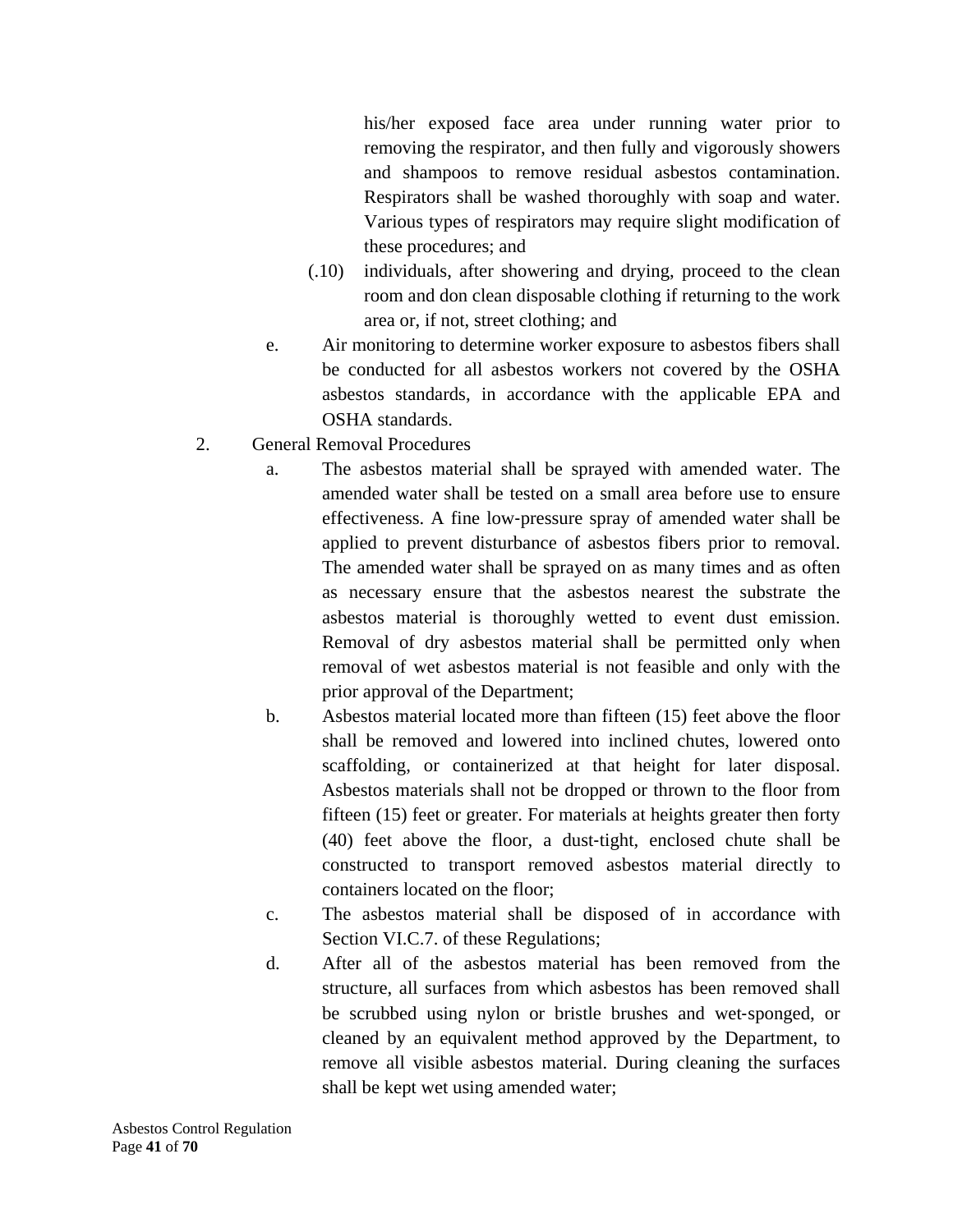his/her exposed face area under running water prior to removing the respirator, and then fully and vigorously showers and shampoos to remove residual asbestos contamination. Respirators shall be washed thoroughly with soap and water. Various types of respirators may require slight modification of these procedures; and

(.10) individuals, after showering and drying, proceed to the clean room and don clean disposable clothing if returning to the work area or, if not, street clothing; and

e. Air monitoring to determine worker exposure to asbestos fibers shall be conducted for all asbestos workers not covered by the OSHA asbestos standards, in accordance with the applicable EPA and OSHA standards.

2. General Removal Procedures

a. The asbestos material shall be sprayed with amended water. The amended water shall be tested on a small area before use to ensure effectiveness. A fine low-pressure spray of amended water shall be applied to prevent disturbance of asbestos fibers prior to removal. The amended water shall be sprayed on as many times and as often as necessary ensure that the asbestos nearest the substrate the asbestos material is thoroughly wetted to event dust emission. Removal of dry asbestos material shall be permitted only when removal of wet asbestos material is not feasible and only with the prior approval of the Department;

b. Asbestos material located more than fifteen (15) feet above the floor shall be removed and lowered into inclined chutes, lowered onto scaffolding, or containerized at that height for later disposal. Asbestos materials shall not be dropped or thrown to the floor from fifteen (15) feet or greater. For materials at heights greater then forty (40) feet above the floor, a dust-tight, enclosed chute shall be constructed to transport removed asbestos material directly to containers located on the floor;

c. The asbestos material shall be disposed of in accordance with Section VI.C.7. of these Regulations;

d. After all of the asbestos material has been removed from the structure, all surfaces from which asbestos has been removed shall be scrubbed using nylon or bristle brushes and wet-sponged, or cleaned by an equivalent method approved by the Department, to remove all visible asbestos material. During cleaning the surfaces shall be kept wet using amended water;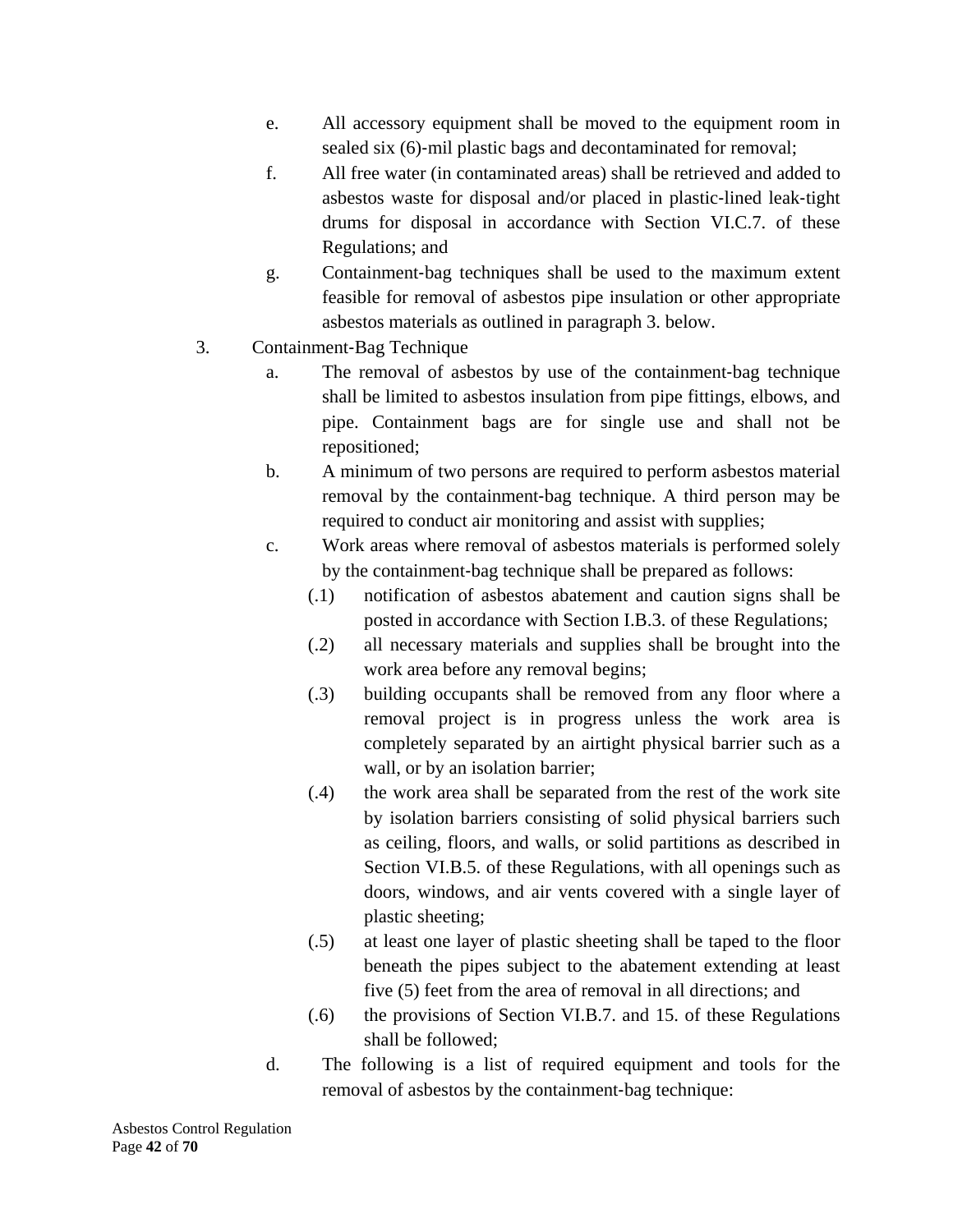- e. All accessory equipment shall be moved to the equipment room in sealed six (6)-mil plastic bags and decontaminated for removal;
- f. All free water (in contaminated areas) shall be retrieved and added to asbestos waste for disposal and/or placed in plastic-lined leak-tight drums for disposal in accordance with Section VI.C.7. of these Regulations; and
- g. Containment-bag techniques shall be used to the maximum extent feasible for removal of asbestos pipe insulation or other appropriate asbestos materials as outlined in paragraph 3. below.

3. Containment-Bag Technique
   - a. The removal of asbestos by use of the containment-bag technique shall be limited to asbestos insulation from pipe fittings, elbows, and pipe. Containment bags are for single use and shall not be repositioned;
   - b. A minimum of two persons are required to perform asbestos material removal by the containment-bag technique. A third person may be required to conduct air monitoring and assist with supplies;
   - c. Work areas where removal of asbestos materials is performed solely by the containment-bag technique shall be prepared as follows:
     - (.1) notification of asbestos abatement and caution signs shall be posted in accordance with Section I.B.3. of these Regulations;
     - (.2) all necessary materials and supplies shall be brought into the work area before any removal begins;
     - (.3) building occupants shall be removed from any floor where a removal project is in progress unless the work area is completely separated by an airtight physical barrier such as a wall, or by an isolation barrier;
     - (.4) the work area shall be separated from the rest of the work site by isolation barriers consisting of solid physical barriers such as ceiling, floors, and walls, or solid partitions as described in Section VI.B.5. of these Regulations, with all openings such as doors, windows, and air vents covered with a single layer of plastic sheeting;
     - (.5) at least one layer of plastic sheeting shall be taped to the floor beneath the pipes subject to the abatement extending at least five (5) feet from the area of removal in all directions; and
     - (.6) the provisions of Section VI.B.7. and 15. of these Regulations shall be followed;
   - d. The following is a list of required equipment and tools for the removal of asbestos by the containment-bag technique: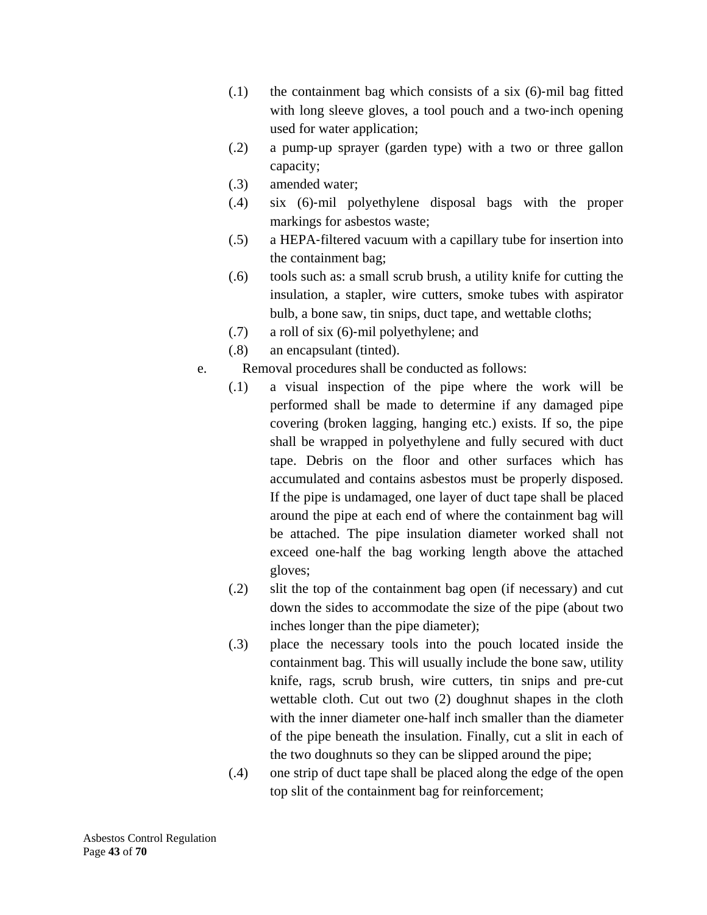(.1) the containment bag which consists of a six (6)-mil bag fitted with long sleeve gloves, a tool pouch and a two-inch opening used for water application;

(.2) a pump-up sprayer (garden type) with a two or three gallon capacity;

(.3) amended water;

(.4) six (6)-mil polyethylene disposal bags with the proper markings for asbestos waste;

(.5) a HEPA-filtered vacuum with a capillary tube for insertion into the containment bag;

(.6) tools such as: a small scrub brush, a utility knife for cutting the insulation, a stapler, wire cutters, smoke tubes with aspirator bulb, a bone saw, tin snips, duct tape, and wettable cloths;

(.7) a roll of six (6)-mil polyethylene; and

(.8) an encapsulant (tinted).

e. Removal procedures shall be conducted as follows:

(.1) a visual inspection of the pipe where the work will be performed shall be made to determine if any damaged pipe covering (broken lagging, hanging etc.) exists. If so, the pipe shall be wrapped in polyethylene and fully secured with duct tape. Debris on the floor and other surfaces which has accumulated and contains asbestos must be properly disposed. If the pipe is undamaged, one layer of duct tape shall be placed around the pipe at each end of where the containment bag will be attached. The pipe insulation diameter worked shall not exceed one-half the bag working length above the attached gloves;

(.2) slit the top of the containment bag open (if necessary) and cut down the sides to accommodate the size of the pipe (about two inches longer than the pipe diameter);

(.3) place the necessary tools into the pouch located inside the containment bag. This will usually include the bone saw, utility knife, rags, scrub brush, wire cutters, tin snips and pre-cut wettable cloth. Cut out two (2) doughnut shapes in the cloth with the inner diameter one-half inch smaller than the diameter of the pipe beneath the insulation. Finally, cut a slit in each of the two doughnuts so they can be slipped around the pipe;

(.4) one strip of duct tape shall be placed along the edge of the open top slit of the containment bag for reinforcement;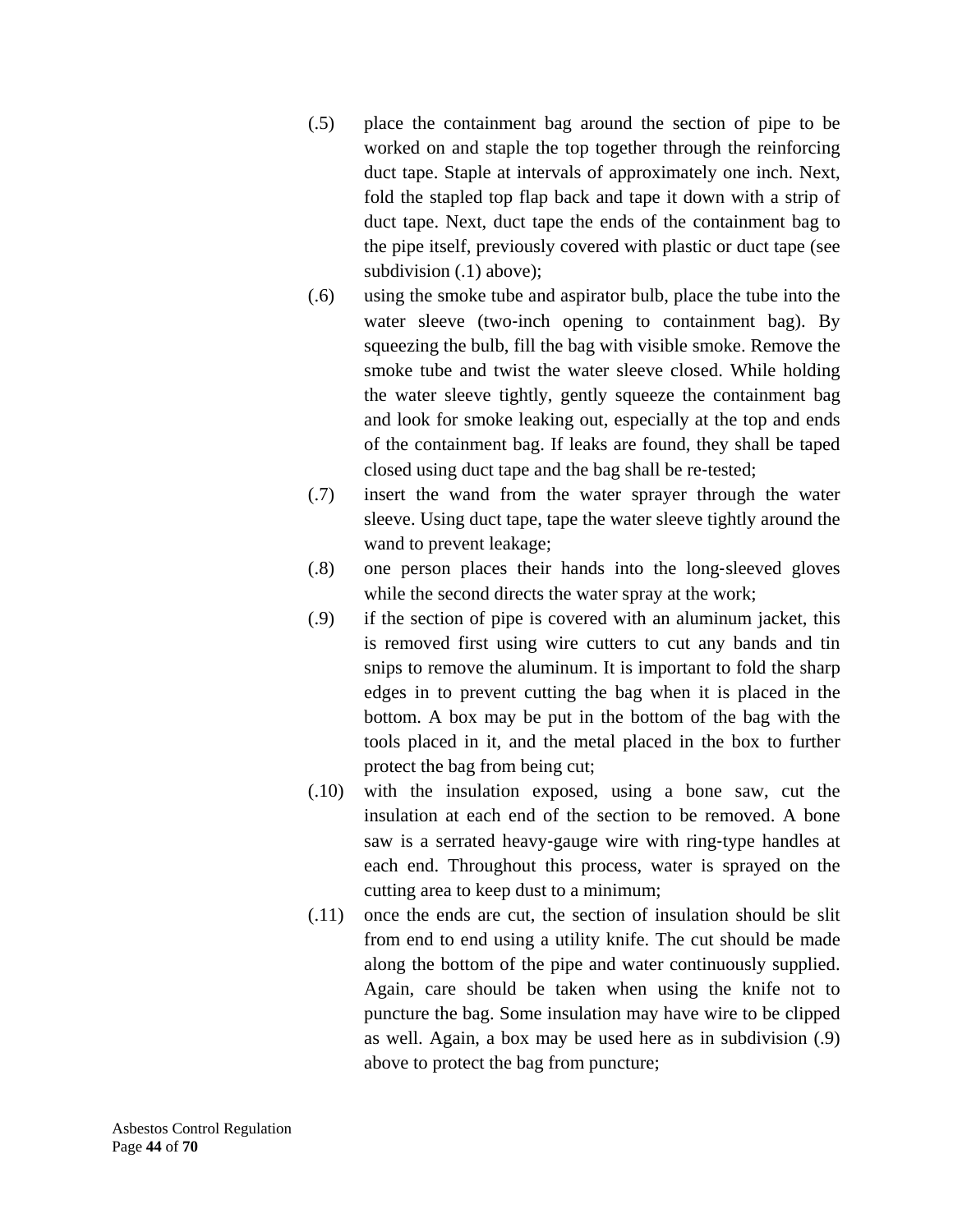(.5) place the containment bag around the section of pipe to be worked on and staple the top together through the reinforcing duct tape. Staple at intervals of approximately one inch. Next, fold the stapled top flap back and tape it down with a strip of duct tape. Next, duct tape the ends of the containment bag to the pipe itself, previously covered with plastic or duct tape (see subdivision (.1) above);

(.6) using the smoke tube and aspirator bulb, place the tube into the water sleeve (two-inch opening to containment bag). By squeezing the bulb, fill the bag with visible smoke. Remove the smoke tube and twist the water sleeve closed. While holding the water sleeve tightly, gently squeeze the containment bag and look for smoke leaking out, especially at the top and ends of the containment bag. If leaks are found, they shall be taped closed using duct tape and the bag shall be re-tested;

(.7) insert the wand from the water sprayer through the water sleeve. Using duct tape, tape the water sleeve tightly around the wand to prevent leakage;

(.8) one person places their hands into the long-sleeved gloves while the second directs the water spray at the work;

(.9) if the section of pipe is covered with an aluminum jacket, this is removed first using wire cutters to cut any bands and tin snips to remove the aluminum. It is important to fold the sharp edges in to prevent cutting the bag when it is placed in the bottom. A box may be put in the bottom of the bag with the tools placed in it, and the metal placed in the box to further protect the bag from being cut;

(.10) with the insulation exposed, using a bone saw, cut the insulation at each end of the section to be removed. A bone saw is a serrated heavy-gauge wire with ring-type handles at each end. Throughout this process, water is sprayed on the cutting area to keep dust to a minimum;

(.11) once the ends are cut, the section of insulation should be slit from end to end using a utility knife. The cut should be made along the bottom of the pipe and water continuously supplied. Again, care should be taken when using the knife not to puncture the bag. Some insulation may have wire to be clipped as well. Again, a box may be used here as in subdivision (.9) above to protect the bag from puncture;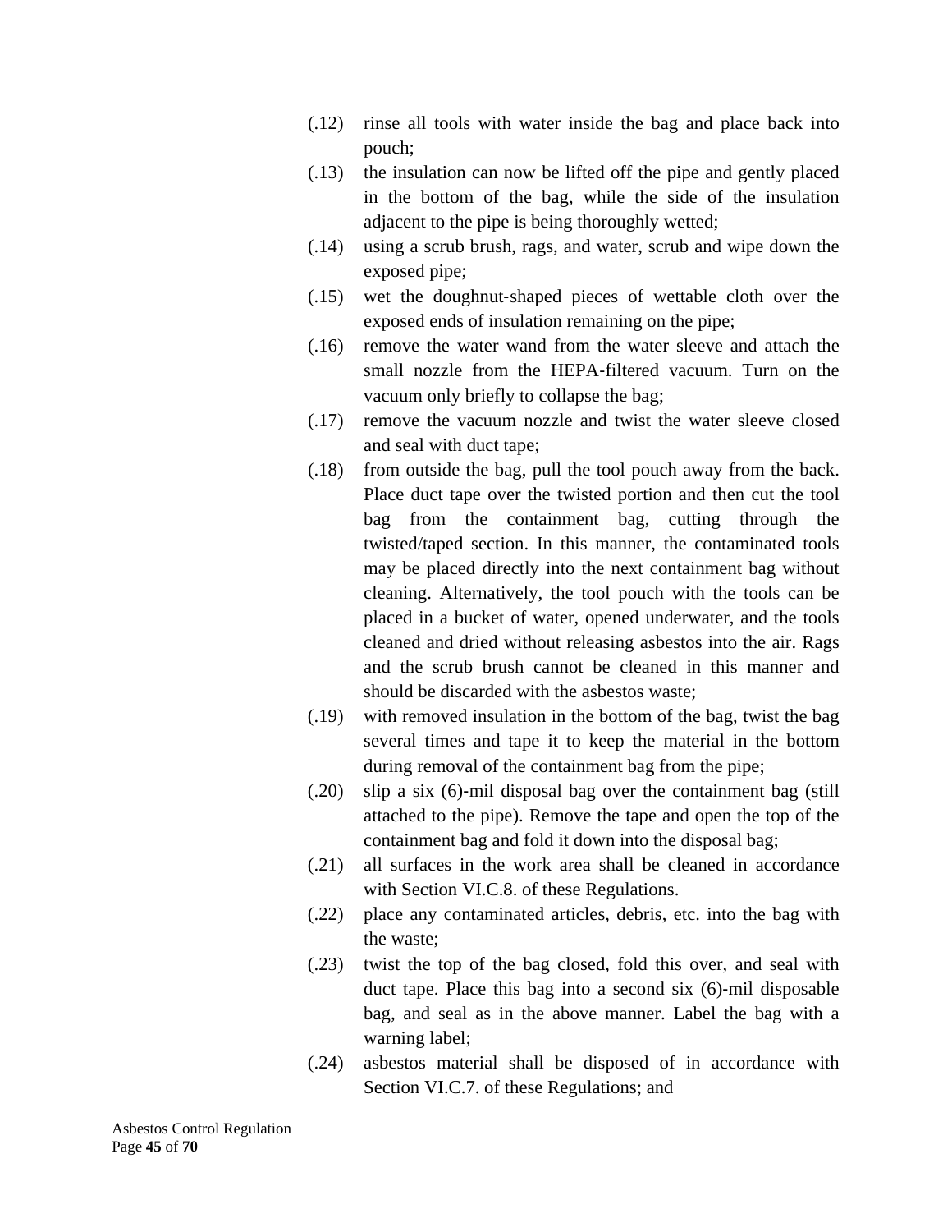(.12) rinse all tools with water inside the bag and place back into pouch;

(.13) the insulation can now be lifted off the pipe and gently placed in the bottom of the bag, while the side of the insulation adjacent to the pipe is being thoroughly wetted;

(.14) using a scrub brush, rags, and water, scrub and wipe down the exposed pipe;

(.15) wet the doughnut-shaped pieces of wettable cloth over the exposed ends of insulation remaining on the pipe;

(.16) remove the water wand from the water sleeve and attach the small nozzle from the HEPA-filtered vacuum. Turn on the vacuum only briefly to collapse the bag;

(.17) remove the vacuum nozzle and twist the water sleeve closed and seal with duct tape;

(.18) from outside the bag, pull the tool pouch away from the back. Place duct tape over the twisted portion and then cut the tool bag from the containment bag, cutting through the twisted/taped section. In this manner, the contaminated tools may be placed directly into the next containment bag without cleaning. Alternatively, the tool pouch with the tools can be placed in a bucket of water, opened underwater, and the tools cleaned and dried without releasing asbestos into the air. Rags and the scrub brush cannot be cleaned in this manner and should be discarded with the asbestos waste;

(.19) with removed insulation in the bottom of the bag, twist the bag several times and tape it to keep the material in the bottom during removal of the containment bag from the pipe;

(.20) slip a six (6)-mil disposal bag over the containment bag (still attached to the pipe). Remove the tape and open the top of the containment bag and fold it down into the disposal bag;

(.21) all surfaces in the work area shall be cleaned in accordance with Section VI.C.8. of these Regulations.

(.22) place any contaminated articles, debris, etc. into the bag with the waste;

(.23) twist the top of the bag closed, fold this over, and seal with duct tape. Place this bag into a second six (6)-mil disposable bag, and seal as in the above manner. Label the bag with a warning label;

(.24) asbestos material shall be disposed of in accordance with Section VI.C.7. of these Regulations; and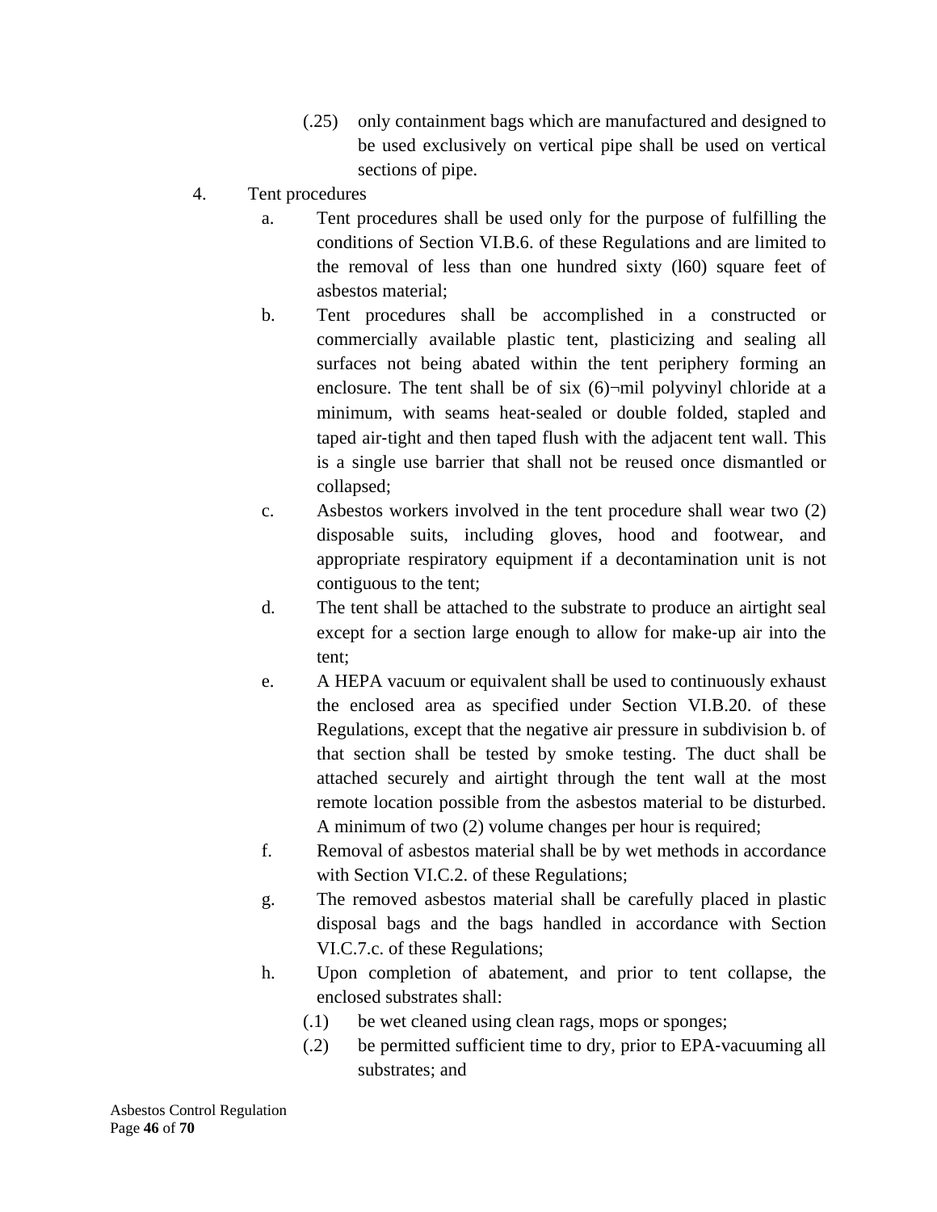(.25) only containment bags which are manufactured and designed to be used exclusively on vertical pipe shall be used on vertical sections of pipe.

4. Tent procedures

   a. Tent procedures shall be used only for the purpose of fulfilling the conditions of Section VI.B.6. of these Regulations and are limited to the removal of less than one hundred sixty (l60) square feet of asbestos material;

   b. Tent procedures shall be accomplished in a constructed or commercially available plastic tent, plasticizing and sealing all surfaces not being abated within the tent periphery forming an enclosure. The tent shall be of six (6)¬mil polyvinyl chloride at a minimum, with seams heat-sealed or double folded, stapled and taped air-tight and then taped flush with the adjacent tent wall. This is a single use barrier that shall not be reused once dismantled or collapsed;

   c. Asbestos workers involved in the tent procedure shall wear two (2) disposable suits, including gloves, hood and footwear, and appropriate respiratory equipment if a decontamination unit is not contiguous to the tent;

   d. The tent shall be attached to the substrate to produce an airtight seal except for a section large enough to allow for make-up air into the tent;

   e. A HEPA vacuum or equivalent shall be used to continuously exhaust the enclosed area as specified under Section VI.B.20. of these Regulations, except that the negative air pressure in subdivision b. of that section shall be tested by smoke testing. The duct shall be attached securely and airtight through the tent wall at the most remote location possible from the asbestos material to be disturbed. A minimum of two (2) volume changes per hour is required;

   f. Removal of asbestos material shall be by wet methods in accordance with Section VI.C.2. of these Regulations;

   g. The removed asbestos material shall be carefully placed in plastic disposal bags and the bags handled in accordance with Section VI.C.7.c. of these Regulations;

   h. Upon completion of abatement, and prior to tent collapse, the enclosed substrates shall:

      (.1) be wet cleaned using clean rags, mops or sponges;

      (.2) be permitted sufficient time to dry, prior to EPA-vacuuming all substrates; and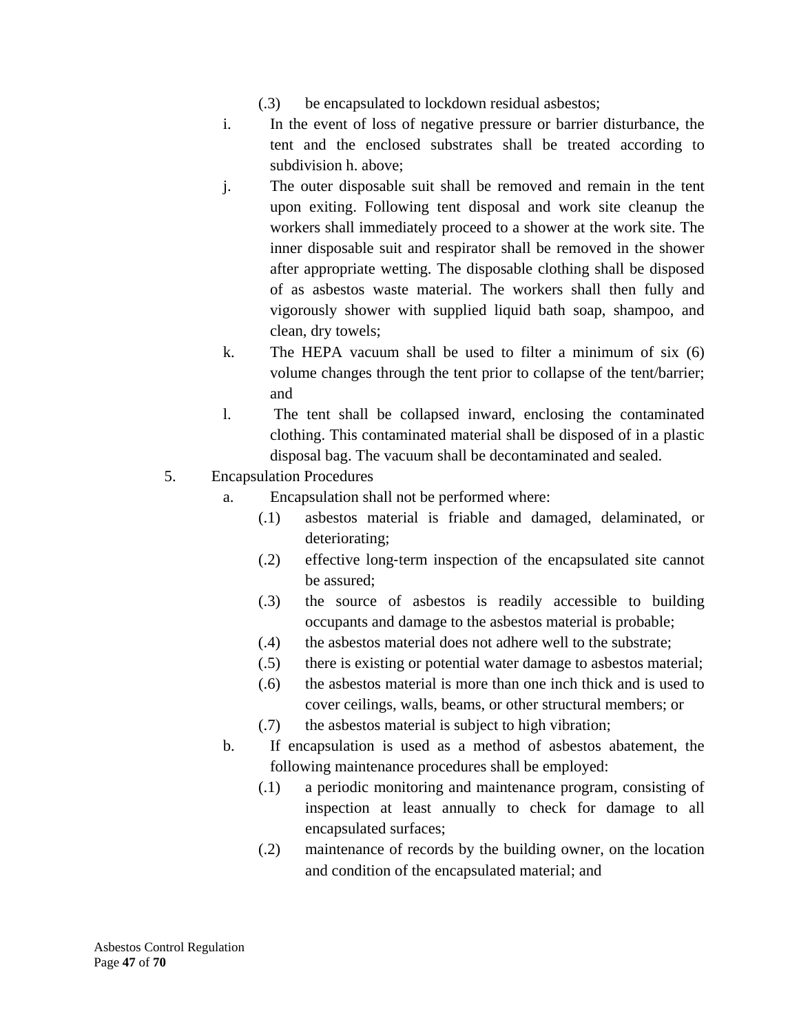(.3) be encapsulated to lockdown residual asbestos;

i. In the event of loss of negative pressure or barrier disturbance, the tent and the enclosed substrates shall be treated according to subdivision h. above;

j. The outer disposable suit shall be removed and remain in the tent upon exiting. Following tent disposal and work site cleanup the workers shall immediately proceed to a shower at the work site. The inner disposable suit and respirator shall be removed in the shower after appropriate wetting. The disposable clothing shall be disposed of as asbestos waste material. The workers shall then fully and vigorously shower with supplied liquid bath soap, shampoo, and clean, dry towels;

k. The HEPA vacuum shall be used to filter a minimum of six (6) volume changes through the tent prior to collapse of the tent/barrier; and

l. The tent shall be collapsed inward, enclosing the contaminated clothing. This contaminated material shall be disposed of in a plastic disposal bag. The vacuum shall be decontaminated and sealed.

5. Encapsulation Procedures

a. Encapsulation shall not be performed where:

(.1) asbestos material is friable and damaged, delaminated, or deteriorating;

(.2) effective long-term inspection of the encapsulated site cannot be assured;

(.3) the source of asbestos is readily accessible to building occupants and damage to the asbestos material is probable;

(.4) the asbestos material does not adhere well to the substrate;

(.5) there is existing or potential water damage to asbestos material;

(.6) the asbestos material is more than one inch thick and is used to cover ceilings, walls, beams, or other structural members; or

(.7) the asbestos material is subject to high vibration;

b. If encapsulation is used as a method of asbestos abatement, the following maintenance procedures shall be employed:

(.1) a periodic monitoring and maintenance program, consisting of inspection at least annually to check for damage to all encapsulated surfaces;

(.2) maintenance of records by the building owner, on the location and condition of the encapsulated material; and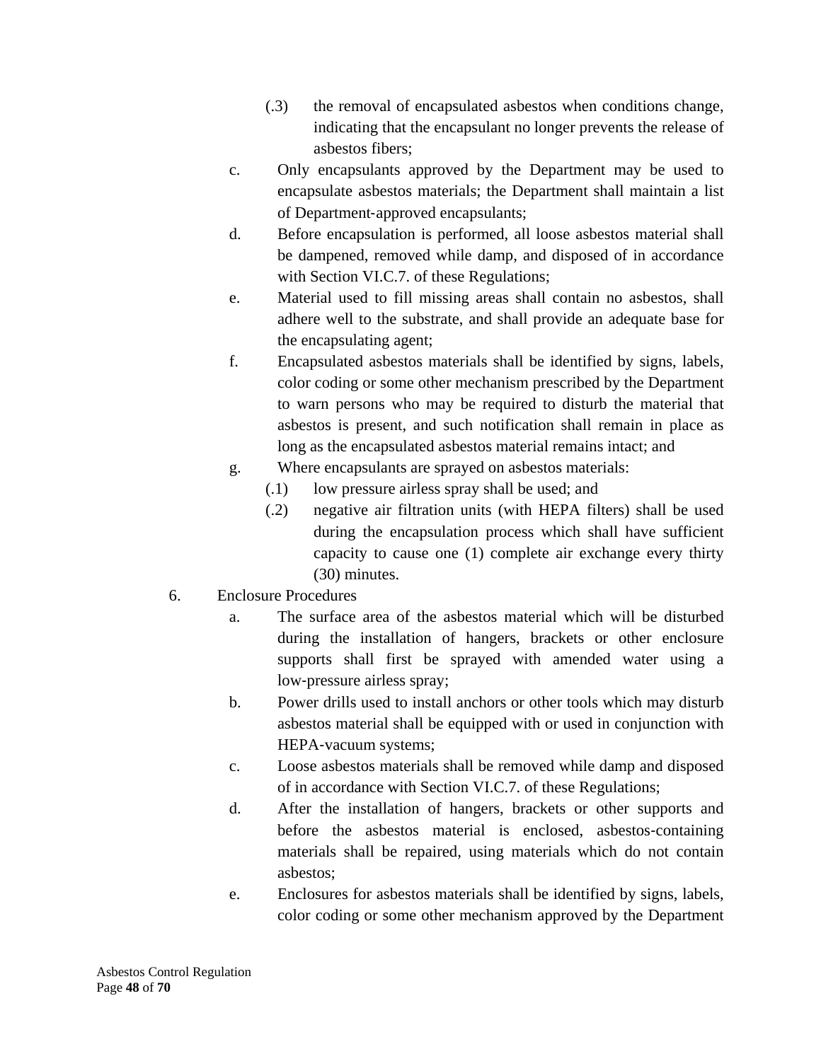(.3) the removal of encapsulated asbestos when conditions change, indicating that the encapsulant no longer prevents the release of asbestos fibers;

c. Only encapsulants approved by the Department may be used to encapsulate asbestos materials; the Department shall maintain a list of Department-approved encapsulants;

d. Before encapsulation is performed, all loose asbestos material shall be dampened, removed while damp, and disposed of in accordance with Section VI.C.7. of these Regulations;

e. Material used to fill missing areas shall contain no asbestos, shall adhere well to the substrate, and shall provide an adequate base for the encapsulating agent;

f. Encapsulated asbestos materials shall be identified by signs, labels, color coding or some other mechanism prescribed by the Department to warn persons who may be required to disturb the material that asbestos is present, and such notification shall remain in place as long as the encapsulated asbestos material remains intact; and

g. Where encapsulants are sprayed on asbestos materials:

(.1) low pressure airless spray shall be used; and

(.2) negative air filtration units (with HEPA filters) shall be used during the encapsulation process which shall have sufficient capacity to cause one (1) complete air exchange every thirty (30) minutes.

6. Enclosure Procedures

a. The surface area of the asbestos material which will be disturbed during the installation of hangers, brackets or other enclosure supports shall first be sprayed with amended water using a low-pressure airless spray;

b. Power drills used to install anchors or other tools which may disturb asbestos material shall be equipped with or used in conjunction with HEPA-vacuum systems;

c. Loose asbestos materials shall be removed while damp and disposed of in accordance with Section VI.C.7. of these Regulations;

d. After the installation of hangers, brackets or other supports and before the asbestos material is enclosed, asbestos-containing materials shall be repaired, using materials which do not contain asbestos;

e. Enclosures for asbestos materials shall be identified by signs, labels, color coding or some other mechanism approved by the Department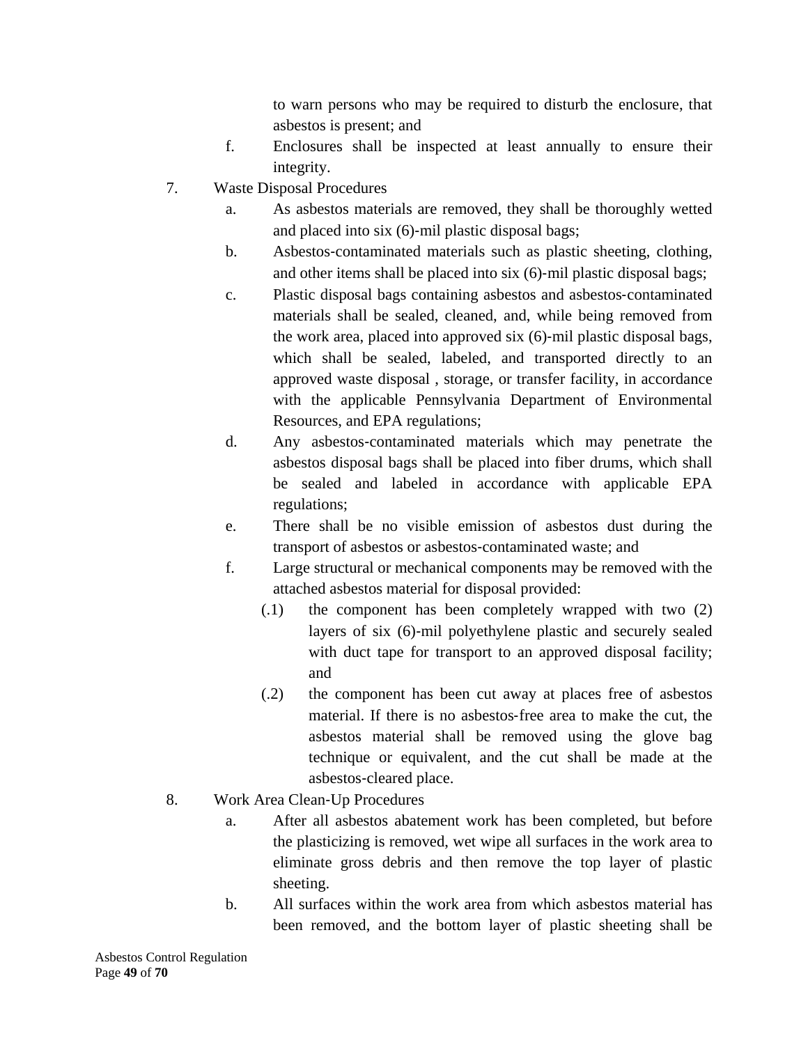to warn persons who may be required to disturb the enclosure, that asbestos is present; and

f. Enclosures shall be inspected at least annually to ensure their integrity.

7. Waste Disposal Procedures

   a. As asbestos materials are removed, they shall be thoroughly wetted and placed into six (6)-mil plastic disposal bags;

   b. Asbestos-contaminated materials such as plastic sheeting, clothing, and other items shall be placed into six (6)-mil plastic disposal bags;

   c. Plastic disposal bags containing asbestos and asbestos-contaminated materials shall be sealed, cleaned, and, while being removed from the work area, placed into approved six (6)-mil plastic disposal bags, which shall be sealed, labeled, and transported directly to an approved waste disposal , storage, or transfer facility, in accordance with the applicable Pennsylvania Department of Environmental Resources, and EPA regulations;

   d. Any asbestos-contaminated materials which may penetrate the asbestos disposal bags shall be placed into fiber drums, which shall be sealed and labeled in accordance with applicable EPA regulations;

   e. There shall be no visible emission of asbestos dust during the transport of asbestos or asbestos-contaminated waste; and

   f. Large structural or mechanical components may be removed with the attached asbestos material for disposal provided:

      (.1) the component has been completely wrapped with two (2) layers of six (6)-mil polyethylene plastic and securely sealed with duct tape for transport to an approved disposal facility; and

      (.2) the component has been cut away at places free of asbestos material. If there is no asbestos-free area to make the cut, the asbestos material shall be removed using the glove bag technique or equivalent, and the cut shall be made at the asbestos-cleared place.

8. Work Area Clean-Up Procedures

   a. After all asbestos abatement work has been completed, but before the plasticizing is removed, wet wipe all surfaces in the work area to eliminate gross debris and then remove the top layer of plastic sheeting.

   b. All surfaces within the work area from which asbestos material has been removed, and the bottom layer of plastic sheeting shall be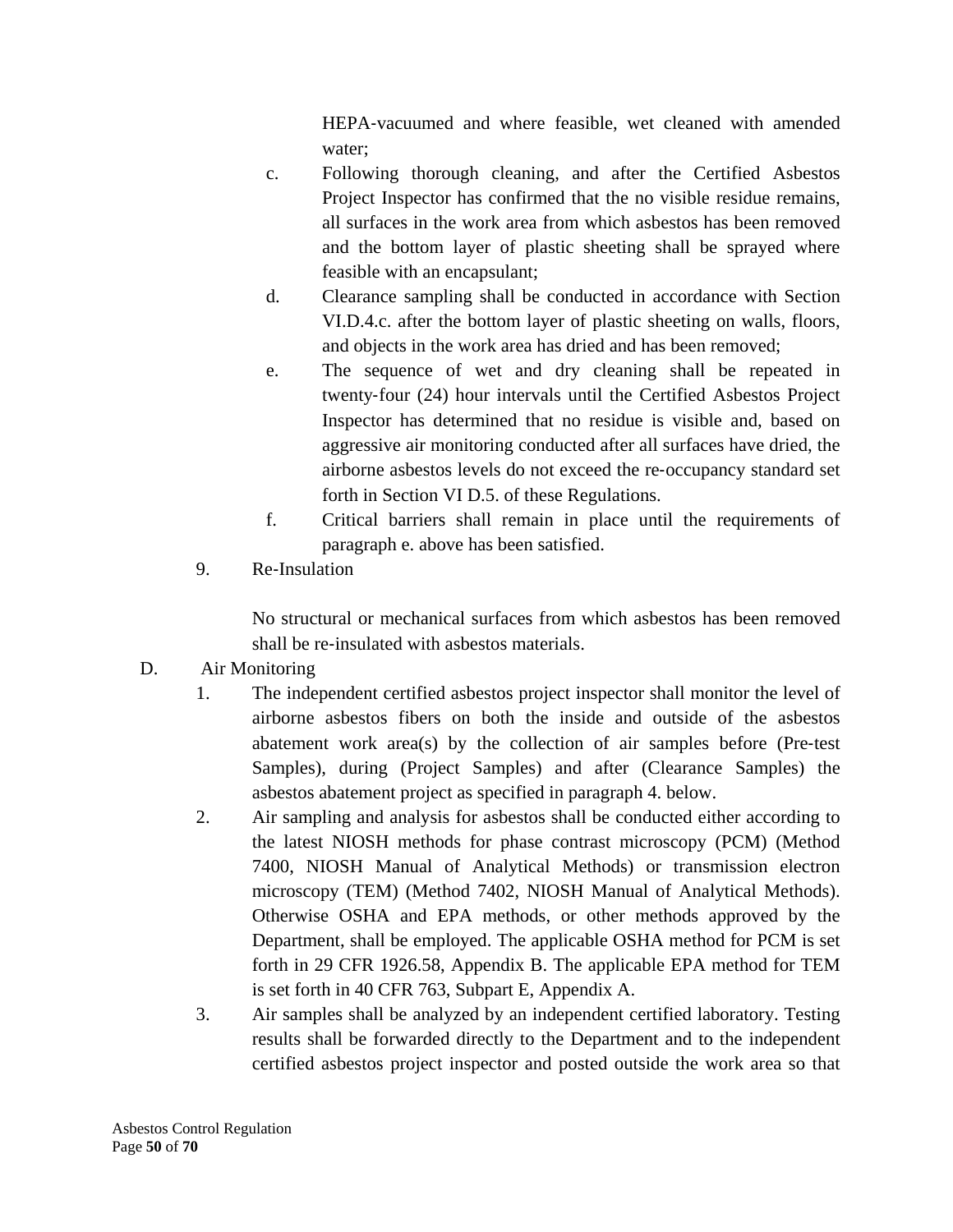HEPA-vacuumed and where feasible, wet cleaned with amended water;

c. Following thorough cleaning, and after the Certified Asbestos Project Inspector has confirmed that the no visible residue remains, all surfaces in the work area from which asbestos has been removed and the bottom layer of plastic sheeting shall be sprayed where feasible with an encapsulant;

d. Clearance sampling shall be conducted in accordance with Section VI.D.4.c. after the bottom layer of plastic sheeting on walls, floors, and objects in the work area has dried and has been removed;

e. The sequence of wet and dry cleaning shall be repeated in twenty-four (24) hour intervals until the Certified Asbestos Project Inspector has determined that no residue is visible and, based on aggressive air monitoring conducted after all surfaces have dried, the airborne asbestos levels do not exceed the re-occupancy standard set forth in Section VI D.5. of these Regulations.

f. Critical barriers shall remain in place until the requirements of paragraph e. above has been satisfied.

9. Re-Insulation

No structural or mechanical surfaces from which asbestos has been removed shall be re-insulated with asbestos materials.

D. Air Monitoring

1. The independent certified asbestos project inspector shall monitor the level of airborne asbestos fibers on both the inside and outside of the asbestos abatement work area(s) by the collection of air samples before (Pre-test Samples), during (Project Samples) and after (Clearance Samples) the asbestos abatement project as specified in paragraph 4. below.

2. Air sampling and analysis for asbestos shall be conducted either according to the latest NIOSH methods for phase contrast microscopy (PCM) (Method 7400, NIOSH Manual of Analytical Methods) or transmission electron microscopy (TEM) (Method 7402, NIOSH Manual of Analytical Methods). Otherwise OSHA and EPA methods, or other methods approved by the Department, shall be employed. The applicable OSHA method for PCM is set forth in 29 CFR 1926.58, Appendix B. The applicable EPA method for TEM is set forth in 40 CFR 763, Subpart E, Appendix A.

3. Air samples shall be analyzed by an independent certified laboratory. Testing results shall be forwarded directly to the Department and to the independent certified asbestos project inspector and posted outside the work area so that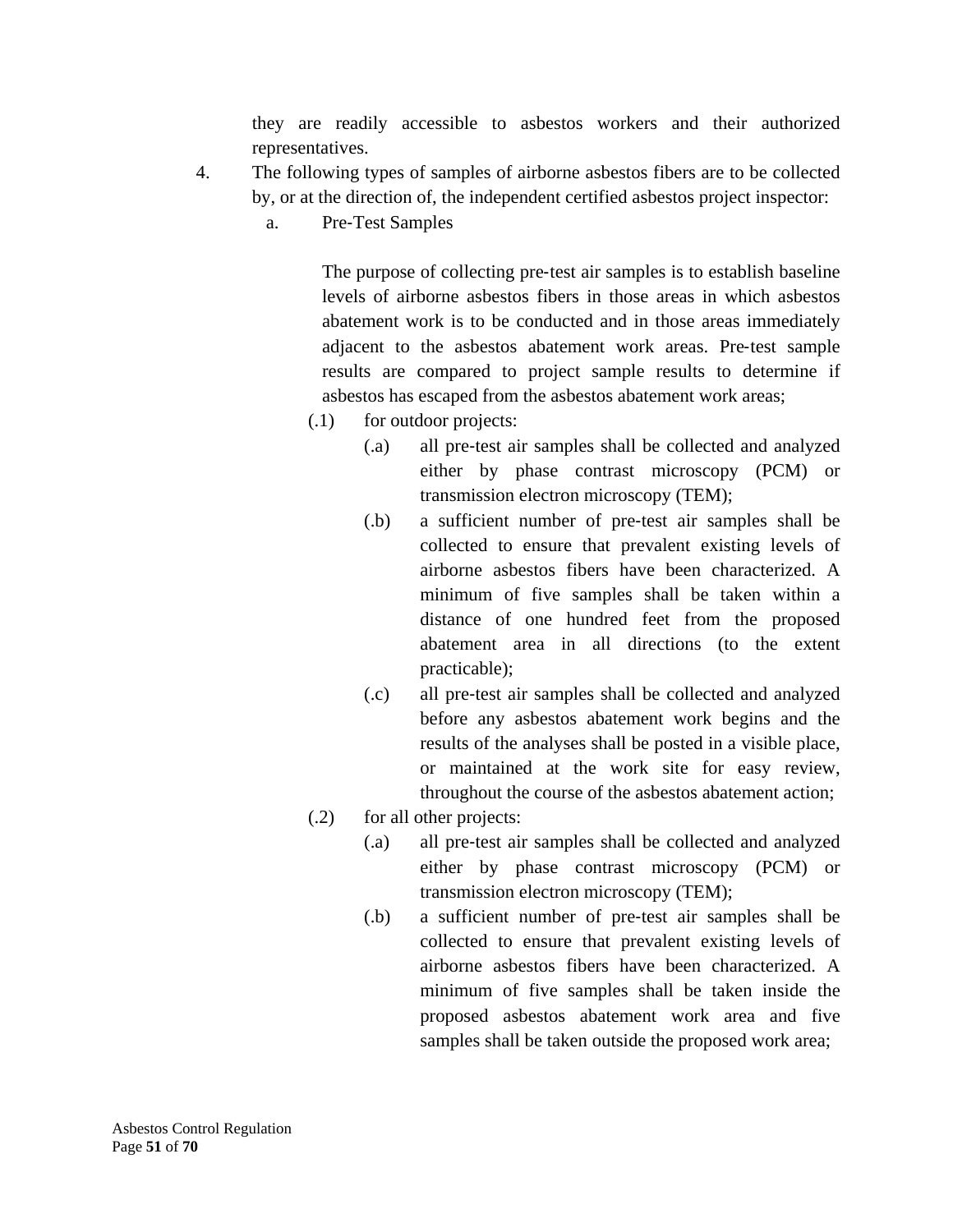they are readily accessible to asbestos workers and their authorized representatives.

4. The following types of samples of airborne asbestos fibers are to be collected by, or at the direction of, the independent certified asbestos project inspector:

   a. Pre-Test Samples

      The purpose of collecting pre-test air samples is to establish baseline levels of airborne asbestos fibers in those areas in which asbestos abatement work is to be conducted and in those areas immediately adjacent to the asbestos abatement work areas. Pre-test sample results are compared to project sample results to determine if asbestos has escaped from the asbestos abatement work areas;

      (.1) for outdoor projects:

         (.a) all pre-test air samples shall be collected and analyzed either by phase contrast microscopy (PCM) or transmission electron microscopy (TEM);

         (.b) a sufficient number of pre-test air samples shall be collected to ensure that prevalent existing levels of airborne asbestos fibers have been characterized. A minimum of five samples shall be taken within a distance of one hundred feet from the proposed abatement area in all directions (to the extent practicable);

         (.c) all pre-test air samples shall be collected and analyzed before any asbestos abatement work begins and the results of the analyses shall be posted in a visible place, or maintained at the work site for easy review, throughout the course of the asbestos abatement action;

      (.2) for all other projects:

         (.a) all pre-test air samples shall be collected and analyzed either by phase contrast microscopy (PCM) or transmission electron microscopy (TEM);

         (.b) a sufficient number of pre-test air samples shall be collected to ensure that prevalent existing levels of airborne asbestos fibers have been characterized. A minimum of five samples shall be taken inside the proposed asbestos abatement work area and five samples shall be taken outside the proposed work area;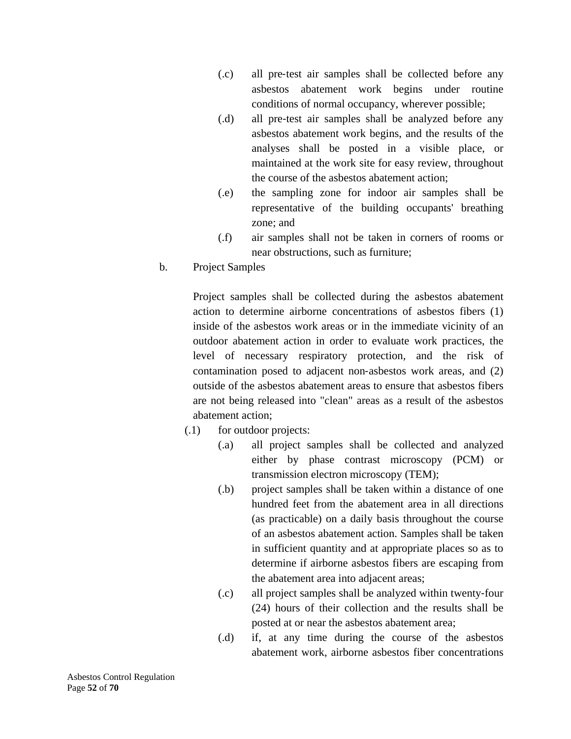(.c) all pre-test air samples shall be collected before any asbestos abatement work begins under routine conditions of normal occupancy, wherever possible;

(.d) all pre-test air samples shall be analyzed before any asbestos abatement work begins, and the results of the analyses shall be posted in a visible place, or maintained at the work site for easy review, throughout the course of the asbestos abatement action;

(.e) the sampling zone for indoor air samples shall be representative of the building occupants' breathing zone; and

(.f) air samples shall not be taken in corners of rooms or near obstructions, such as furniture;

b. Project Samples

Project samples shall be collected during the asbestos abatement action to determine airborne concentrations of asbestos fibers (1) inside of the asbestos work areas or in the immediate vicinity of an outdoor abatement action in order to evaluate work practices, the level of necessary respiratory protection, and the risk of contamination posed to adjacent non-asbestos work areas, and (2) outside of the asbestos abatement areas to ensure that asbestos fibers are not being released into "clean" areas as a result of the asbestos abatement action;

(.1) for outdoor projects:

(.a) all project samples shall be collected and analyzed either by phase contrast microscopy (PCM) or transmission electron microscopy (TEM);

(.b) project samples shall be taken within a distance of one hundred feet from the abatement area in all directions (as practicable) on a daily basis throughout the course of an asbestos abatement action. Samples shall be taken in sufficient quantity and at appropriate places so as to determine if airborne asbestos fibers are escaping from the abatement area into adjacent areas;

(.c) all project samples shall be analyzed within twenty-four (24) hours of their collection and the results shall be posted at or near the asbestos abatement area;

(.d) if, at any time during the course of the asbestos abatement work, airborne asbestos fiber concentrations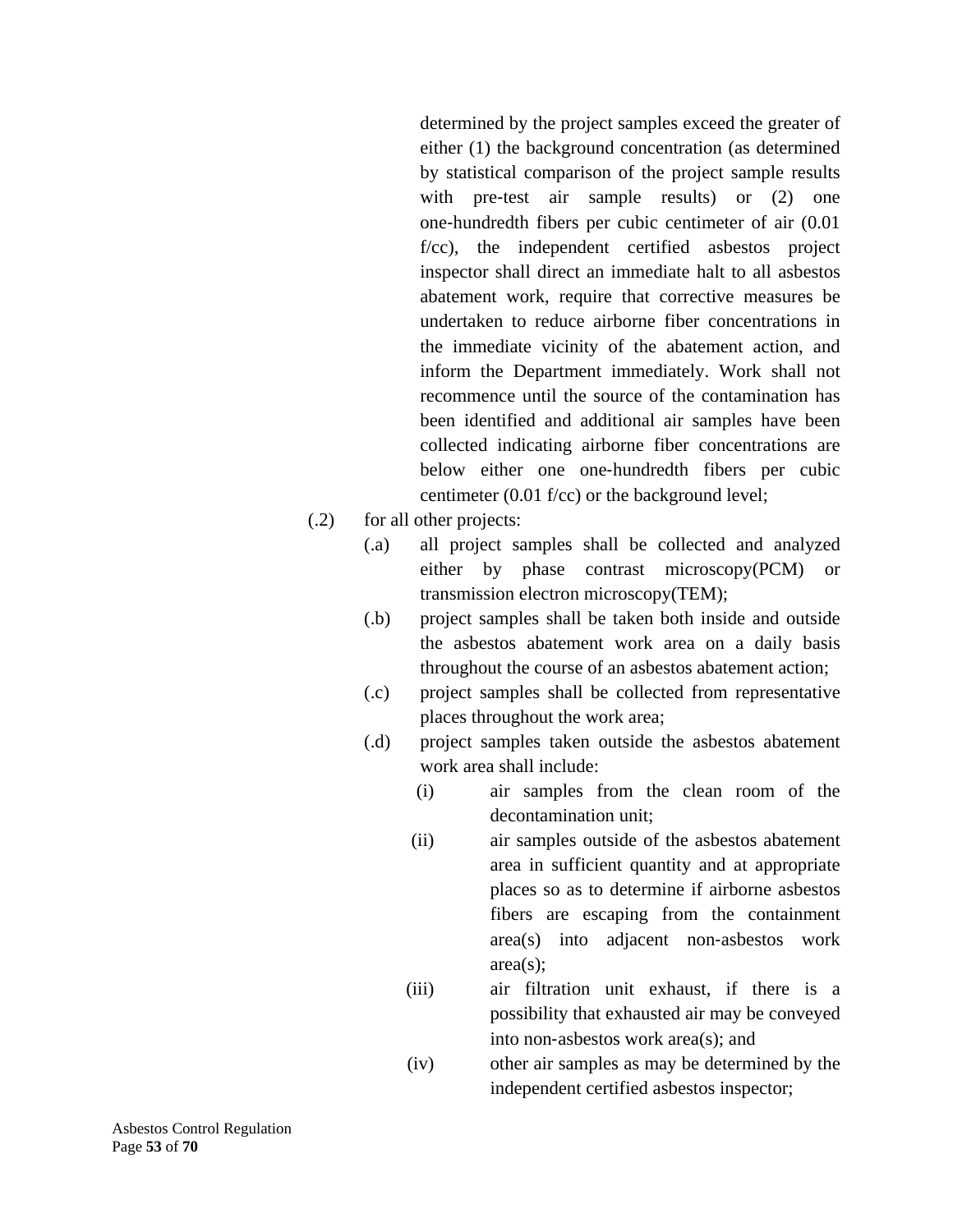determined by the project samples exceed the greater of either (1) the background concentration (as determined by statistical comparison of the project sample results with pre-test air sample results) or (2) one one-hundredth fibers per cubic centimeter of air (0.01 f/cc), the independent certified asbestos project inspector shall direct an immediate halt to all asbestos abatement work, require that corrective measures be undertaken to reduce airborne fiber concentrations in the immediate vicinity of the abatement action, and inform the Department immediately. Work shall not recommence until the source of the contamination has been identified and additional air samples have been collected indicating airborne fiber concentrations are below either one one-hundredth fibers per cubic centimeter (0.01 f/cc) or the background level;

(.2) for all other projects:

(.a) all project samples shall be collected and analyzed either by phase contrast microscopy(PCM) or transmission electron microscopy(TEM);

(.b) project samples shall be taken both inside and outside the asbestos abatement work area on a daily basis throughout the course of an asbestos abatement action;

(.c) project samples shall be collected from representative places throughout the work area;

(.d) project samples taken outside the asbestos abatement work area shall include:

(i) air samples from the clean room of the decontamination unit;

(ii) air samples outside of the asbestos abatement area in sufficient quantity and at appropriate places so as to determine if airborne asbestos fibers are escaping from the containment area(s) into adjacent non-asbestos work area(s);

(iii) air filtration unit exhaust, if there is a possibility that exhausted air may be conveyed into non-asbestos work area(s); and

(iv) other air samples as may be determined by the independent certified asbestos inspector;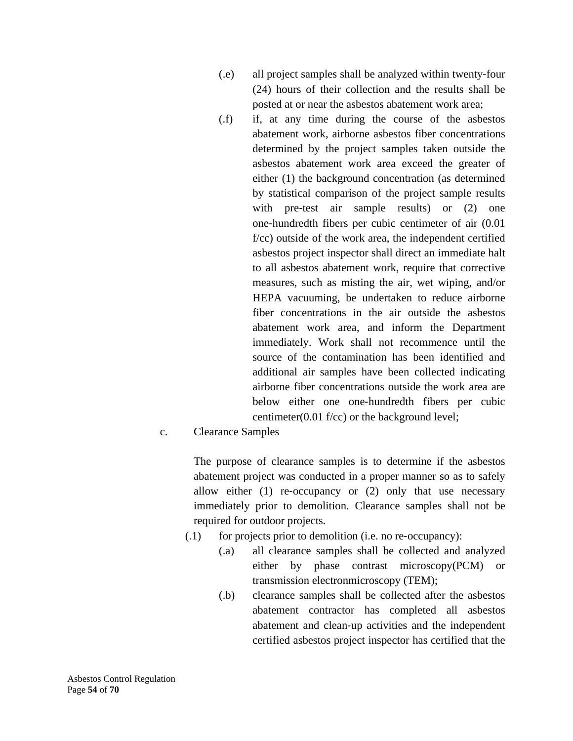(.e) all project samples shall be analyzed within twenty-four (24) hours of their collection and the results shall be posted at or near the asbestos abatement work area;

(.f) if, at any time during the course of the asbestos abatement work, airborne asbestos fiber concentrations determined by the project samples taken outside the asbestos abatement work area exceed the greater of either (1) the background concentration (as determined by statistical comparison of the project sample results with pre-test air sample results) or (2) one one-hundredth fibers per cubic centimeter of air (0.01 f/cc) outside of the work area, the independent certified asbestos project inspector shall direct an immediate halt to all asbestos abatement work, require that corrective measures, such as misting the air, wet wiping, and/or HEPA vacuuming, be undertaken to reduce airborne fiber concentrations in the air outside the asbestos abatement work area, and inform the Department immediately. Work shall not recommence until the source of the contamination has been identified and additional air samples have been collected indicating airborne fiber concentrations outside the work area are below either one one-hundredth fibers per cubic centimeter(0.01 f/cc) or the background level;

c. Clearance Samples

The purpose of clearance samples is to determine if the asbestos abatement project was conducted in a proper manner so as to safely allow either (1) re-occupancy or (2) only that use necessary immediately prior to demolition. Clearance samples shall not be required for outdoor projects.

(.1) for projects prior to demolition (i.e. no re-occupancy):

(.a) all clearance samples shall be collected and analyzed either by phase contrast microscopy(PCM) or transmission electronmicroscopy (TEM);

(.b) clearance samples shall be collected after the asbestos abatement contractor has completed all asbestos abatement and clean-up activities and the independent certified asbestos project inspector has certified that the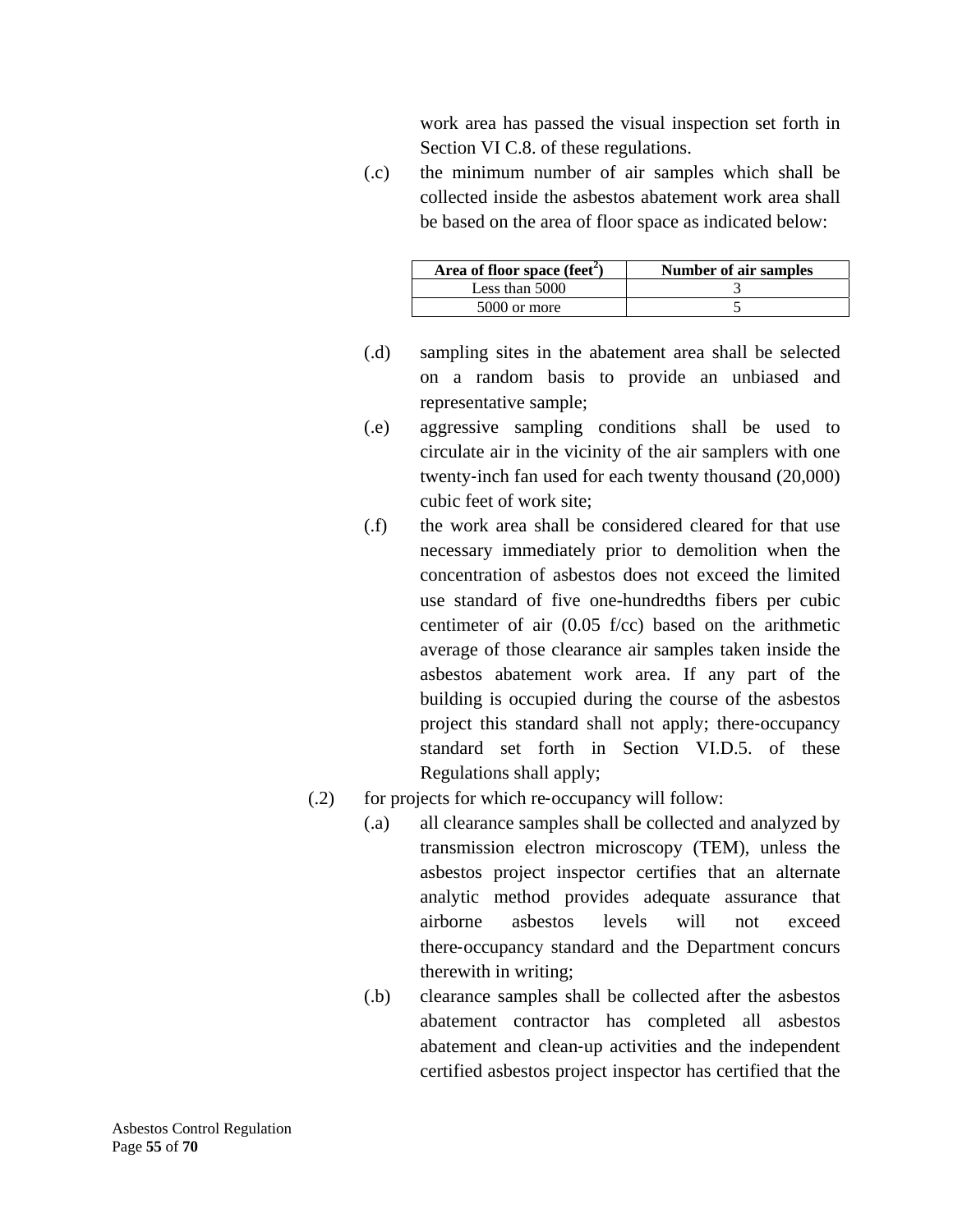work area has passed the visual inspection set forth in Section VI C.8. of these regulations.

(.c) the minimum number of air samples which shall be collected inside the asbestos abatement work area shall be based on the area of floor space as indicated below:

| Area of floor space (feet$^2$) | Number of air samples |
|---|---|
| Less than 5000 | 3 |
| 5000 or more | 5 |

(.d) sampling sites in the abatement area shall be selected on a random basis to provide an unbiased and representative sample;

(.e) aggressive sampling conditions shall be used to circulate air in the vicinity of the air samplers with one twenty-inch fan used for each twenty thousand (20,000) cubic feet of work site;

(.f) the work area shall be considered cleared for that use necessary immediately prior to demolition when the concentration of asbestos does not exceed the limited use standard of five one-hundredths fibers per cubic centimeter of air (0.05 f/cc) based on the arithmetic average of those clearance air samples taken inside the asbestos abatement work area. If any part of the building is occupied during the course of the asbestos project this standard shall not apply; there-occupancy standard set forth in Section VI.D.5. of these Regulations shall apply;

(.2) for projects for which re-occupancy will follow:

(.a) all clearance samples shall be collected and analyzed by transmission electron microscopy (TEM), unless the asbestos project inspector certifies that an alternate analytic method provides adequate assurance that airborne asbestos levels will not exceed there-occupancy standard and the Department concurs therewith in writing;

(.b) clearance samples shall be collected after the asbestos abatement contractor has completed all asbestos abatement and clean-up activities and the independent certified asbestos project inspector has certified that the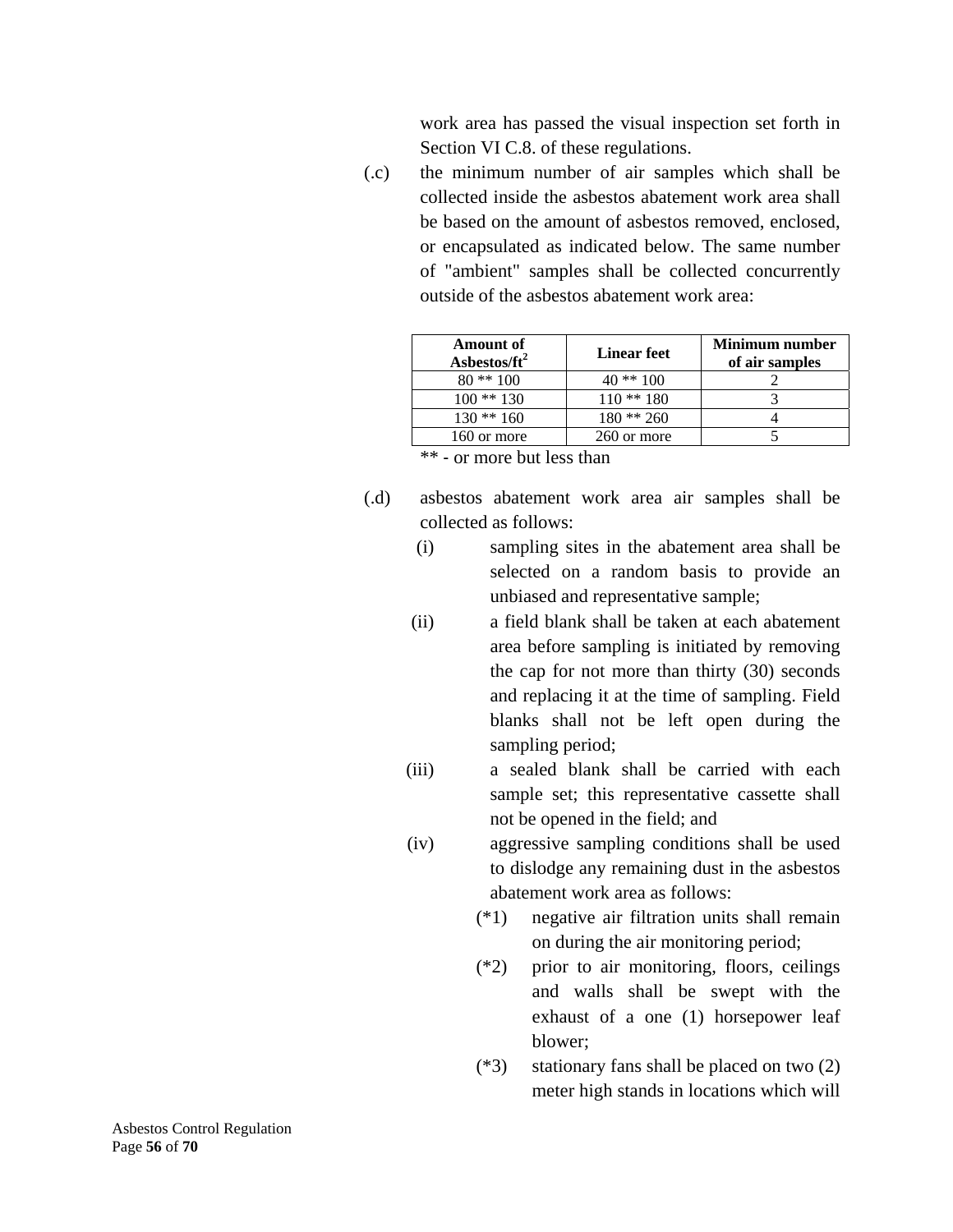work area has passed the visual inspection set forth in Section VI C.8. of these regulations.

(.c) the minimum number of air samples which shall be collected inside the asbestos abatement work area shall be based on the amount of asbestos removed, enclosed, or encapsulated as indicated below. The same number of "ambient" samples shall be collected concurrently outside of the asbestos abatement work area:

| Amount of Asbestos/ft$^2$ | Linear feet | Minimum number of air samples |
|---|---|---|
| 80 ** 100 | 40 ** 100 | 2 |
| 100 ** 130 | 110 ** 180 | 3 |
| 130 ** 160 | 180 ** 260 | 4 |
| 160 or more | 260 or more | 5 |

** - or more but less than

(.d) asbestos abatement work area air samples shall be collected as follows:

(i) sampling sites in the abatement area shall be selected on a random basis to provide an unbiased and representative sample;

(ii) a field blank shall be taken at each abatement area before sampling is initiated by removing the cap for not more than thirty (30) seconds and replacing it at the time of sampling. Field blanks shall not be left open during the sampling period;

(iii) a sealed blank shall be carried with each sample set; this representative cassette shall not be opened in the field; and

(iv) aggressive sampling conditions shall be used to dislodge any remaining dust in the asbestos abatement work area as follows:

(*1) negative air filtration units shall remain on during the air monitoring period;

(*2) prior to air monitoring, floors, ceilings and walls shall be swept with the exhaust of a one (1) horsepower leaf blower;

(*3) stationary fans shall be placed on two (2) meter high stands in locations which will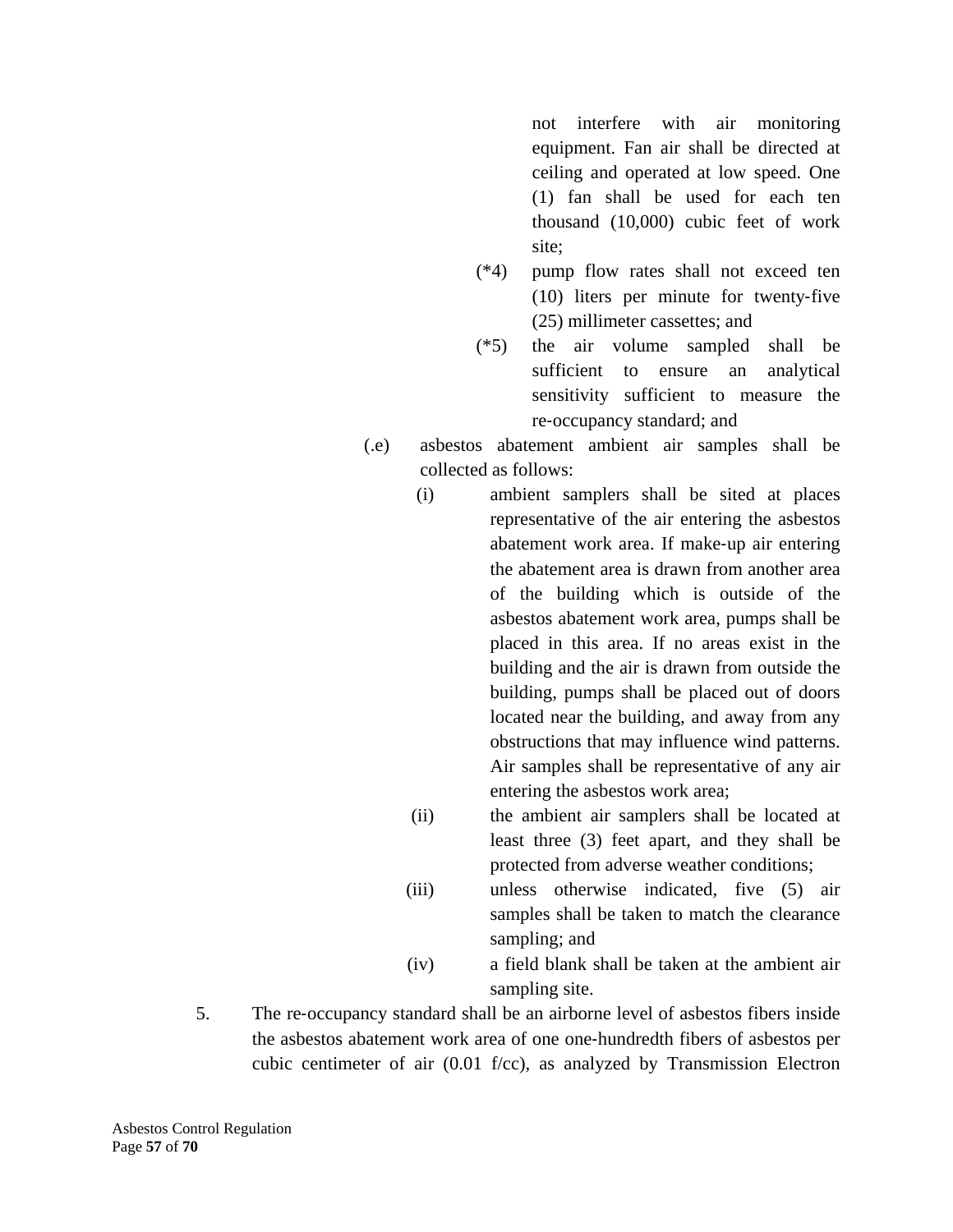not interfere with air monitoring equipment. Fan air shall be directed at ceiling and operated at low speed. One (1) fan shall be used for each ten thousand (10,000) cubic feet of work site;

(*4) pump flow rates shall not exceed ten (10) liters per minute for twenty-five (25) millimeter cassettes; and

(*5) the air volume sampled shall be sufficient to ensure an analytical sensitivity sufficient to measure the re-occupancy standard; and

(.e) asbestos abatement ambient air samples shall be collected as follows:

(i) ambient samplers shall be sited at places representative of the air entering the asbestos abatement work area. If make-up air entering the abatement area is drawn from another area of the building which is outside of the asbestos abatement work area, pumps shall be placed in this area. If no areas exist in the building and the air is drawn from outside the building, pumps shall be placed out of doors located near the building, and away from any obstructions that may influence wind patterns. Air samples shall be representative of any air entering the asbestos work area;

(ii) the ambient air samplers shall be located at least three (3) feet apart, and they shall be protected from adverse weather conditions;

(iii) unless otherwise indicated, five (5) air samples shall be taken to match the clearance sampling; and

(iv) a field blank shall be taken at the ambient air sampling site.

5. The re-occupancy standard shall be an airborne level of asbestos fibers inside the asbestos abatement work area of one one-hundredth fibers of asbestos per cubic centimeter of air (0.01 f/cc), as analyzed by Transmission Electron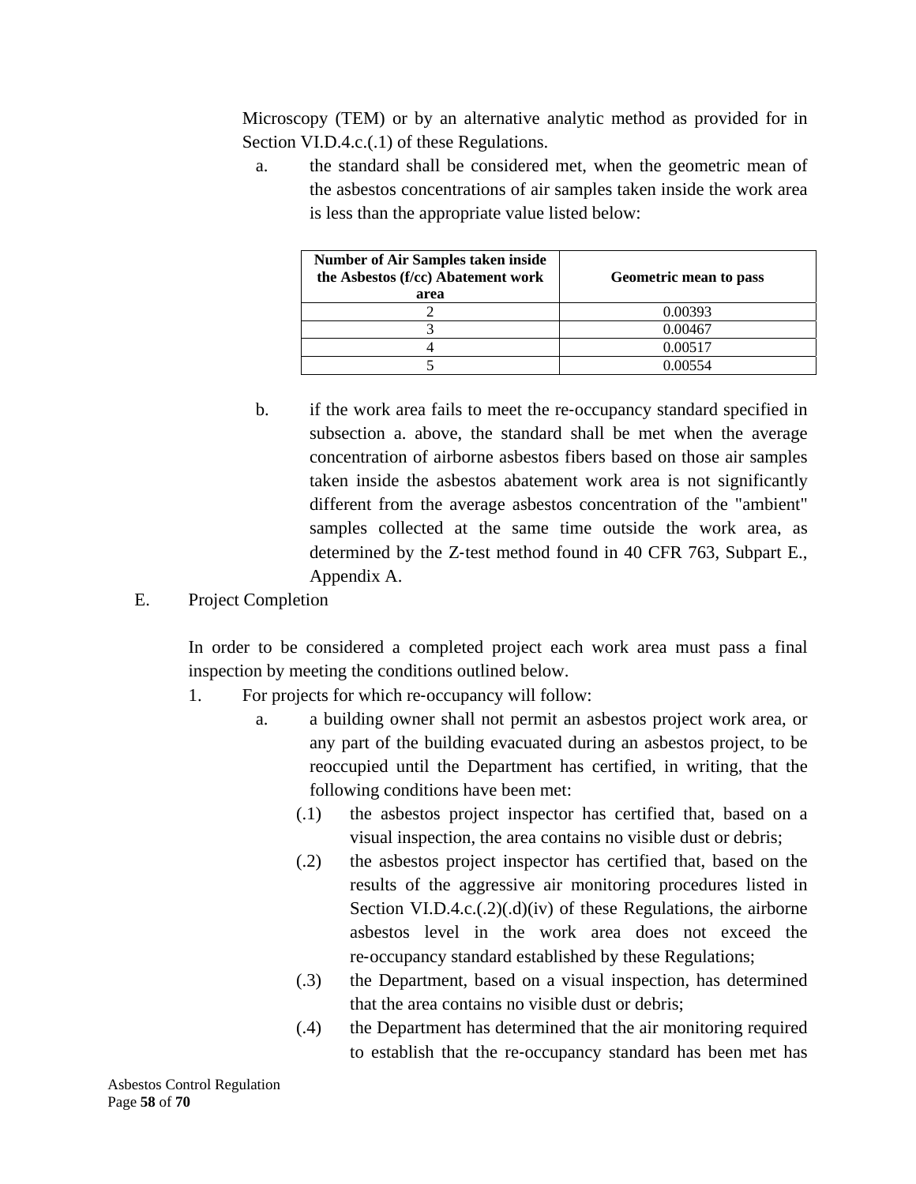Microscopy (TEM) or by an alternative analytic method as provided for in Section VI.D.4.c.(.1) of these Regulations.

a. the standard shall be considered met, when the geometric mean of the asbestos concentrations of air samples taken inside the work area is less than the appropriate value listed below:

| Number of Air Samples taken inside the Asbestos (f/cc) Abatement work area | Geometric mean to pass |
|---|---|
| 2 | 0.00393 |
| 3 | 0.00467 |
| 4 | 0.00517 |
| 5 | 0.00554 |

b. if the work area fails to meet the re-occupancy standard specified in subsection a. above, the standard shall be met when the average concentration of airborne asbestos fibers based on those air samples taken inside the asbestos abatement work area is not significantly different from the average asbestos concentration of the "ambient" samples collected at the same time outside the work area, as determined by the Z-test method found in 40 CFR 763, Subpart E., Appendix A.

E. Project Completion

In order to be considered a completed project each work area must pass a final inspection by meeting the conditions outlined below.

1. For projects for which re-occupancy will follow:

a. a building owner shall not permit an asbestos project work area, or any part of the building evacuated during an asbestos project, to be reoccupied until the Department has certified, in writing, that the following conditions have been met:

(.1) the asbestos project inspector has certified that, based on a visual inspection, the area contains no visible dust or debris;

(.2) the asbestos project inspector has certified that, based on the results of the aggressive air monitoring procedures listed in Section VI.D.4.c.(.2)(.d)(iv) of these Regulations, the airborne asbestos level in the work area does not exceed the re-occupancy standard established by these Regulations;

(.3) the Department, based on a visual inspection, has determined that the area contains no visible dust or debris;

(.4) the Department has determined that the air monitoring required to establish that the re-occupancy standard has been met has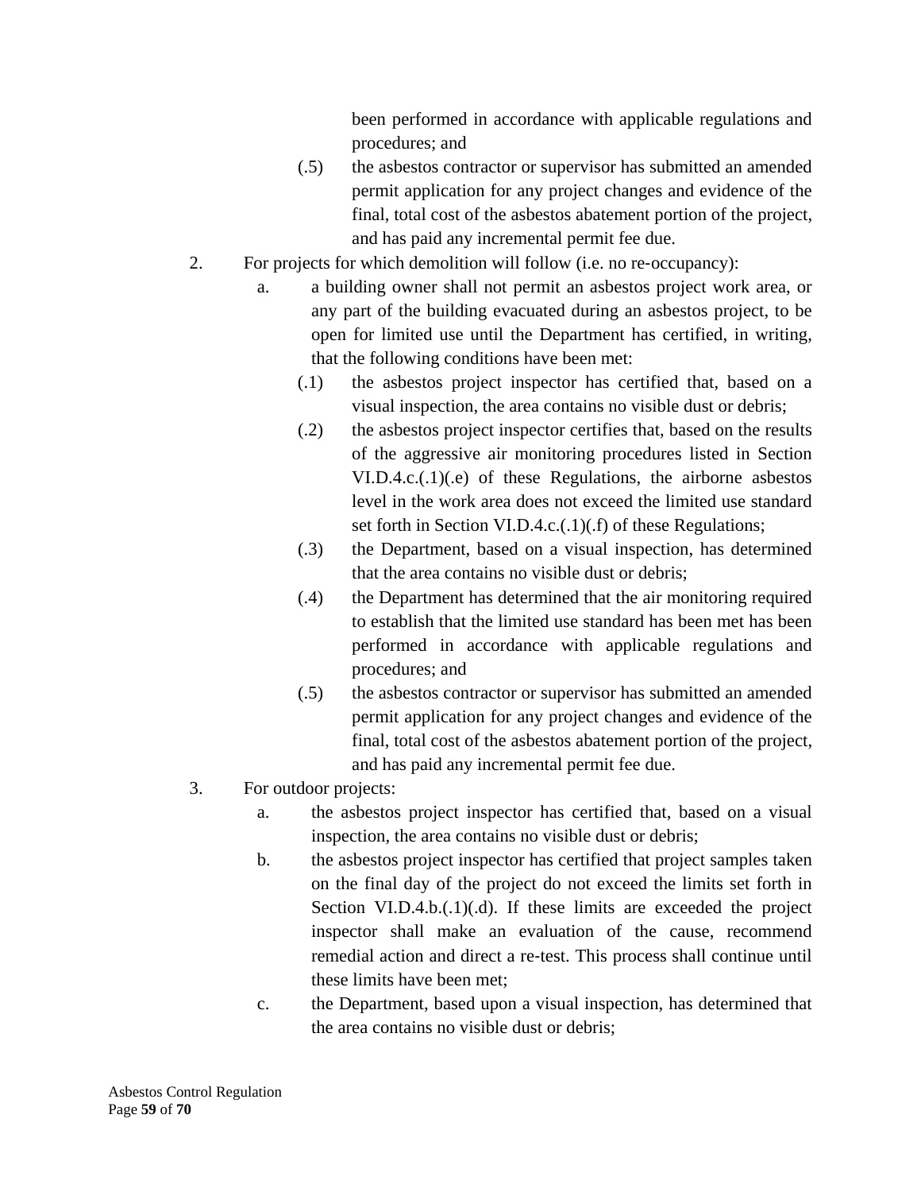been performed in accordance with applicable regulations and procedures; and

(.5) the asbestos contractor or supervisor has submitted an amended permit application for any project changes and evidence of the final, total cost of the asbestos abatement portion of the project, and has paid any incremental permit fee due.

2. For projects for which demolition will follow (i.e. no re-occupancy):

   a. a building owner shall not permit an asbestos project work area, or any part of the building evacuated during an asbestos project, to be open for limited use until the Department has certified, in writing, that the following conditions have been met:

      (.1) the asbestos project inspector has certified that, based on a visual inspection, the area contains no visible dust or debris;

      (.2) the asbestos project inspector certifies that, based on the results of the aggressive air monitoring procedures listed in Section VI.D.4.c.(.1)(.e) of these Regulations, the airborne asbestos level in the work area does not exceed the limited use standard set forth in Section VI.D.4.c.(.1)(.f) of these Regulations;

      (.3) the Department, based on a visual inspection, has determined that the area contains no visible dust or debris;

      (.4) the Department has determined that the air monitoring required to establish that the limited use standard has been met has been performed in accordance with applicable regulations and procedures; and

      (.5) the asbestos contractor or supervisor has submitted an amended permit application for any project changes and evidence of the final, total cost of the asbestos abatement portion of the project, and has paid any incremental permit fee due.

3. For outdoor projects:

   a. the asbestos project inspector has certified that, based on a visual inspection, the area contains no visible dust or debris;

   b. the asbestos project inspector has certified that project samples taken on the final day of the project do not exceed the limits set forth in Section VI.D.4.b.(.1)(.d). If these limits are exceeded the project inspector shall make an evaluation of the cause, recommend remedial action and direct a re-test. This process shall continue until these limits have been met;

   c. the Department, based upon a visual inspection, has determined that the area contains no visible dust or debris;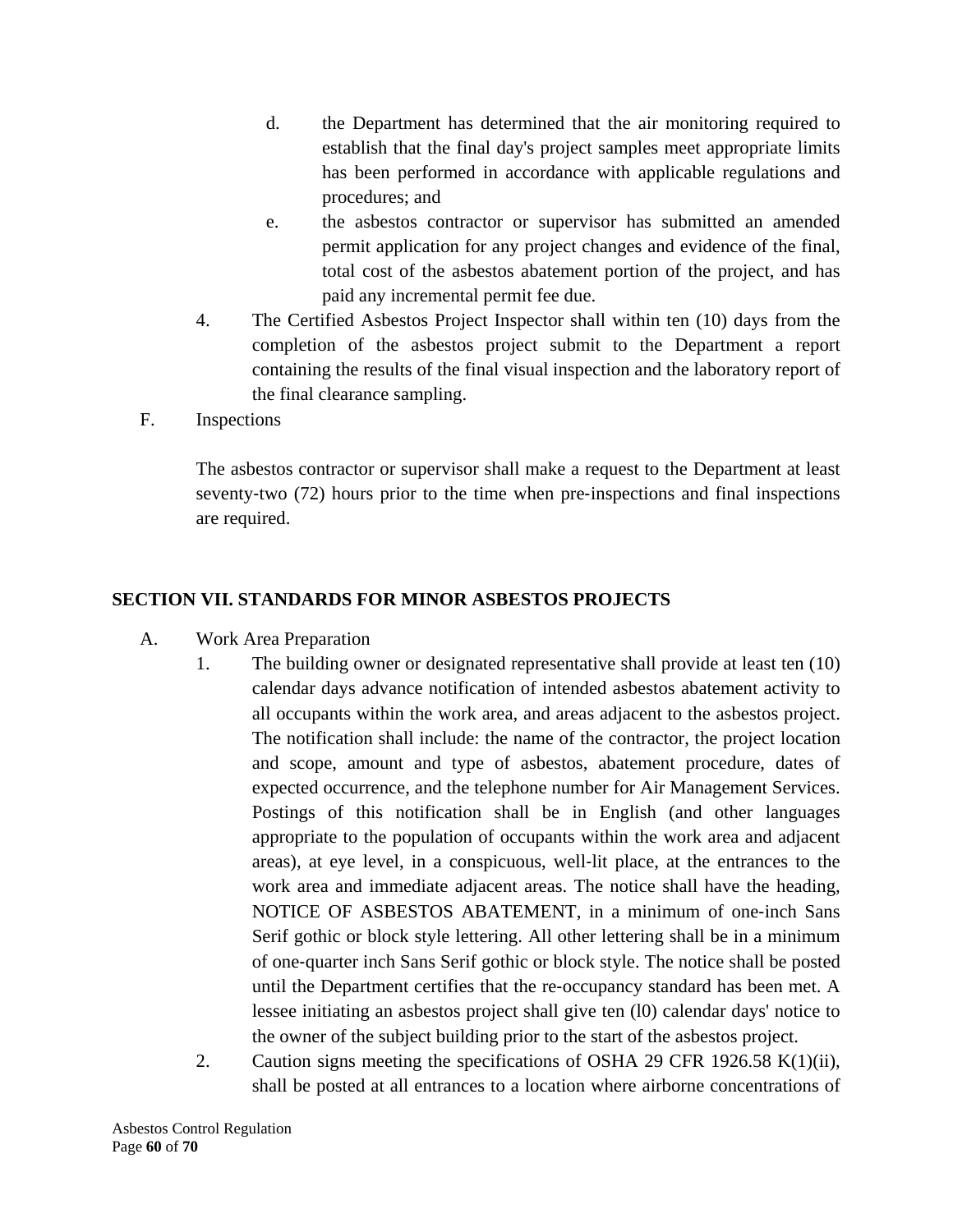d. the Department has determined that the air monitoring required to establish that the final day's project samples meet appropriate limits has been performed in accordance with applicable regulations and procedures; and

e. the asbestos contractor or supervisor has submitted an amended permit application for any project changes and evidence of the final, total cost of the asbestos abatement portion of the project, and has paid any incremental permit fee due.

4. The Certified Asbestos Project Inspector shall within ten (10) days from the completion of the asbestos project submit to the Department a report containing the results of the final visual inspection and the laboratory report of the final clearance sampling.

F. Inspections

The asbestos contractor or supervisor shall make a request to the Department at least seventy-two (72) hours prior to the time when pre-inspections and final inspections are required.

## SECTION VII. STANDARDS FOR MINOR ASBESTOS PROJECTS

A. Work Area Preparation

1. The building owner or designated representative shall provide at least ten (10) calendar days advance notification of intended asbestos abatement activity to all occupants within the work area, and areas adjacent to the asbestos project. The notification shall include: the name of the contractor, the project location and scope, amount and type of asbestos, abatement procedure, dates of expected occurrence, and the telephone number for Air Management Services. Postings of this notification shall be in English (and other languages appropriate to the population of occupants within the work area and adjacent areas), at eye level, in a conspicuous, well-lit place, at the entrances to the work area and immediate adjacent areas. The notice shall have the heading, NOTICE OF ASBESTOS ABATEMENT, in a minimum of one-inch Sans Serif gothic or block style lettering. All other lettering shall be in a minimum of one-quarter inch Sans Serif gothic or block style. The notice shall be posted until the Department certifies that the re-occupancy standard has been met. A lessee initiating an asbestos project shall give ten (l0) calendar days' notice to the owner of the subject building prior to the start of the asbestos project.

2. Caution signs meeting the specifications of OSHA 29 CFR 1926.58 K(1)(ii), shall be posted at all entrances to a location where airborne concentrations of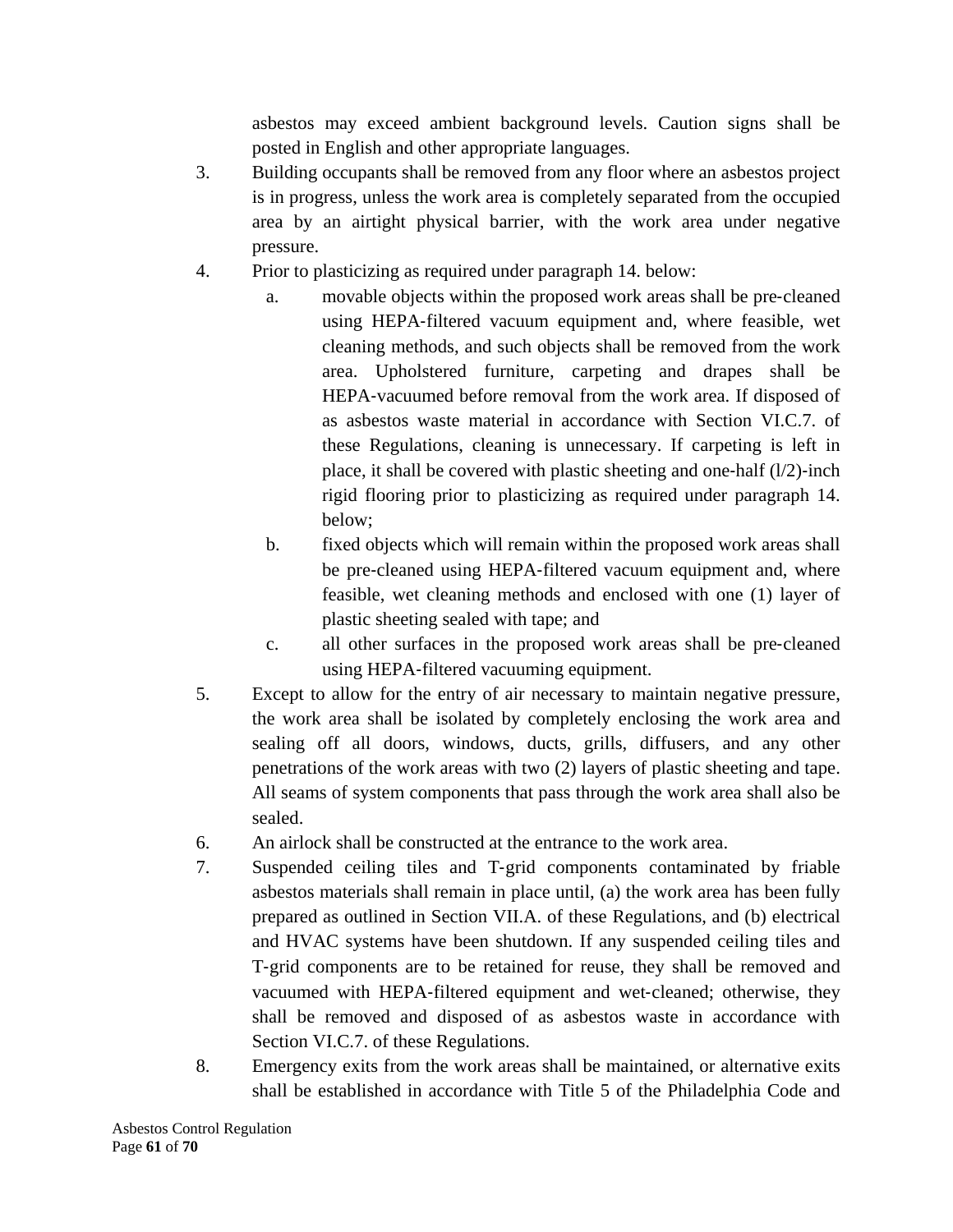asbestos may exceed ambient background levels. Caution signs shall be posted in English and other appropriate languages.

3. Building occupants shall be removed from any floor where an asbestos project is in progress, unless the work area is completely separated from the occupied area by an airtight physical barrier, with the work area under negative pressure.

4. Prior to plasticizing as required under paragraph 14. below:

   a. movable objects within the proposed work areas shall be pre-cleaned using HEPA-filtered vacuum equipment and, where feasible, wet cleaning methods, and such objects shall be removed from the work area. Upholstered furniture, carpeting and drapes shall be HEPA-vacuumed before removal from the work area. If disposed of as asbestos waste material in accordance with Section VI.C.7. of these Regulations, cleaning is unnecessary. If carpeting is left in place, it shall be covered with plastic sheeting and one-half (l/2)-inch rigid flooring prior to plasticizing as required under paragraph 14. below;

   b. fixed objects which will remain within the proposed work areas shall be pre-cleaned using HEPA-filtered vacuum equipment and, where feasible, wet cleaning methods and enclosed with one (1) layer of plastic sheeting sealed with tape; and

   c. all other surfaces in the proposed work areas shall be pre-cleaned using HEPA-filtered vacuuming equipment.

5. Except to allow for the entry of air necessary to maintain negative pressure, the work area shall be isolated by completely enclosing the work area and sealing off all doors, windows, ducts, grills, diffusers, and any other penetrations of the work areas with two (2) layers of plastic sheeting and tape. All seams of system components that pass through the work area shall also be sealed.

6. An airlock shall be constructed at the entrance to the work area.

7. Suspended ceiling tiles and T-grid components contaminated by friable asbestos materials shall remain in place until, (a) the work area has been fully prepared as outlined in Section VII.A. of these Regulations, and (b) electrical and HVAC systems have been shutdown. If any suspended ceiling tiles and T-grid components are to be retained for reuse, they shall be removed and vacuumed with HEPA-filtered equipment and wet-cleaned; otherwise, they shall be removed and disposed of as asbestos waste in accordance with Section VI.C.7. of these Regulations.

8. Emergency exits from the work areas shall be maintained, or alternative exits shall be established in accordance with Title 5 of the Philadelphia Code and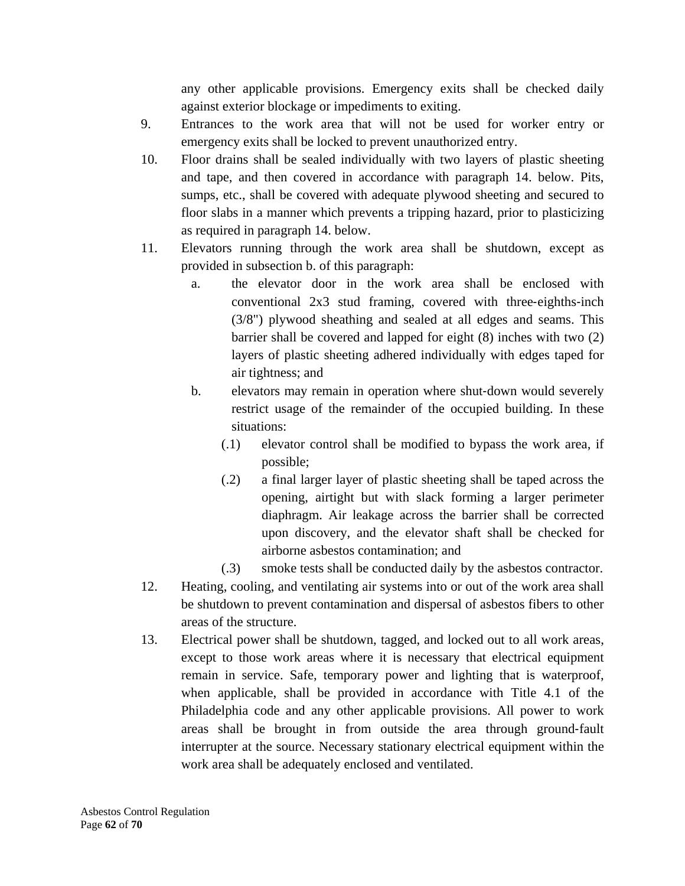any other applicable provisions. Emergency exits shall be checked daily against exterior blockage or impediments to exiting.

9. Entrances to the work area that will not be used for worker entry or emergency exits shall be locked to prevent unauthorized entry.

10. Floor drains shall be sealed individually with two layers of plastic sheeting and tape, and then covered in accordance with paragraph 14. below. Pits, sumps, etc., shall be covered with adequate plywood sheeting and secured to floor slabs in a manner which prevents a tripping hazard, prior to plasticizing as required in paragraph 14. below.

11. Elevators running through the work area shall be shutdown, except as provided in subsection b. of this paragraph:

    a. the elevator door in the work area shall be enclosed with conventional 2x3 stud framing, covered with three-eighths-inch (3/8") plywood sheathing and sealed at all edges and seams. This barrier shall be covered and lapped for eight (8) inches with two (2) layers of plastic sheeting adhered individually with edges taped for air tightness; and

    b. elevators may remain in operation where shut-down would severely restrict usage of the remainder of the occupied building. In these situations:

        (.1) elevator control shall be modified to bypass the work area, if possible;

        (.2) a final larger layer of plastic sheeting shall be taped across the opening, airtight but with slack forming a larger perimeter diaphragm. Air leakage across the barrier shall be corrected upon discovery, and the elevator shaft shall be checked for airborne asbestos contamination; and

        (.3) smoke tests shall be conducted daily by the asbestos contractor.

12. Heating, cooling, and ventilating air systems into or out of the work area shall be shutdown to prevent contamination and dispersal of asbestos fibers to other areas of the structure.

13. Electrical power shall be shutdown, tagged, and locked out to all work areas, except to those work areas where it is necessary that electrical equipment remain in service. Safe, temporary power and lighting that is waterproof, when applicable, shall be provided in accordance with Title 4.1 of the Philadelphia code and any other applicable provisions. All power to work areas shall be brought in from outside the area through ground-fault interrupter at the source. Necessary stationary electrical equipment within the work area shall be adequately enclosed and ventilated.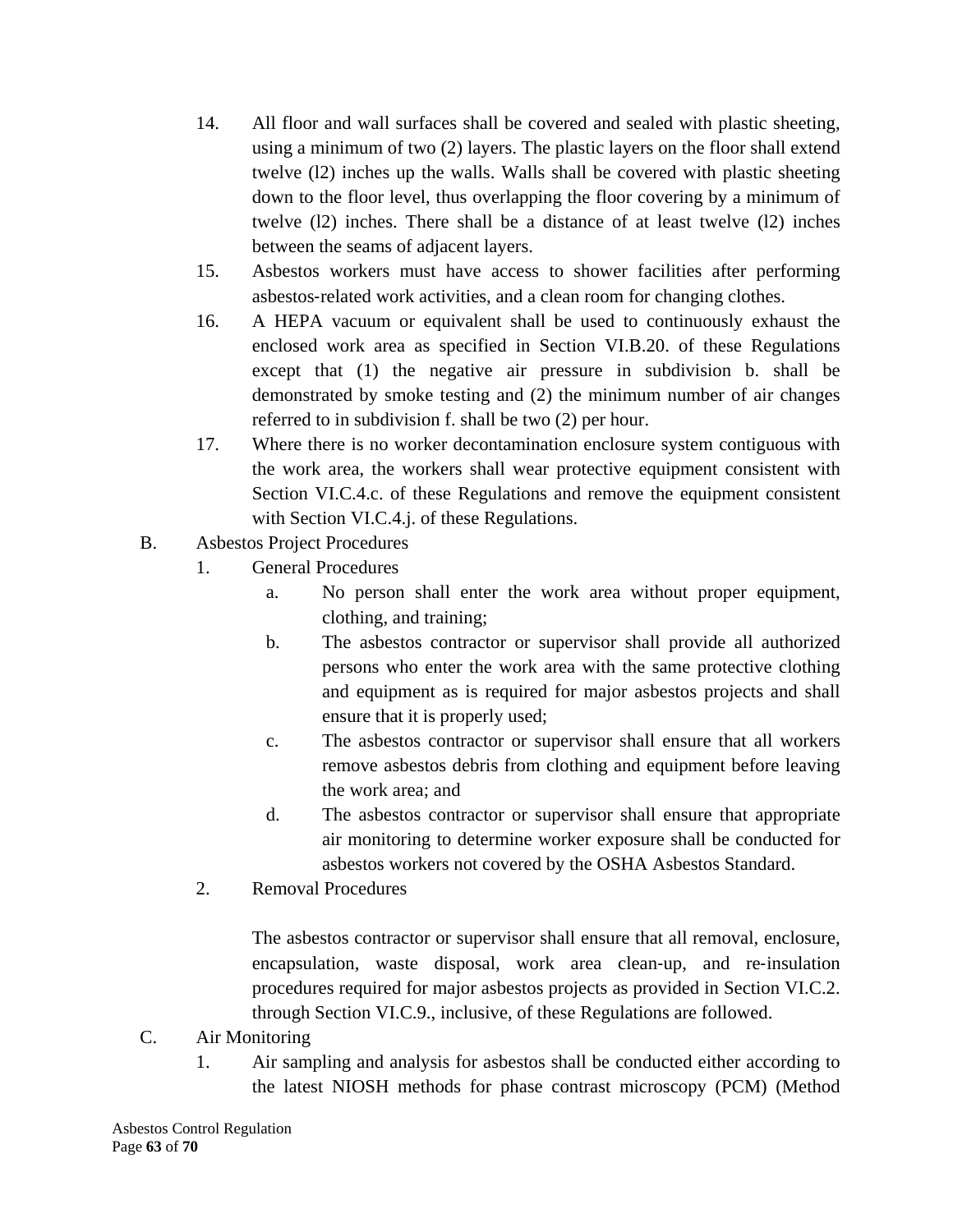14. All floor and wall surfaces shall be covered and sealed with plastic sheeting, using a minimum of two (2) layers. The plastic layers on the floor shall extend twelve (l2) inches up the walls. Walls shall be covered with plastic sheeting down to the floor level, thus overlapping the floor covering by a minimum of twelve (l2) inches. There shall be a distance of at least twelve (l2) inches between the seams of adjacent layers.
15. Asbestos workers must have access to shower facilities after performing asbestos-related work activities, and a clean room for changing clothes.
16. A HEPA vacuum or equivalent shall be used to continuously exhaust the enclosed work area as specified in Section VI.B.20. of these Regulations except that (1) the negative air pressure in subdivision b. shall be demonstrated by smoke testing and (2) the minimum number of air changes referred to in subdivision f. shall be two (2) per hour.
17. Where there is no worker decontamination enclosure system contiguous with the work area, the workers shall wear protective equipment consistent with Section VI.C.4.c. of these Regulations and remove the equipment consistent with Section VI.C.4.j. of these Regulations.

B. Asbestos Project Procedures

1. General Procedures
   a. No person shall enter the work area without proper equipment, clothing, and training;
   b. The asbestos contractor or supervisor shall provide all authorized persons who enter the work area with the same protective clothing and equipment as is required for major asbestos projects and shall ensure that it is properly used;
   c. The asbestos contractor or supervisor shall ensure that all workers remove asbestos debris from clothing and equipment before leaving the work area; and
   d. The asbestos contractor or supervisor shall ensure that appropriate air monitoring to determine worker exposure shall be conducted for asbestos workers not covered by the OSHA Asbestos Standard.
2. Removal Procedures

   The asbestos contractor or supervisor shall ensure that all removal, enclosure, encapsulation, waste disposal, work area clean-up, and re-insulation procedures required for major asbestos projects as provided in Section VI.C.2. through Section VI.C.9., inclusive, of these Regulations are followed.

C. Air Monitoring

1. Air sampling and analysis for asbestos shall be conducted either according to the latest NIOSH methods for phase contrast microscopy (PCM) (Method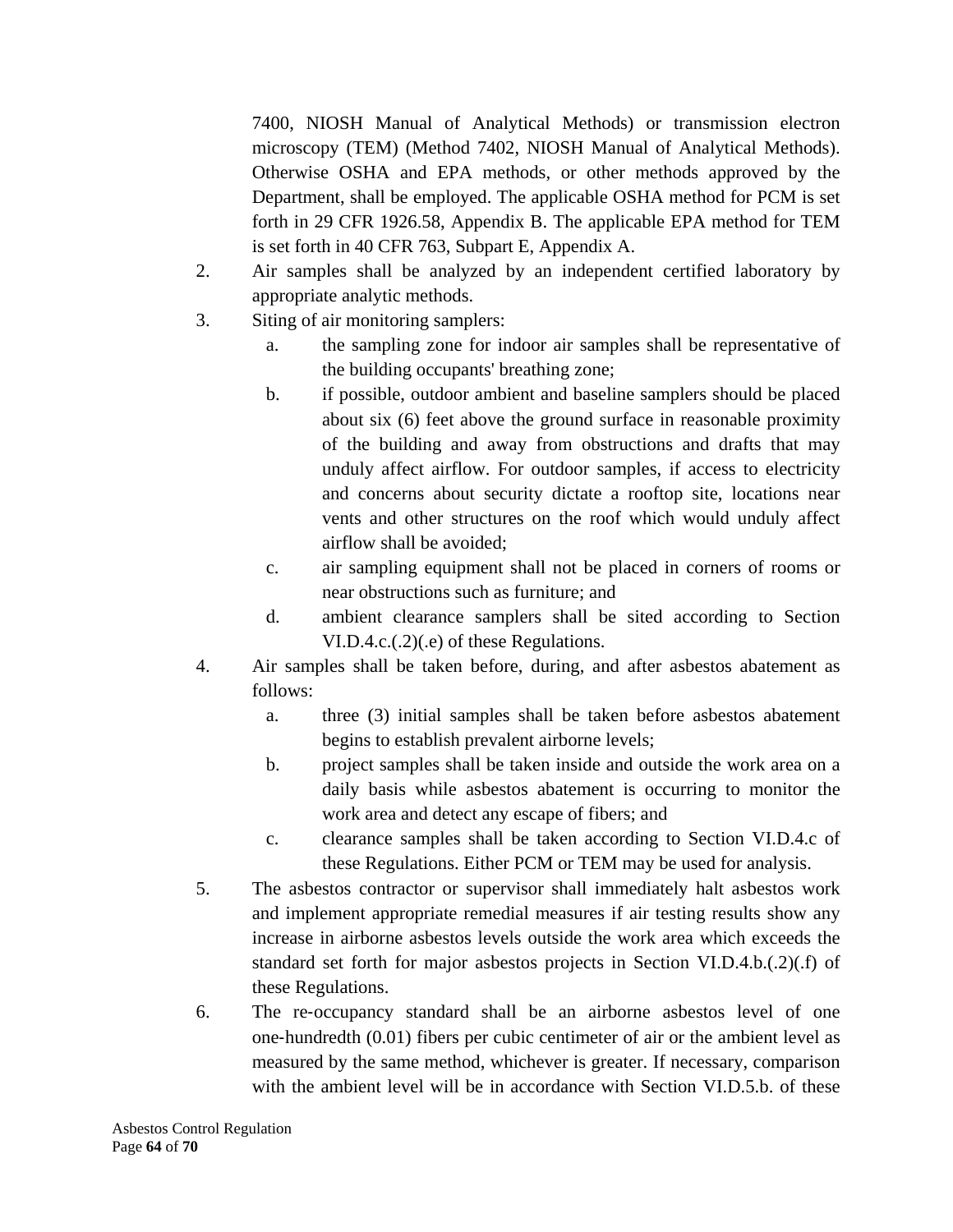7400, NIOSH Manual of Analytical Methods) or transmission electron microscopy (TEM) (Method 7402, NIOSH Manual of Analytical Methods). Otherwise OSHA and EPA methods, or other methods approved by the Department, shall be employed. The applicable OSHA method for PCM is set forth in 29 CFR 1926.58, Appendix B. The applicable EPA method for TEM is set forth in 40 CFR 763, Subpart E, Appendix A.

2. Air samples shall be analyzed by an independent certified laboratory by appropriate analytic methods.
3. Siting of air monitoring samplers:
   - a. the sampling zone for indoor air samples shall be representative of the building occupants' breathing zone;
   - b. if possible, outdoor ambient and baseline samplers should be placed about six (6) feet above the ground surface in reasonable proximity of the building and away from obstructions and drafts that may unduly affect airflow. For outdoor samples, if access to electricity and concerns about security dictate a rooftop site, locations near vents and other structures on the roof which would unduly affect airflow shall be avoided;
   - c. air sampling equipment shall not be placed in corners of rooms or near obstructions such as furniture; and
   - d. ambient clearance samplers shall be sited according to Section VI.D.4.c.(.2)(.e) of these Regulations.
4. Air samples shall be taken before, during, and after asbestos abatement as follows:
   - a. three (3) initial samples shall be taken before asbestos abatement begins to establish prevalent airborne levels;
   - b. project samples shall be taken inside and outside the work area on a daily basis while asbestos abatement is occurring to monitor the work area and detect any escape of fibers; and
   - c. clearance samples shall be taken according to Section VI.D.4.c of these Regulations. Either PCM or TEM may be used for analysis.
5. The asbestos contractor or supervisor shall immediately halt asbestos work and implement appropriate remedial measures if air testing results show any increase in airborne asbestos levels outside the work area which exceeds the standard set forth for major asbestos projects in Section VI.D.4.b.(.2)(.f) of these Regulations.
6. The re-occupancy standard shall be an airborne asbestos level of one one-hundredth (0.01) fibers per cubic centimeter of air or the ambient level as measured by the same method, whichever is greater. If necessary, comparison with the ambient level will be in accordance with Section VI.D.5.b. of these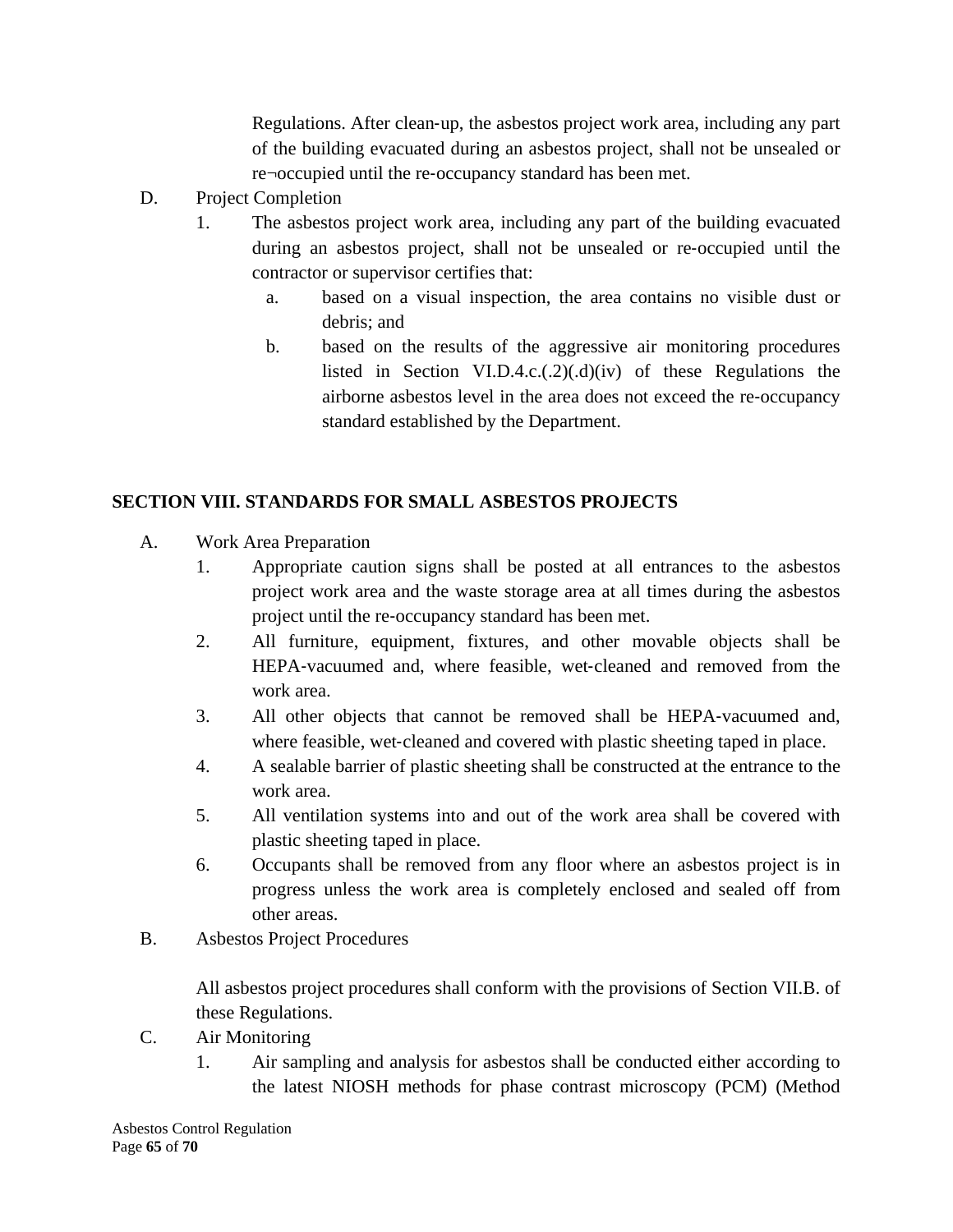Regulations. After clean-up, the asbestos project work area, including any part of the building evacuated during an asbestos project, shall not be unsealed or re¬occupied until the re-occupancy standard has been met.

D. Project Completion

1. The asbestos project work area, including any part of the building evacuated during an asbestos project, shall not be unsealed or re-occupied until the contractor or supervisor certifies that:
   a. based on a visual inspection, the area contains no visible dust or debris; and
   b. based on the results of the aggressive air monitoring procedures listed in Section VI.D.4.c.(.2)(.d)(iv) of these Regulations the airborne asbestos level in the area does not exceed the re-occupancy standard established by the Department.

## SECTION VIII. STANDARDS FOR SMALL ASBESTOS PROJECTS

A. Work Area Preparation

1. Appropriate caution signs shall be posted at all entrances to the asbestos project work area and the waste storage area at all times during the asbestos project until the re-occupancy standard has been met.
2. All furniture, equipment, fixtures, and other movable objects shall be HEPA-vacuumed and, where feasible, wet-cleaned and removed from the work area.
3. All other objects that cannot be removed shall be HEPA-vacuumed and, where feasible, wet-cleaned and covered with plastic sheeting taped in place.
4. A sealable barrier of plastic sheeting shall be constructed at the entrance to the work area.
5. All ventilation systems into and out of the work area shall be covered with plastic sheeting taped in place.
6. Occupants shall be removed from any floor where an asbestos project is in progress unless the work area is completely enclosed and sealed off from other areas.

B. Asbestos Project Procedures

All asbestos project procedures shall conform with the provisions of Section VII.B. of these Regulations.

C. Air Monitoring

1. Air sampling and analysis for asbestos shall be conducted either according to the latest NIOSH methods for phase contrast microscopy (PCM) (Method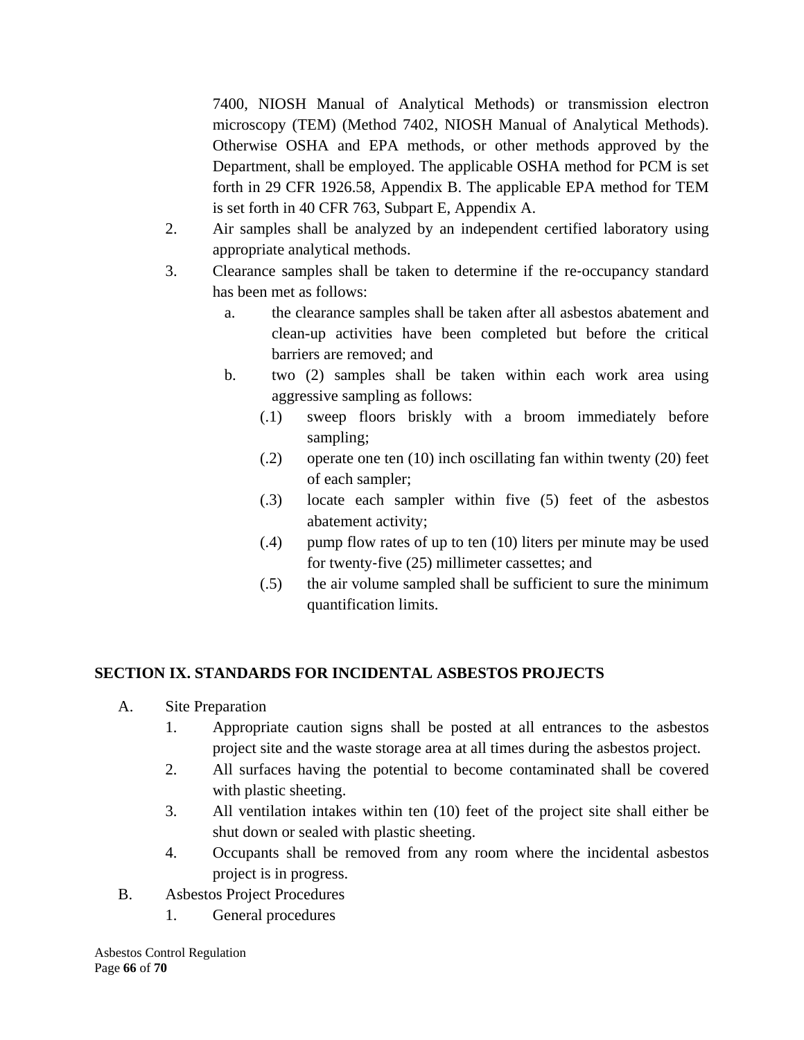7400, NIOSH Manual of Analytical Methods) or transmission electron microscopy (TEM) (Method 7402, NIOSH Manual of Analytical Methods). Otherwise OSHA and EPA methods, or other methods approved by the Department, shall be employed. The applicable OSHA method for PCM is set forth in 29 CFR 1926.58, Appendix B. The applicable EPA method for TEM is set forth in 40 CFR 763, Subpart E, Appendix A.

2. Air samples shall be analyzed by an independent certified laboratory using appropriate analytical methods.
3. Clearance samples shall be taken to determine if the re-occupancy standard has been met as follows:
   a. the clearance samples shall be taken after all asbestos abatement and clean-up activities have been completed but before the critical barriers are removed; and
   b. two (2) samples shall be taken within each work area using aggressive sampling as follows:
      (.1) sweep floors briskly with a broom immediately before sampling;
      (.2) operate one ten (10) inch oscillating fan within twenty (20) feet of each sampler;
      (.3) locate each sampler within five (5) feet of the asbestos abatement activity;
      (.4) pump flow rates of up to ten (10) liters per minute may be used for twenty-five (25) millimeter cassettes; and
      (.5) the air volume sampled shall be sufficient to sure the minimum quantification limits.

## SECTION IX. STANDARDS FOR INCIDENTAL ASBESTOS PROJECTS

A. Site Preparation
   1. Appropriate caution signs shall be posted at all entrances to the asbestos project site and the waste storage area at all times during the asbestos project.
   2. All surfaces having the potential to become contaminated shall be covered with plastic sheeting.
   3. All ventilation intakes within ten (10) feet of the project site shall either be shut down or sealed with plastic sheeting.
   4. Occupants shall be removed from any room where the incidental asbestos project is in progress.

B. Asbestos Project Procedures
   1. General procedures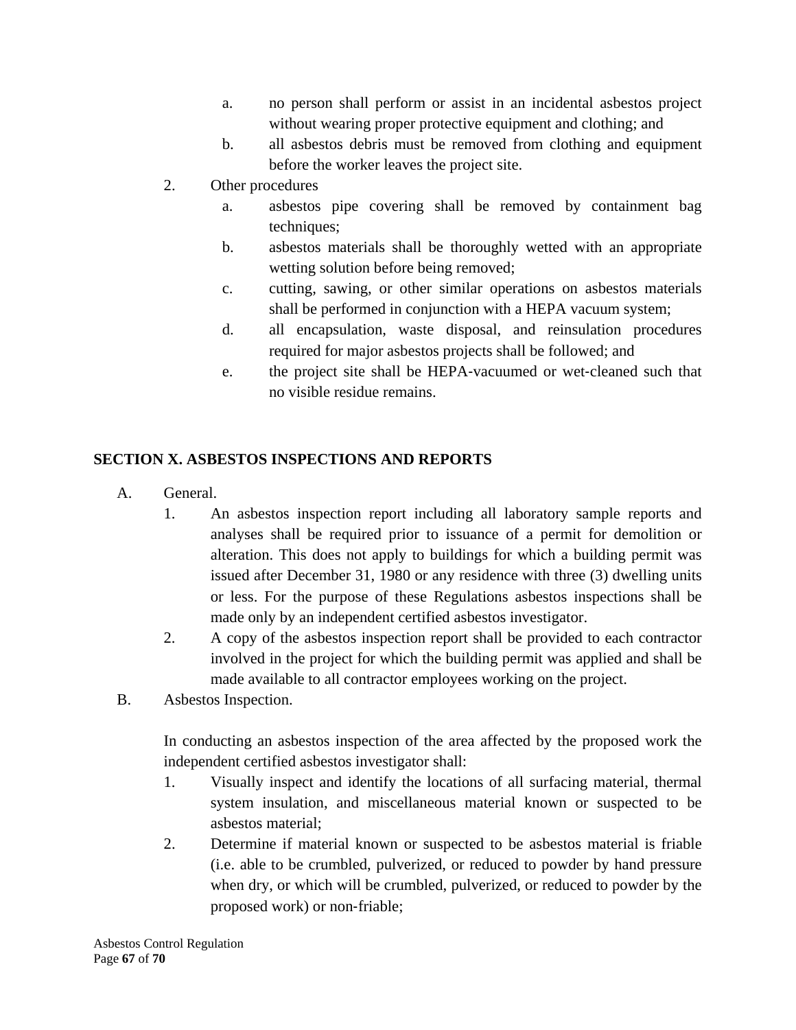a. no person shall perform or assist in an incidental asbestos project without wearing proper protective equipment and clothing; and
   b. all asbestos debris must be removed from clothing and equipment before the worker leaves the project site.

2. Other procedures
   a. asbestos pipe covering shall be removed by containment bag techniques;
   b. asbestos materials shall be thoroughly wetted with an appropriate wetting solution before being removed;
   c. cutting, sawing, or other similar operations on asbestos materials shall be performed in conjunction with a HEPA vacuum system;
   d. all encapsulation, waste disposal, and reinsulation procedures required for major asbestos projects shall be followed; and
   e. the project site shall be HEPA-vacuumed or wet-cleaned such that no visible residue remains.

## SECTION X. ASBESTOS INSPECTIONS AND REPORTS

A. General.
   1. An asbestos inspection report including all laboratory sample reports and analyses shall be required prior to issuance of a permit for demolition or alteration. This does not apply to buildings for which a building permit was issued after December 31, 1980 or any residence with three (3) dwelling units or less. For the purpose of these Regulations asbestos inspections shall be made only by an independent certified asbestos investigator.
   2. A copy of the asbestos inspection report shall be provided to each contractor involved in the project for which the building permit was applied and shall be made available to all contractor employees working on the project.

B. Asbestos Inspection.

   In conducting an asbestos inspection of the area affected by the proposed work the independent certified asbestos investigator shall:
   1. Visually inspect and identify the locations of all surfacing material, thermal system insulation, and miscellaneous material known or suspected to be asbestos material;
   2. Determine if material known or suspected to be asbestos material is friable (i.e. able to be crumbled, pulverized, or reduced to powder by hand pressure when dry, or which will be crumbled, pulverized, or reduced to powder by the proposed work) or non-friable;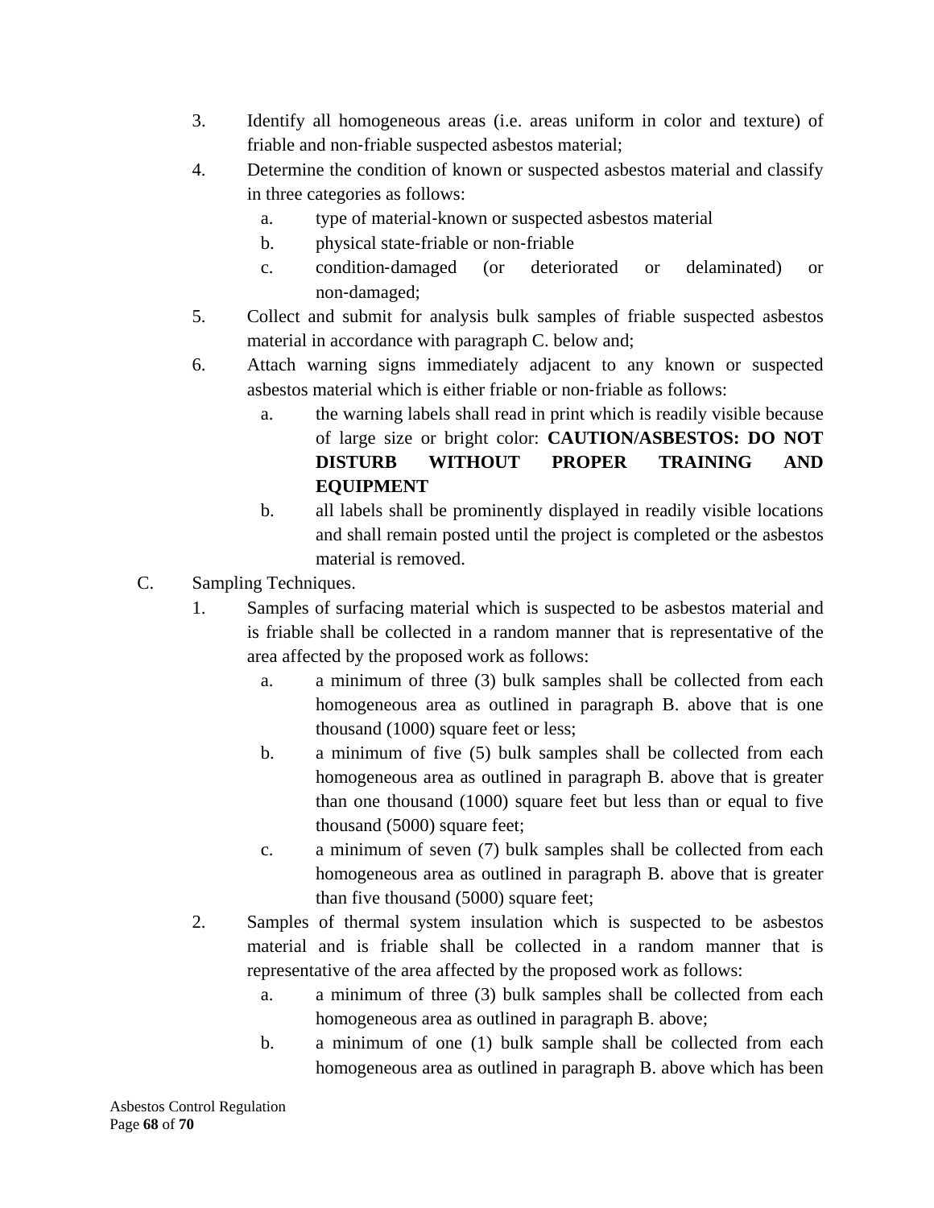3. Identify all homogeneous areas (i.e. areas uniform in color and texture) of friable and non-friable suspected asbestos material;

4. Determine the condition of known or suspected asbestos material and classify in three categories as follows:

   a. type of material-known or suspected asbestos material

   b. physical state-friable or non-friable

   c. condition-damaged (or deteriorated or delaminated) or non-damaged;

5. Collect and submit for analysis bulk samples of friable suspected asbestos material in accordance with paragraph C. below and;

6. Attach warning signs immediately adjacent to any known or suspected asbestos material which is either friable or non-friable as follows:

   a. the warning labels shall read in print which is readily visible because of large size or bright color: **CAUTION/ASBESTOS: DO NOT DISTURB WITHOUT PROPER TRAINING AND EQUIPMENT**

   b. all labels shall be prominently displayed in readily visible locations and shall remain posted until the project is completed or the asbestos material is removed.

C. Sampling Techniques.

1. Samples of surfacing material which is suspected to be asbestos material and is friable shall be collected in a random manner that is representative of the area affected by the proposed work as follows:

   a. a minimum of three (3) bulk samples shall be collected from each homogeneous area as outlined in paragraph B. above that is one thousand (1000) square feet or less;

   b. a minimum of five (5) bulk samples shall be collected from each homogeneous area as outlined in paragraph B. above that is greater than one thousand (1000) square feet but less than or equal to five thousand (5000) square feet;

   c. a minimum of seven (7) bulk samples shall be collected from each homogeneous area as outlined in paragraph B. above that is greater than five thousand (5000) square feet;

2. Samples of thermal system insulation which is suspected to be asbestos material and is friable shall be collected in a random manner that is representative of the area affected by the proposed work as follows:

   a. a minimum of three (3) bulk samples shall be collected from each homogeneous area as outlined in paragraph B. above;

   b. a minimum of one (1) bulk sample shall be collected from each homogeneous area as outlined in paragraph B. above which has been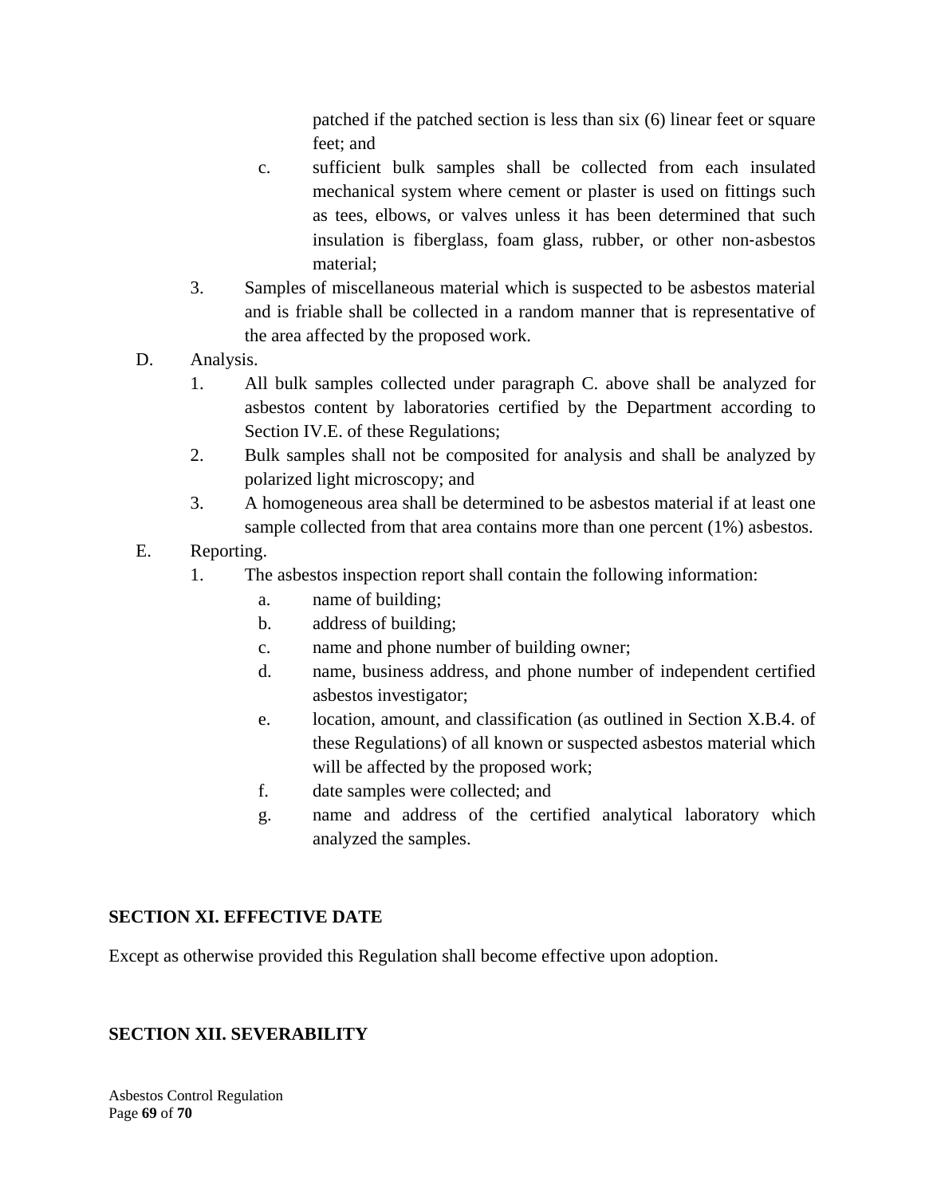patched if the patched section is less than six (6) linear feet or square feet; and

c. sufficient bulk samples shall be collected from each insulated mechanical system where cement or plaster is used on fittings such as tees, elbows, or valves unless it has been determined that such insulation is fiberglass, foam glass, rubber, or other non-asbestos material;

3. Samples of miscellaneous material which is suspected to be asbestos material and is friable shall be collected in a random manner that is representative of the area affected by the proposed work.

D. Analysis.

1. All bulk samples collected under paragraph C. above shall be analyzed for asbestos content by laboratories certified by the Department according to Section IV.E. of these Regulations;
2. Bulk samples shall not be composited for analysis and shall be analyzed by polarized light microscopy; and
3. A homogeneous area shall be determined to be asbestos material if at least one sample collected from that area contains more than one percent (1%) asbestos.

E. Reporting.

1. The asbestos inspection report shall contain the following information:
   - a. name of building;
   - b. address of building;
   - c. name and phone number of building owner;
   - d. name, business address, and phone number of independent certified asbestos investigator;
   - e. location, amount, and classification (as outlined in Section X.B.4. of these Regulations) of all known or suspected asbestos material which will be affected by the proposed work;
   - f. date samples were collected; and
   - g. name and address of the certified analytical laboratory which analyzed the samples.

## SECTION XI. EFFECTIVE DATE

Except as otherwise provided this Regulation shall become effective upon adoption.

## SECTION XII. SEVERABILITY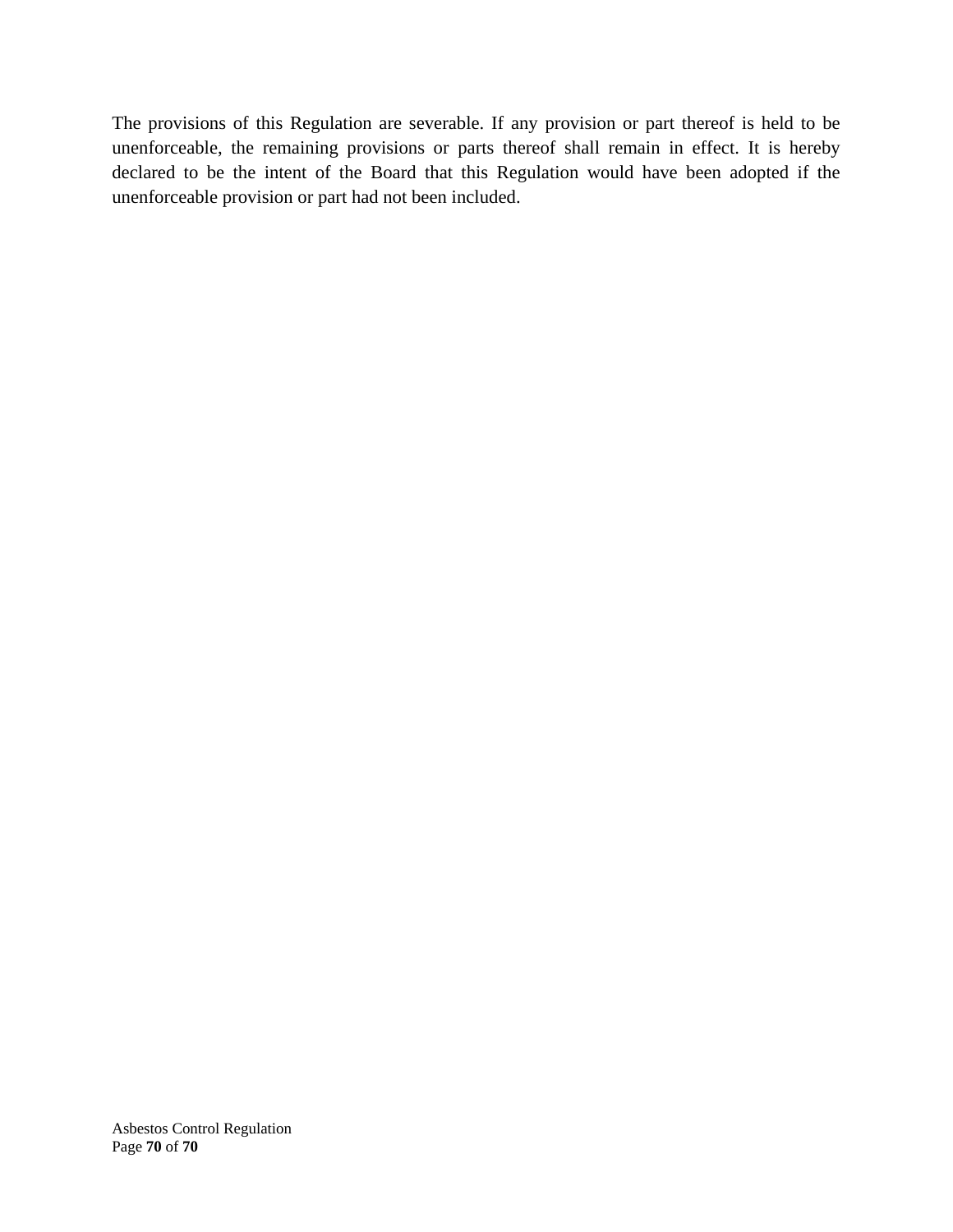The provisions of this Regulation are severable. If any provision or part thereof is held to be unenforceable, the remaining provisions or parts thereof shall remain in effect. It is hereby declared to be the intent of the Board that this Regulation would have been adopted if the unenforceable provision or part had not been included.